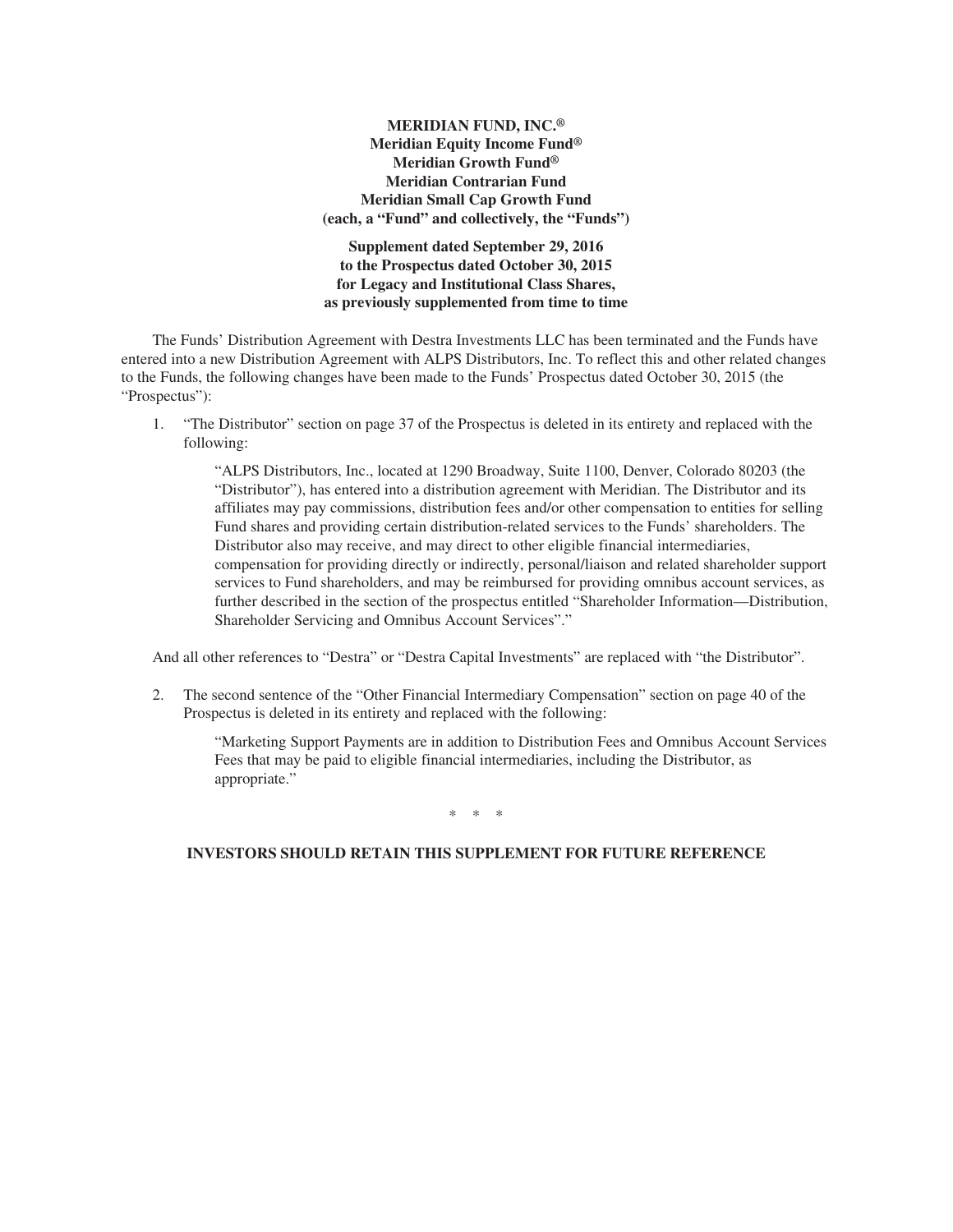**MERIDIAN FUND, INC.®**
**Meridian Equity Income Fund®**
**Meridian Growth Fund®**
**Meridian Contrarian Fund**
**Meridian Small Cap Growth Fund**
**(each, a "Fund" and collectively, the "Funds")**

**Supplement dated September 29, 2016**
**to the Prospectus dated October 30, 2015**
**for Legacy and Institutional Class Shares,**
**as previously supplemented from time to time**

The Funds' Distribution Agreement with Destra Investments LLC has been terminated and the Funds have entered into a new Distribution Agreement with ALPS Distributors, Inc. To reflect this and other related changes to the Funds, the following changes have been made to the Funds' Prospectus dated October 30, 2015 (the "Prospectus"):

1. "The Distributor" section on page 37 of the Prospectus is deleted in its entirety and replaced with the following:

   "ALPS Distributors, Inc., located at 1290 Broadway, Suite 1100, Denver, Colorado 80203 (the "Distributor"), has entered into a distribution agreement with Meridian. The Distributor and its affiliates may pay commissions, distribution fees and/or other compensation to entities for selling Fund shares and providing certain distribution-related services to the Funds' shareholders. The Distributor also may receive, and may direct to other eligible financial intermediaries, compensation for providing directly or indirectly, personal/liaison and related shareholder support services to Fund shareholders, and may be reimbursed for providing omnibus account services, as further described in the section of the prospectus entitled "Shareholder Information—Distribution, Shareholder Servicing and Omnibus Account Services"."

And all other references to "Destra" or "Destra Capital Investments" are replaced with "the Distributor".

2. The second sentence of the "Other Financial Intermediary Compensation" section on page 40 of the Prospectus is deleted in its entirety and replaced with the following:

   "Marketing Support Payments are in addition to Distribution Fees and Omnibus Account Services Fees that may be paid to eligible financial intermediaries, including the Distributor, as appropriate."

\* \* \*

**INVESTORS SHOULD RETAIN THIS SUPPLEMENT FOR FUTURE REFERENCE**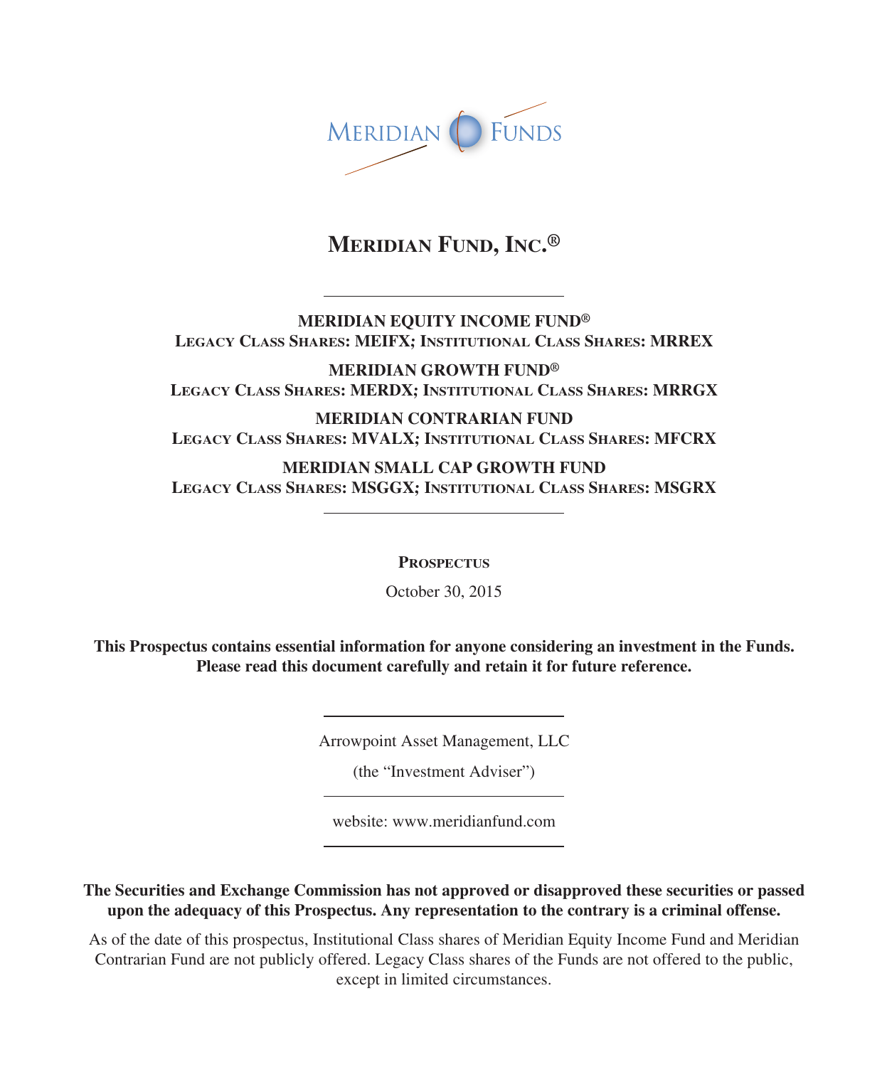MERIDIAN FUNDS

# Meridian Fund, Inc.®

**MERIDIAN EQUITY INCOME FUND®**
**Legacy Class Shares: MEIFX; Institutional Class Shares: MRREX**

**MERIDIAN GROWTH FUND®**
**Legacy Class Shares: MERDX; Institutional Class Shares: MRRGX**

**MERIDIAN CONTRARIAN FUND**
**Legacy Class Shares: MVALX; Institutional Class Shares: MFCRX**

**MERIDIAN SMALL CAP GROWTH FUND**
**Legacy Class Shares: MSGGX; Institutional Class Shares: MSGRX**

## Prospectus

October 30, 2015

**This Prospectus contains essential information for anyone considering an investment in the Funds. Please read this document carefully and retain it for future reference.**

Arrowpoint Asset Management, LLC

(the "Investment Adviser")

website: www.meridianfund.com

**The Securities and Exchange Commission has not approved or disapproved these securities or passed upon the adequacy of this Prospectus. Any representation to the contrary is a criminal offense.**

As of the date of this prospectus, Institutional Class shares of Meridian Equity Income Fund and Meridian Contrarian Fund are not publicly offered. Legacy Class shares of the Funds are not offered to the public, except in limited circumstances.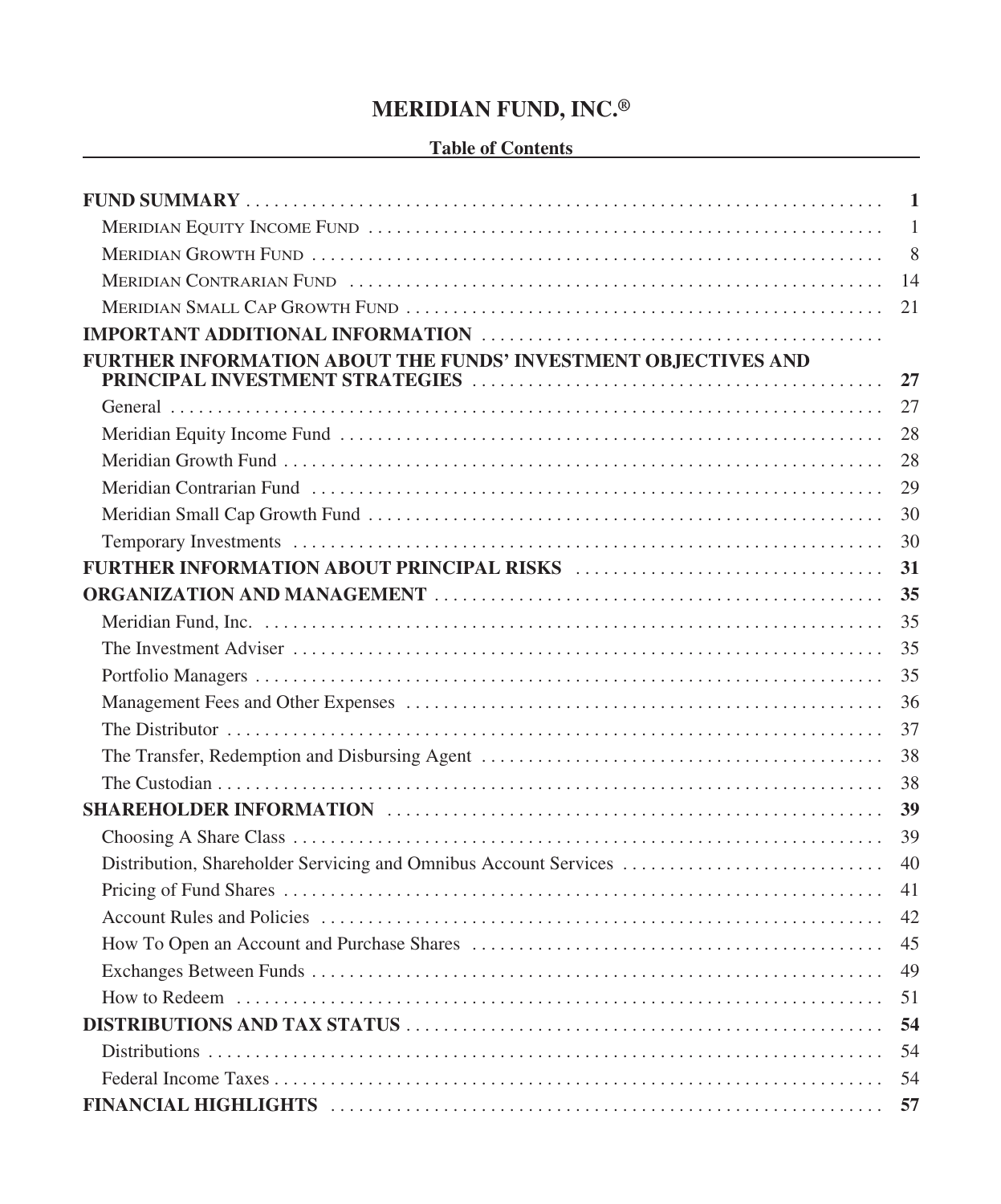# MERIDIAN FUND, INC.®

**Table of Contents**

| | |
|---|---|
| **FUND SUMMARY** | **1** |
| MERIDIAN EQUITY INCOME FUND | 1 |
| MERIDIAN GROWTH FUND | 8 |
| MERIDIAN CONTRARIAN FUND | 14 |
| MERIDIAN SMALL CAP GROWTH FUND | 21 |
| **IMPORTANT ADDITIONAL INFORMATION** | |
| **FURTHER INFORMATION ABOUT THE FUNDS' INVESTMENT OBJECTIVES AND PRINCIPAL INVESTMENT STRATEGIES** | **27** |
| General | 27 |
| Meridian Equity Income Fund | 28 |
| Meridian Growth Fund | 28 |
| Meridian Contrarian Fund | 29 |
| Meridian Small Cap Growth Fund | 30 |
| Temporary Investments | 30 |
| **FURTHER INFORMATION ABOUT PRINCIPAL RISKS** | **31** |
| **ORGANIZATION AND MANAGEMENT** | **35** |
| Meridian Fund, Inc. | 35 |
| The Investment Adviser | 35 |
| Portfolio Managers | 35 |
| Management Fees and Other Expenses | 36 |
| The Distributor | 37 |
| The Transfer, Redemption and Disbursing Agent | 38 |
| The Custodian | 38 |
| **SHAREHOLDER INFORMATION** | **39** |
| Choosing A Share Class | 39 |
| Distribution, Shareholder Servicing and Omnibus Account Services | 40 |
| Pricing of Fund Shares | 41 |
| Account Rules and Policies | 42 |
| How To Open an Account and Purchase Shares | 45 |
| Exchanges Between Funds | 49 |
| How to Redeem | 51 |
| **DISTRIBUTIONS AND TAX STATUS** | **54** |
| Distributions | 54 |
| Federal Income Taxes | 54 |
| **FINANCIAL HIGHLIGHTS** | **57** |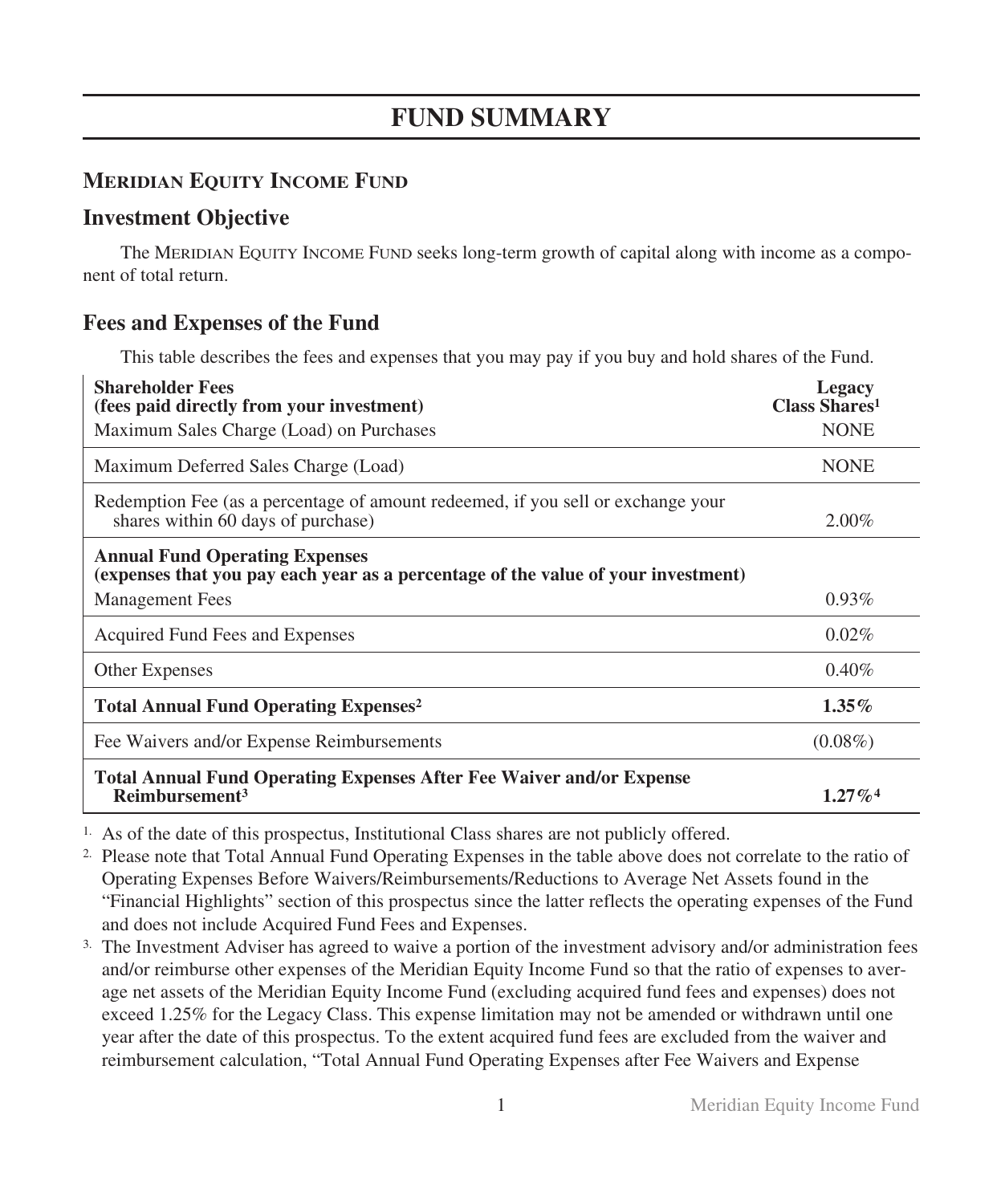# FUND SUMMARY

## Meridian Equity Income Fund

### Investment Objective

The Meridian Equity Income Fund seeks long-term growth of capital along with income as a component of total return.

### Fees and Expenses of the Fund

This table describes the fees and expenses that you may pay if you buy and hold shares of the Fund.

| **Shareholder Fees (fees paid directly from your investment)** | **Legacy Class Shares**[1] |
|---|---|
| Maximum Sales Charge (Load) on Purchases | NONE |
| Maximum Deferred Sales Charge (Load) | NONE |
| Redemption Fee (as a percentage of amount redeemed, if you sell or exchange your shares within 60 days of purchase) | 2.00% |
| **Annual Fund Operating Expenses (expenses that you pay each year as a percentage of the value of your investment)** | |
| Management Fees | 0.93% |
| Acquired Fund Fees and Expenses | 0.02% |
| Other Expenses | 0.40% |
| **Total Annual Fund Operating Expenses**[2] | **1.35%** |
| Fee Waivers and/or Expense Reimbursements | (0.08%) |
| **Total Annual Fund Operating Expenses After Fee Waiver and/or Expense Reimbursement**[3] | **1.27%**[4] |

1. As of the date of this prospectus, Institutional Class shares are not publicly offered.
2. Please note that Total Annual Fund Operating Expenses in the table above does not correlate to the ratio of Operating Expenses Before Waivers/Reimbursements/Reductions to Average Net Assets found in the "Financial Highlights" section of this prospectus since the latter reflects the operating expenses of the Fund and does not include Acquired Fund Fees and Expenses.
3. The Investment Adviser has agreed to waive a portion of the investment advisory and/or administration fees and/or reimburse other expenses of the Meridian Equity Income Fund so that the ratio of expenses to average net assets of the Meridian Equity Income Fund (excluding acquired fund fees and expenses) does not exceed 1.25% for the Legacy Class. This expense limitation may not be amended or withdrawn until one year after the date of this prospectus. To the extent acquired fund fees are excluded from the waiver and reimbursement calculation, "Total Annual Fund Operating Expenses after Fee Waivers and Expense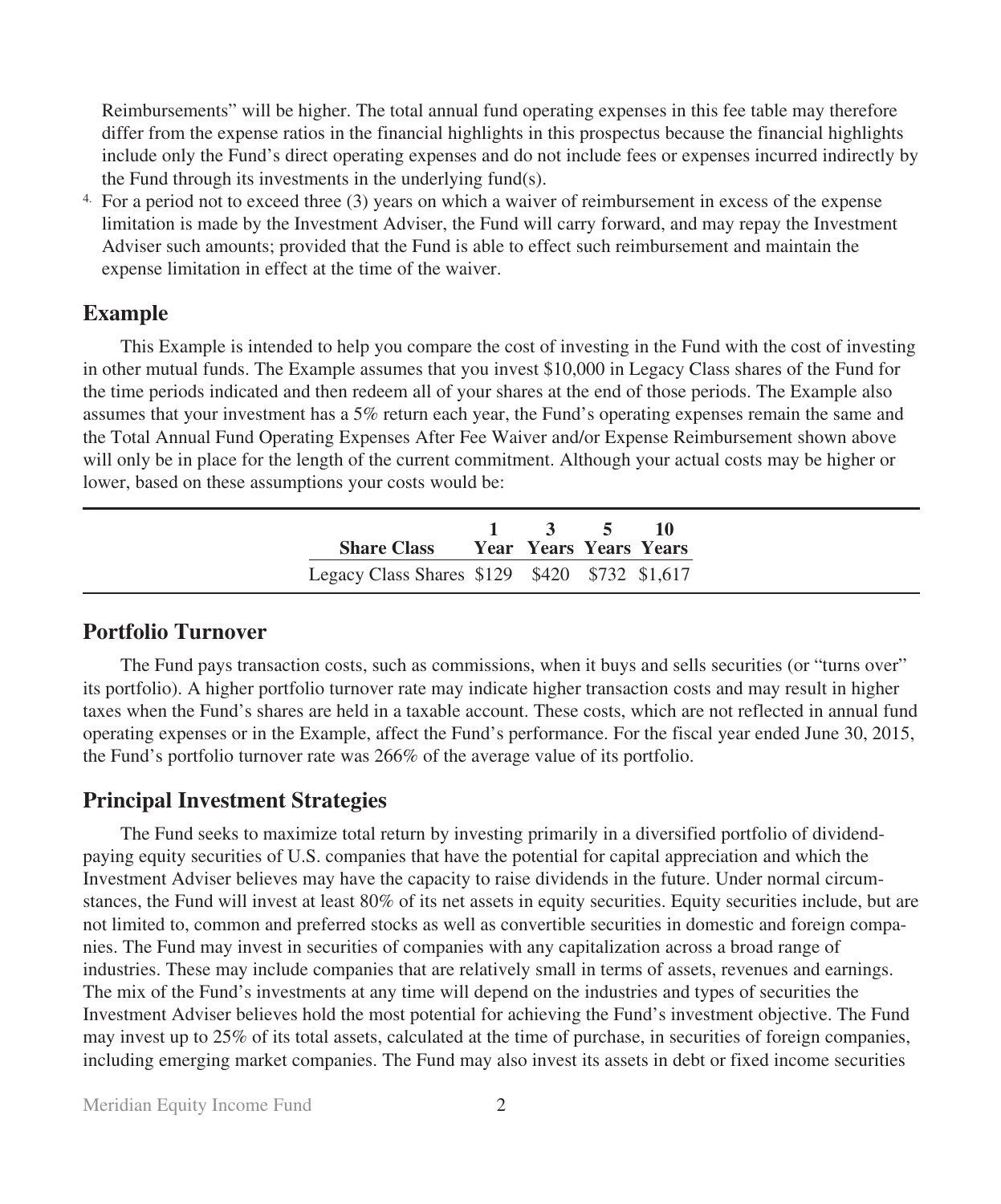Reimbursements" will be higher. The total annual fund operating expenses in this fee table may therefore differ from the expense ratios in the financial highlights in this prospectus because the financial highlights include only the Fund's direct operating expenses and do not include fees or expenses incurred indirectly by the Fund through its investments in the underlying fund(s).

4. For a period not to exceed three (3) years on which a waiver of reimbursement in excess of the expense limitation is made by the Investment Adviser, the Fund will carry forward, and may repay the Investment Adviser such amounts; provided that the Fund is able to effect such reimbursement and maintain the expense limitation in effect at the time of the waiver.

## Example

This Example is intended to help you compare the cost of investing in the Fund with the cost of investing in other mutual funds. The Example assumes that you invest $10,000 in Legacy Class shares of the Fund for the time periods indicated and then redeem all of your shares at the end of those periods. The Example also assumes that your investment has a 5% return each year, the Fund's operating expenses remain the same and the Total Annual Fund Operating Expenses After Fee Waiver and/or Expense Reimbursement shown above will only be in place for the length of the current commitment. Although your actual costs may be higher or lower, based on these assumptions your costs would be:

| Share Class | 1 Year | 3 Years | 5 Years | 10 Years |
|---|---|---|---|---|
| Legacy Class Shares | $129 | $420 | $732 | $1,617 |

## Portfolio Turnover

The Fund pays transaction costs, such as commissions, when it buys and sells securities (or "turns over" its portfolio). A higher portfolio turnover rate may indicate higher transaction costs and may result in higher taxes when the Fund's shares are held in a taxable account. These costs, which are not reflected in annual fund operating expenses or in the Example, affect the Fund's performance. For the fiscal year ended June 30, 2015, the Fund's portfolio turnover rate was 266% of the average value of its portfolio.

## Principal Investment Strategies

The Fund seeks to maximize total return by investing primarily in a diversified portfolio of dividend-paying equity securities of U.S. companies that have the potential for capital appreciation and which the Investment Adviser believes may have the capacity to raise dividends in the future. Under normal circumstances, the Fund will invest at least 80% of its net assets in equity securities. Equity securities include, but are not limited to, common and preferred stocks as well as convertible securities in domestic and foreign companies. The Fund may invest in securities of companies with any capitalization across a broad range of industries. These may include companies that are relatively small in terms of assets, revenues and earnings. The mix of the Fund's investments at any time will depend on the industries and types of securities the Investment Adviser believes hold the most potential for achieving the Fund's investment objective. The Fund may invest up to 25% of its total assets, calculated at the time of purchase, in securities of foreign companies, including emerging market companies. The Fund may also invest its assets in debt or fixed income securities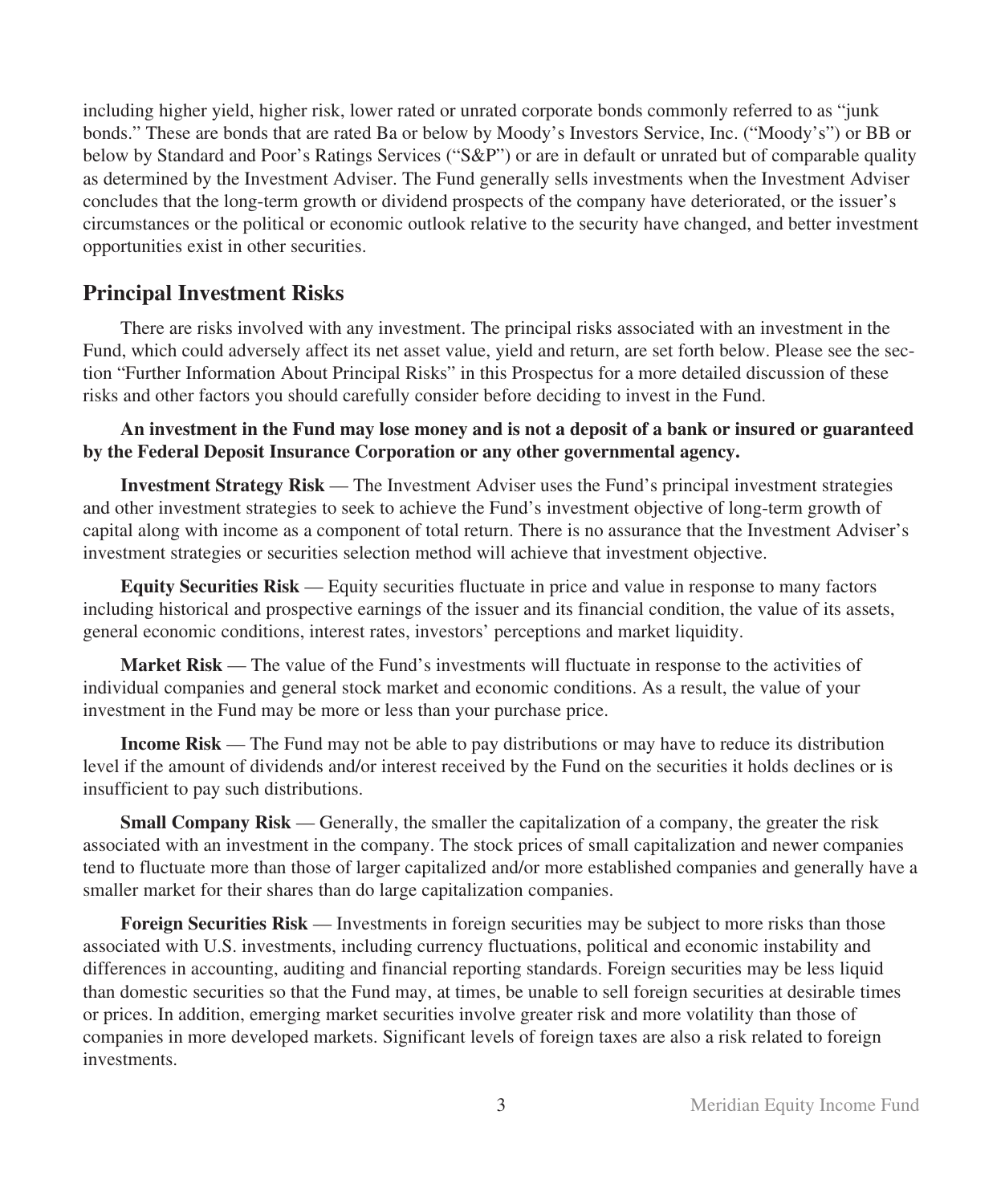including higher yield, higher risk, lower rated or unrated corporate bonds commonly referred to as "junk bonds." These are bonds that are rated Ba or below by Moody's Investors Service, Inc. ("Moody's") or BB or below by Standard and Poor's Ratings Services ("S&P") or are in default or unrated but of comparable quality as determined by the Investment Adviser. The Fund generally sells investments when the Investment Adviser concludes that the long-term growth or dividend prospects of the company have deteriorated, or the issuer's circumstances or the political or economic outlook relative to the security have changed, and better investment opportunities exist in other securities.

## Principal Investment Risks

There are risks involved with any investment. The principal risks associated with an investment in the Fund, which could adversely affect its net asset value, yield and return, are set forth below. Please see the section "Further Information About Principal Risks" in this Prospectus for a more detailed discussion of these risks and other factors you should carefully consider before deciding to invest in the Fund.

**An investment in the Fund may lose money and is not a deposit of a bank or insured or guaranteed by the Federal Deposit Insurance Corporation or any other governmental agency.**

**Investment Strategy Risk** — The Investment Adviser uses the Fund's principal investment strategies and other investment strategies to seek to achieve the Fund's investment objective of long-term growth of capital along with income as a component of total return. There is no assurance that the Investment Adviser's investment strategies or securities selection method will achieve that investment objective.

**Equity Securities Risk** — Equity securities fluctuate in price and value in response to many factors including historical and prospective earnings of the issuer and its financial condition, the value of its assets, general economic conditions, interest rates, investors' perceptions and market liquidity.

**Market Risk** — The value of the Fund's investments will fluctuate in response to the activities of individual companies and general stock market and economic conditions. As a result, the value of your investment in the Fund may be more or less than your purchase price.

**Income Risk** — The Fund may not be able to pay distributions or may have to reduce its distribution level if the amount of dividends and/or interest received by the Fund on the securities it holds declines or is insufficient to pay such distributions.

**Small Company Risk** — Generally, the smaller the capitalization of a company, the greater the risk associated with an investment in the company. The stock prices of small capitalization and newer companies tend to fluctuate more than those of larger capitalized and/or more established companies and generally have a smaller market for their shares than do large capitalization companies.

**Foreign Securities Risk** — Investments in foreign securities may be subject to more risks than those associated with U.S. investments, including currency fluctuations, political and economic instability and differences in accounting, auditing and financial reporting standards. Foreign securities may be less liquid than domestic securities so that the Fund may, at times, be unable to sell foreign securities at desirable times or prices. In addition, emerging market securities involve greater risk and more volatility than those of companies in more developed markets. Significant levels of foreign taxes are also a risk related to foreign investments.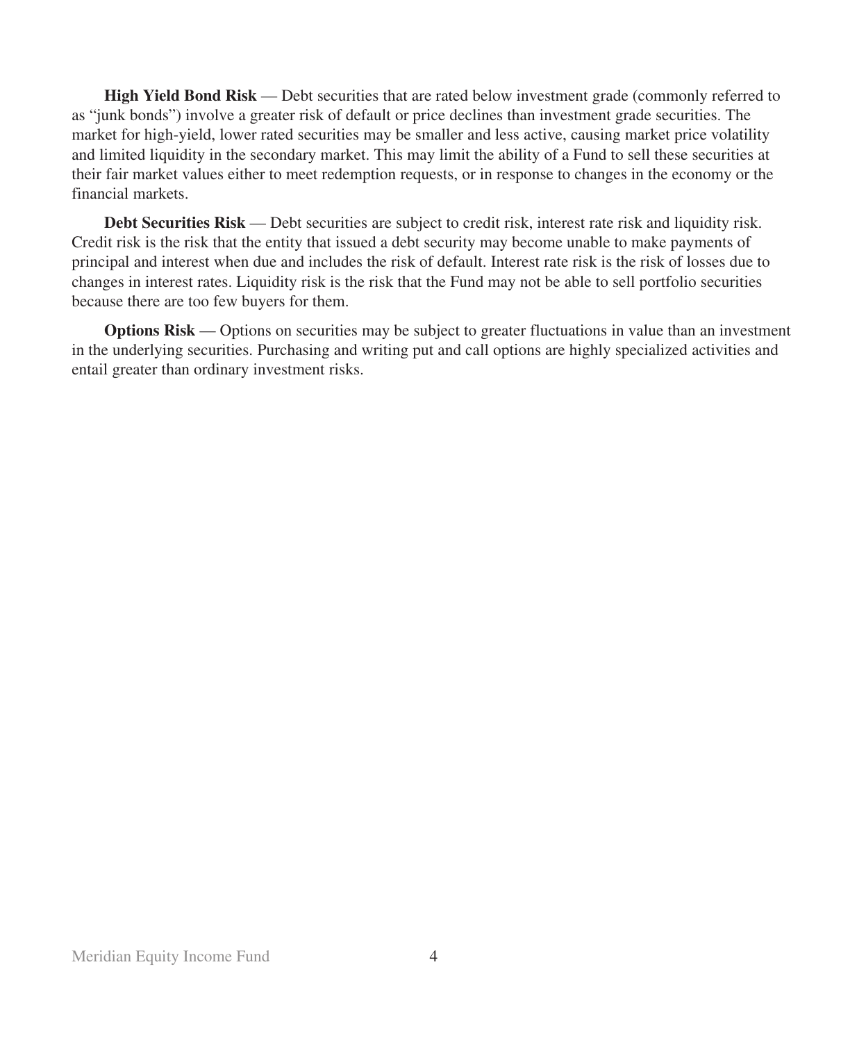**High Yield Bond Risk** — Debt securities that are rated below investment grade (commonly referred to as "junk bonds") involve a greater risk of default or price declines than investment grade securities. The market for high-yield, lower rated securities may be smaller and less active, causing market price volatility and limited liquidity in the secondary market. This may limit the ability of a Fund to sell these securities at their fair market values either to meet redemption requests, or in response to changes in the economy or the financial markets.

**Debt Securities Risk** — Debt securities are subject to credit risk, interest rate risk and liquidity risk. Credit risk is the risk that the entity that issued a debt security may become unable to make payments of principal and interest when due and includes the risk of default. Interest rate risk is the risk of losses due to changes in interest rates. Liquidity risk is the risk that the Fund may not be able to sell portfolio securities because there are too few buyers for them.

**Options Risk** — Options on securities may be subject to greater fluctuations in value than an investment in the underlying securities. Purchasing and writing put and call options are highly specialized activities and entail greater than ordinary investment risks.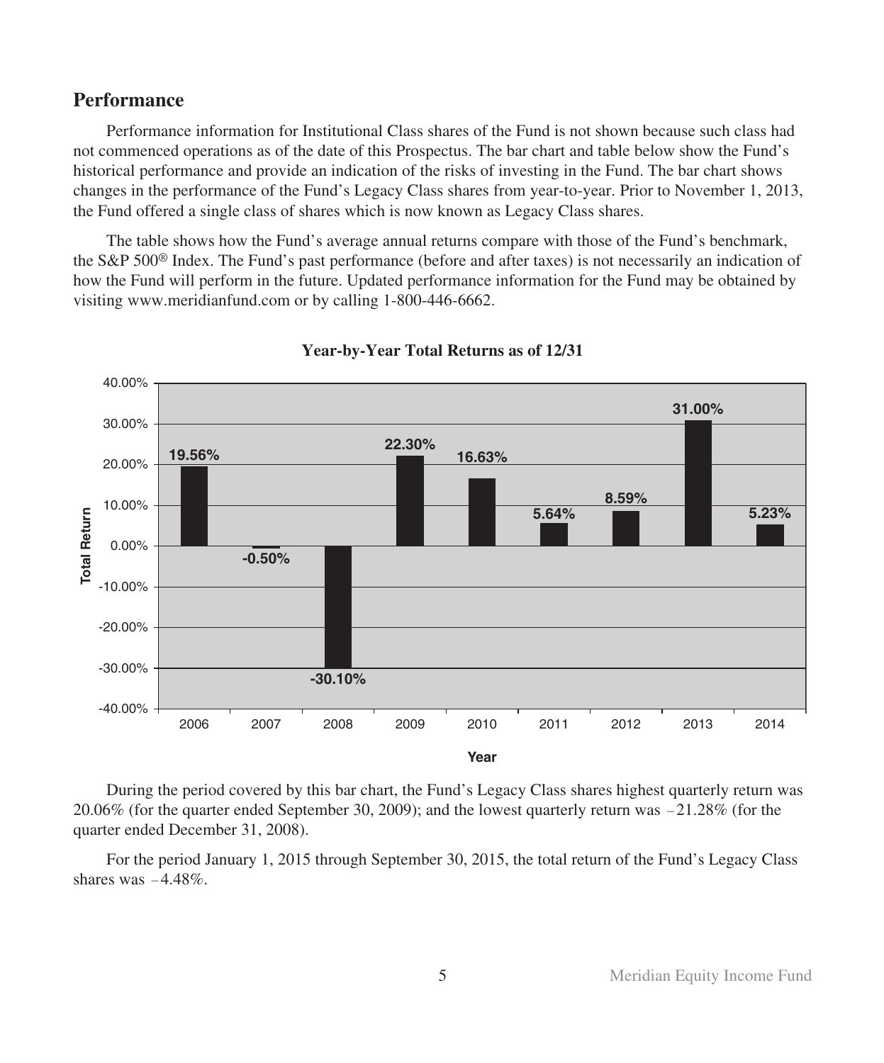## Performance

Performance information for Institutional Class shares of the Fund is not shown because such class had not commenced operations as of the date of this Prospectus. The bar chart and table below show the Fund's historical performance and provide an indication of the risks of investing in the Fund. The bar chart shows changes in the performance of the Fund's Legacy Class shares from year-to-year. Prior to November 1, 2013, the Fund offered a single class of shares which is now known as Legacy Class shares.

The table shows how the Fund's average annual returns compare with those of the Fund's benchmark, the S&P 500® Index. The Fund's past performance (before and after taxes) is not necessarily an indication of how the Fund will perform in the future. Updated performance information for the Fund may be obtained by visiting www.meridianfund.com or by calling 1-800-446-6662.

**Year-by-Year Total Returns as of 12/31**

| Year | Total Return |
| --- | --- |
| 2006 | 19.56% |
| 2007 | -0.50% |
| 2008 | -30.10% |
| 2009 | 22.30% |
| 2010 | 16.63% |
| 2011 | 5.64% |
| 2012 | 8.59% |
| 2013 | 31.00% |
| 2014 | 5.23% |

During the period covered by this bar chart, the Fund's Legacy Class shares highest quarterly return was 20.06% (for the quarter ended September 30, 2009); and the lowest quarterly return was −21.28% (for the quarter ended December 31, 2008).

For the period January 1, 2015 through September 30, 2015, the total return of the Fund's Legacy Class shares was −4.48%.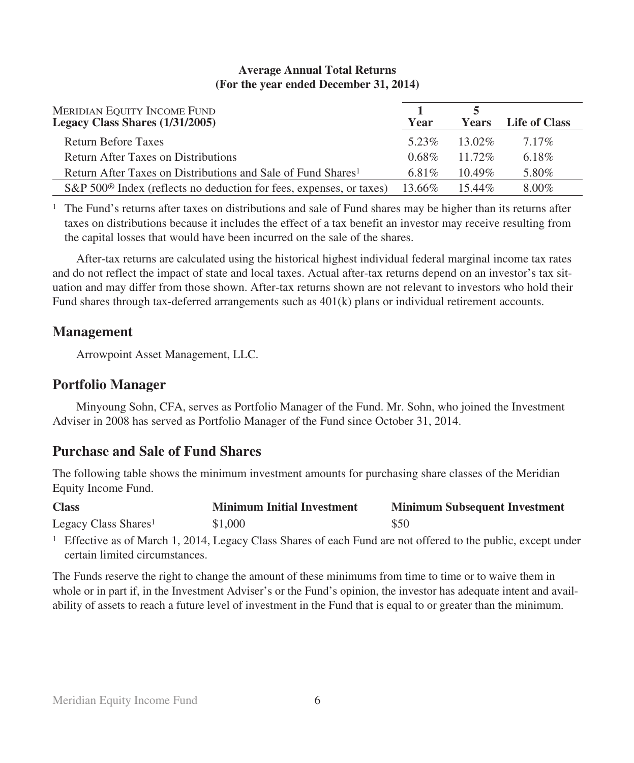**Average Annual Total Returns**
**(For the year ended December 31, 2014)**

| MERIDIAN EQUITY INCOME FUND<br>**Legacy Class Shares (1/31/2005)** | **1 Year** | **5 Years** | **Life of Class** |
|---|---|---|---|
| Return Before Taxes | 5.23% | 13.02% | 7.17% |
| Return After Taxes on Distributions | 0.68% | 11.72% | 6.18% |
| Return After Taxes on Distributions and Sale of Fund Shares[1] | 6.81% | 10.49% | 5.80% |
| S&P 500® Index (reflects no deduction for fees, expenses, or taxes) | 13.66% | 15.44% | 8.00% |

[1] The Fund's returns after taxes on distributions and sale of Fund shares may be higher than its returns after taxes on distributions because it includes the effect of a tax benefit an investor may receive resulting from the capital losses that would have been incurred on the sale of the shares.

After-tax returns are calculated using the historical highest individual federal marginal income tax rates and do not reflect the impact of state and local taxes. Actual after-tax returns depend on an investor's tax situation and may differ from those shown. After-tax returns shown are not relevant to investors who hold their Fund shares through tax-deferred arrangements such as 401(k) plans or individual retirement accounts.

## Management

Arrowpoint Asset Management, LLC.

## Portfolio Manager

Minyoung Sohn, CFA, serves as Portfolio Manager of the Fund. Mr. Sohn, who joined the Investment Adviser in 2008 has served as Portfolio Manager of the Fund since October 31, 2014.

## Purchase and Sale of Fund Shares

The following table shows the minimum investment amounts for purchasing share classes of the Meridian Equity Income Fund.

| Class | Minimum Initial Investment | Minimum Subsequent Investment |
|---|---|---|
| Legacy Class Shares[1] | $1,000 | $50 |

[1] Effective as of March 1, 2014, Legacy Class Shares of each Fund are not offered to the public, except under certain limited circumstances.

The Funds reserve the right to change the amount of these minimums from time to time or to waive them in whole or in part if, in the Investment Adviser's or the Fund's opinion, the investor has adequate intent and availability of assets to reach a future level of investment in the Fund that is equal to or greater than the minimum.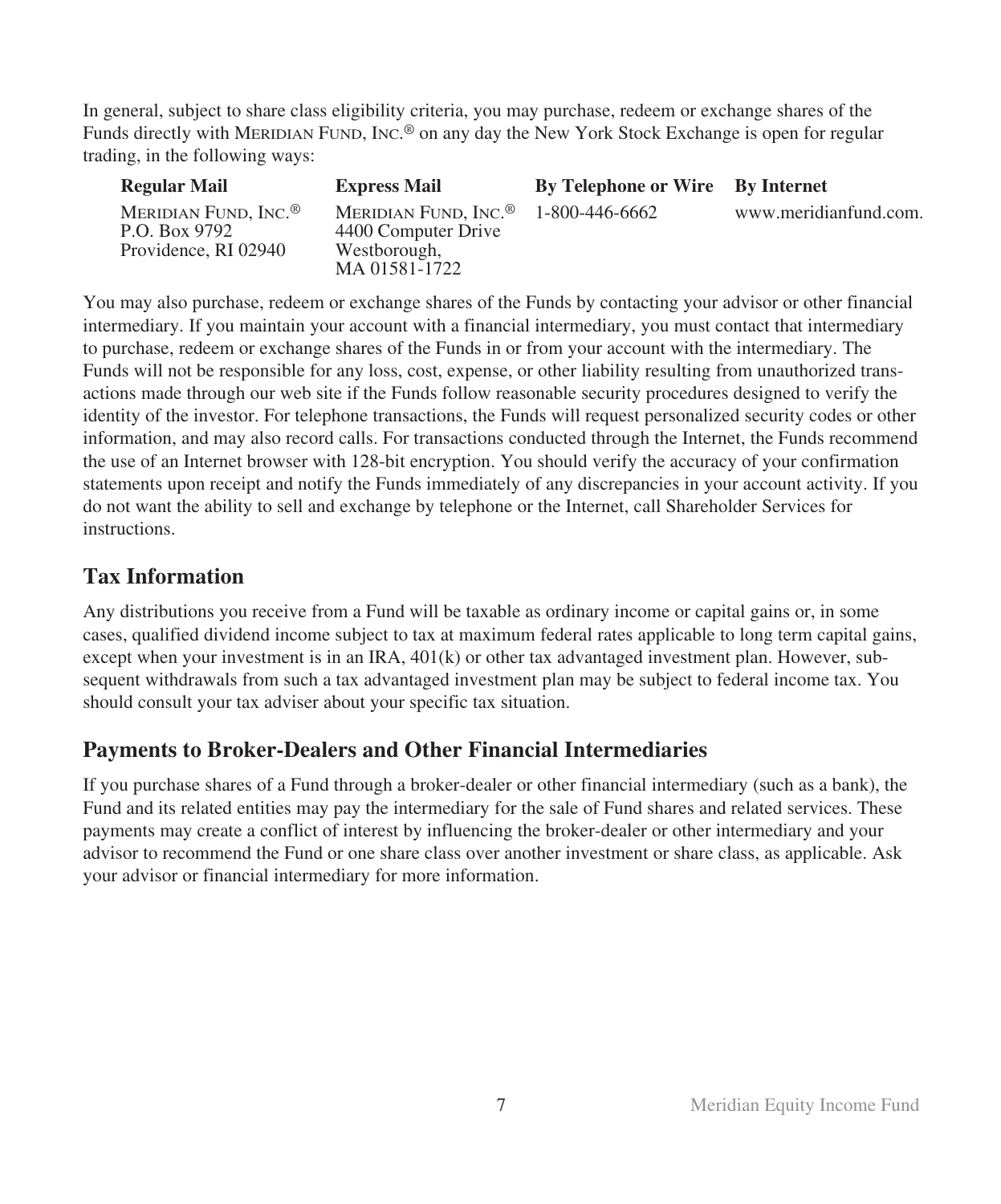In general, subject to share class eligibility criteria, you may purchase, redeem or exchange shares of the Funds directly with MERIDIAN FUND, INC.® on any day the New York Stock Exchange is open for regular trading, in the following ways:

| Regular Mail | Express Mail | By Telephone or Wire | By Internet |
|---|---|---|---|
| MERIDIAN FUND, INC.®<br>P.O. Box 9792<br>Providence, RI 02940 | MERIDIAN FUND, INC.®<br>4400 Computer Drive<br>Westborough,<br>MA 01581-1722 | 1-800-446-6662 | www.meridianfund.com. |

You may also purchase, redeem or exchange shares of the Funds by contacting your advisor or other financial intermediary. If you maintain your account with a financial intermediary, you must contact that intermediary to purchase, redeem or exchange shares of the Funds in or from your account with the intermediary. The Funds will not be responsible for any loss, cost, expense, or other liability resulting from unauthorized transactions made through our web site if the Funds follow reasonable security procedures designed to verify the identity of the investor. For telephone transactions, the Funds will request personalized security codes or other information, and may also record calls. For transactions conducted through the Internet, the Funds recommend the use of an Internet browser with 128-bit encryption. You should verify the accuracy of your confirmation statements upon receipt and notify the Funds immediately of any discrepancies in your account activity. If you do not want the ability to sell and exchange by telephone or the Internet, call Shareholder Services for instructions.

## Tax Information

Any distributions you receive from a Fund will be taxable as ordinary income or capital gains or, in some cases, qualified dividend income subject to tax at maximum federal rates applicable to long term capital gains, except when your investment is in an IRA, 401(k) or other tax advantaged investment plan. However, subsequent withdrawals from such a tax advantaged investment plan may be subject to federal income tax. You should consult your tax adviser about your specific tax situation.

## Payments to Broker-Dealers and Other Financial Intermediaries

If you purchase shares of a Fund through a broker-dealer or other financial intermediary (such as a bank), the Fund and its related entities may pay the intermediary for the sale of Fund shares and related services. These payments may create a conflict of interest by influencing the broker-dealer or other intermediary and your advisor to recommend the Fund or one share class over another investment or share class, as applicable. Ask your advisor or financial intermediary for more information.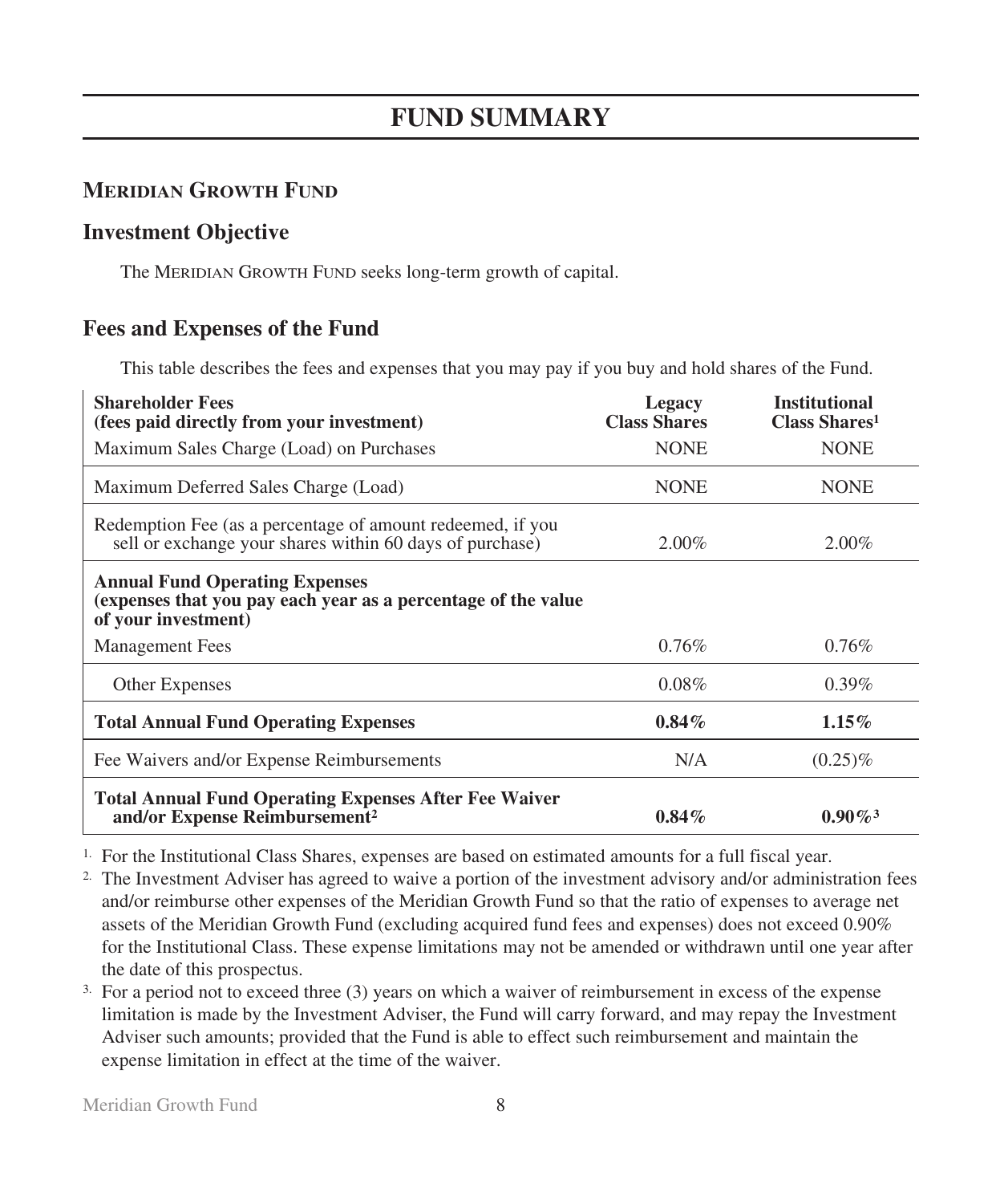# FUND SUMMARY

## MERIDIAN GROWTH FUND

### Investment Objective

The MERIDIAN GROWTH FUND seeks long-term growth of capital.

### Fees and Expenses of the Fund

This table describes the fees and expenses that you may pay if you buy and hold shares of the Fund.

| **Shareholder Fees (fees paid directly from your investment)** | **Legacy Class Shares** | **Institutional Class Shares[1]** |
|---|---|---|
| Maximum Sales Charge (Load) on Purchases | NONE | NONE |
| Maximum Deferred Sales Charge (Load) | NONE | NONE |
| Redemption Fee (as a percentage of amount redeemed, if you sell or exchange your shares within 60 days of purchase) | 2.00% | 2.00% |
| **Annual Fund Operating Expenses (expenses that you pay each year as a percentage of the value of your investment)** | | |
| Management Fees | 0.76% | 0.76% |
| Other Expenses | 0.08% | 0.39% |
| **Total Annual Fund Operating Expenses** | **0.84%** | **1.15%** |
| Fee Waivers and/or Expense Reimbursements | N/A | (0.25)% |
| **Total Annual Fund Operating Expenses After Fee Waiver and/or Expense Reimbursement[2]** | **0.84%** | **0.90%[3]** |

1. For the Institutional Class Shares, expenses are based on estimated amounts for a full fiscal year.
2. The Investment Adviser has agreed to waive a portion of the investment advisory and/or administration fees and/or reimburse other expenses of the Meridian Growth Fund so that the ratio of expenses to average net assets of the Meridian Growth Fund (excluding acquired fund fees and expenses) does not exceed 0.90% for the Institutional Class. These expense limitations may not be amended or withdrawn until one year after the date of this prospectus.
3. For a period not to exceed three (3) years on which a waiver of reimbursement in excess of the expense limitation is made by the Investment Adviser, the Fund will carry forward, and may repay the Investment Adviser such amounts; provided that the Fund is able to effect such reimbursement and maintain the expense limitation in effect at the time of the waiver.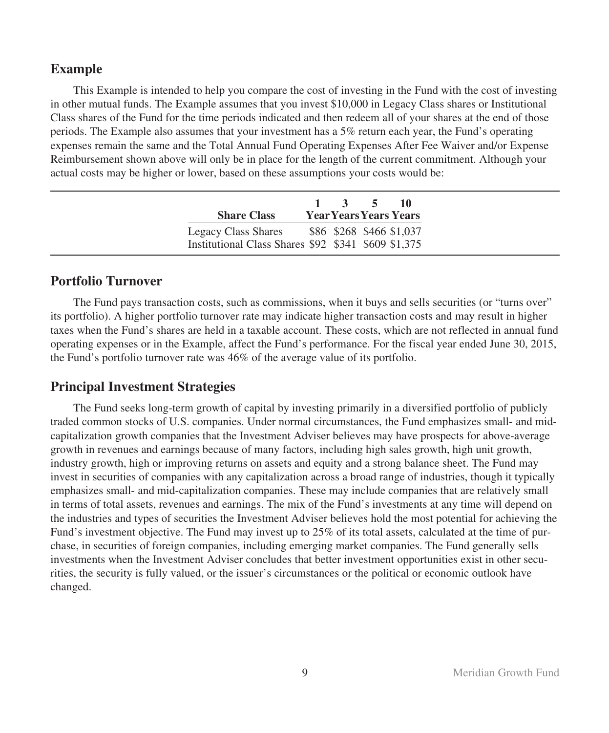## Example

This Example is intended to help you compare the cost of investing in the Fund with the cost of investing in other mutual funds. The Example assumes that you invest $10,000 in Legacy Class shares or Institutional Class shares of the Fund for the time periods indicated and then redeem all of your shares at the end of those periods. The Example also assumes that your investment has a 5% return each year, the Fund's operating expenses remain the same and the Total Annual Fund Operating Expenses After Fee Waiver and/or Expense Reimbursement shown above will only be in place for the length of the current commitment. Although your actual costs may be higher or lower, based on these assumptions your costs would be:

| Share Class | 1 Year | 3 Years | 5 Years | 10 Years |
|---|---|---|---|---|
| Legacy Class Shares | $86 | $268 | $466 | $1,037 |
| Institutional Class Shares | $92 | $341 | $609 | $1,375 |

## Portfolio Turnover

The Fund pays transaction costs, such as commissions, when it buys and sells securities (or "turns over" its portfolio). A higher portfolio turnover rate may indicate higher transaction costs and may result in higher taxes when the Fund's shares are held in a taxable account. These costs, which are not reflected in annual fund operating expenses or in the Example, affect the Fund's performance. For the fiscal year ended June 30, 2015, the Fund's portfolio turnover rate was 46% of the average value of its portfolio.

## Principal Investment Strategies

The Fund seeks long-term growth of capital by investing primarily in a diversified portfolio of publicly traded common stocks of U.S. companies. Under normal circumstances, the Fund emphasizes small- and mid-capitalization growth companies that the Investment Adviser believes may have prospects for above-average growth in revenues and earnings because of many factors, including high sales growth, high unit growth, industry growth, high or improving returns on assets and equity and a strong balance sheet. The Fund may invest in securities of companies with any capitalization across a broad range of industries, though it typically emphasizes small- and mid-capitalization companies. These may include companies that are relatively small in terms of total assets, revenues and earnings. The mix of the Fund's investments at any time will depend on the industries and types of securities the Investment Adviser believes hold the most potential for achieving the Fund's investment objective. The Fund may invest up to 25% of its total assets, calculated at the time of purchase, in securities of foreign companies, including emerging market companies. The Fund generally sells investments when the Investment Adviser concludes that better investment opportunities exist in other securities, the security is fully valued, or the issuer's circumstances or the political or economic outlook have changed.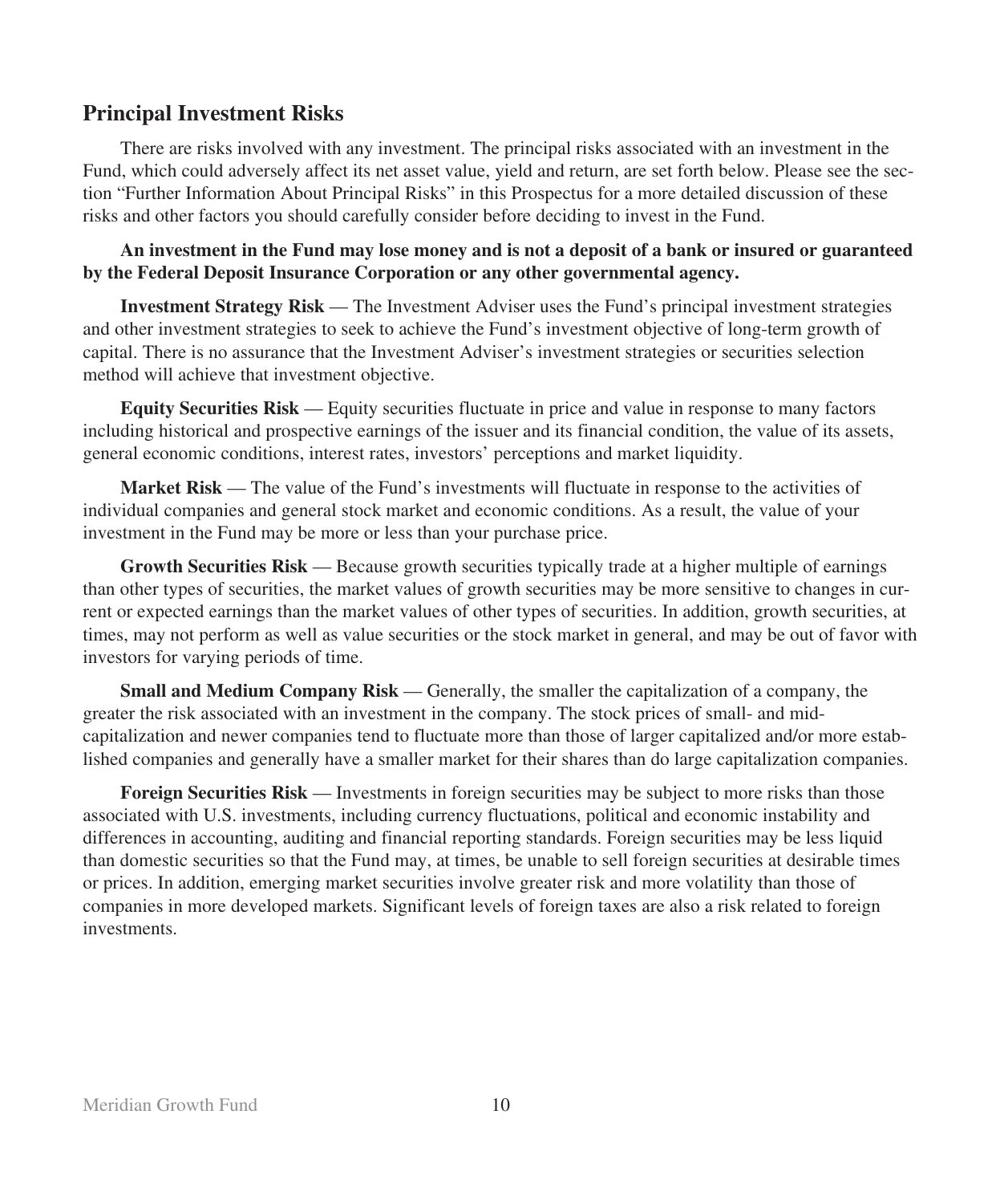## Principal Investment Risks

There are risks involved with any investment. The principal risks associated with an investment in the Fund, which could adversely affect its net asset value, yield and return, are set forth below. Please see the section "Further Information About Principal Risks" in this Prospectus for a more detailed discussion of these risks and other factors you should carefully consider before deciding to invest in the Fund.

**An investment in the Fund may lose money and is not a deposit of a bank or insured or guaranteed by the Federal Deposit Insurance Corporation or any other governmental agency.**

**Investment Strategy Risk** — The Investment Adviser uses the Fund's principal investment strategies and other investment strategies to seek to achieve the Fund's investment objective of long-term growth of capital. There is no assurance that the Investment Adviser's investment strategies or securities selection method will achieve that investment objective.

**Equity Securities Risk** — Equity securities fluctuate in price and value in response to many factors including historical and prospective earnings of the issuer and its financial condition, the value of its assets, general economic conditions, interest rates, investors' perceptions and market liquidity.

**Market Risk** — The value of the Fund's investments will fluctuate in response to the activities of individual companies and general stock market and economic conditions. As a result, the value of your investment in the Fund may be more or less than your purchase price.

**Growth Securities Risk** — Because growth securities typically trade at a higher multiple of earnings than other types of securities, the market values of growth securities may be more sensitive to changes in current or expected earnings than the market values of other types of securities. In addition, growth securities, at times, may not perform as well as value securities or the stock market in general, and may be out of favor with investors for varying periods of time.

**Small and Medium Company Risk** — Generally, the smaller the capitalization of a company, the greater the risk associated with an investment in the company. The stock prices of small- and mid-capitalization and newer companies tend to fluctuate more than those of larger capitalized and/or more established companies and generally have a smaller market for their shares than do large capitalization companies.

**Foreign Securities Risk** — Investments in foreign securities may be subject to more risks than those associated with U.S. investments, including currency fluctuations, political and economic instability and differences in accounting, auditing and financial reporting standards. Foreign securities may be less liquid than domestic securities so that the Fund may, at times, be unable to sell foreign securities at desirable times or prices. In addition, emerging market securities involve greater risk and more volatility than those of companies in more developed markets. Significant levels of foreign taxes are also a risk related to foreign investments.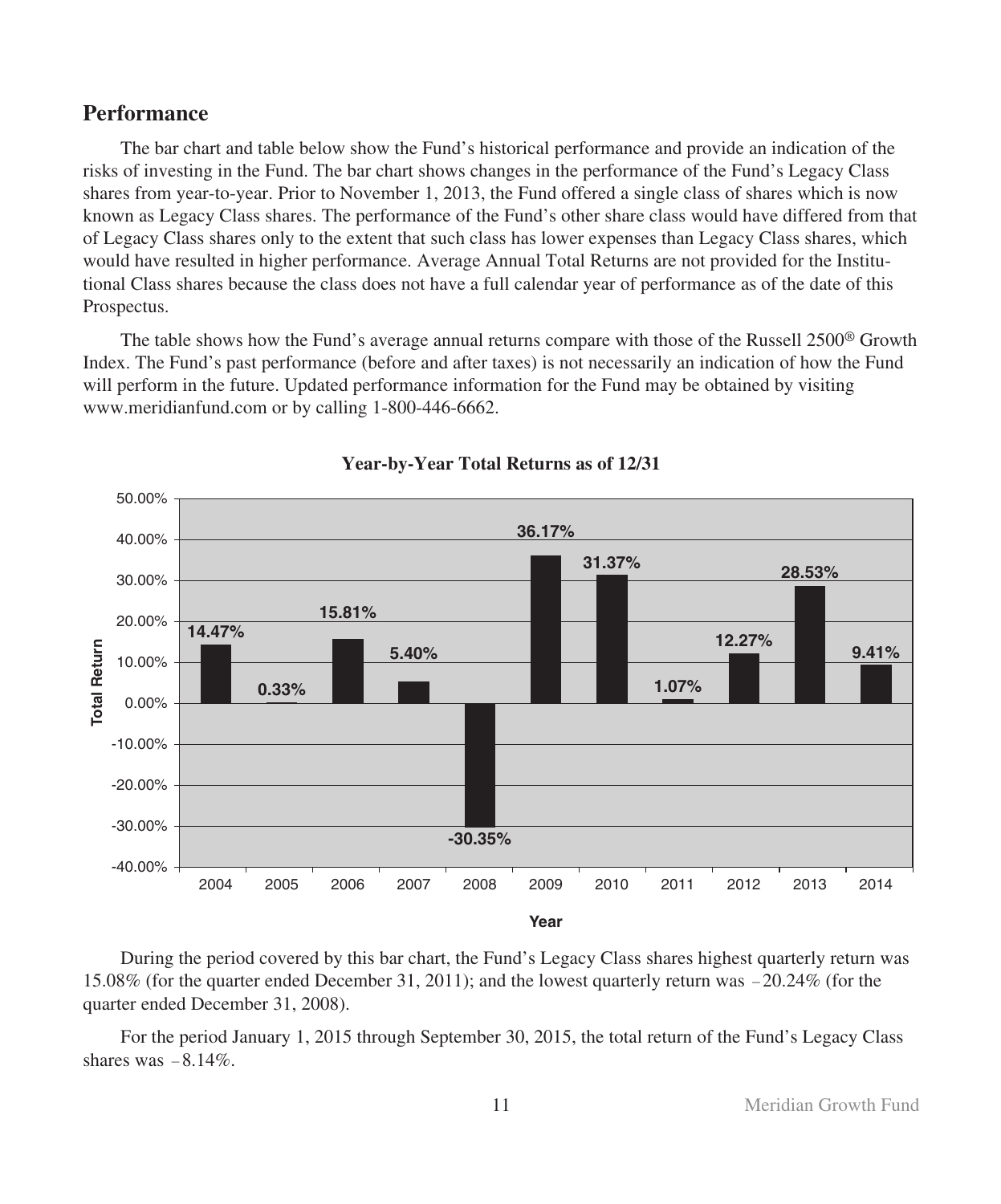## Performance

The bar chart and table below show the Fund's historical performance and provide an indication of the risks of investing in the Fund. The bar chart shows changes in the performance of the Fund's Legacy Class shares from year-to-year. Prior to November 1, 2013, the Fund offered a single class of shares which is now known as Legacy Class shares. The performance of the Fund's other share class would have differed from that of Legacy Class shares only to the extent that such class has lower expenses than Legacy Class shares, which would have resulted in higher performance. Average Annual Total Returns are not provided for the Institutional Class shares because the class does not have a full calendar year of performance as of the date of this Prospectus.

The table shows how the Fund's average annual returns compare with those of the Russell 2500® Growth Index. The Fund's past performance (before and after taxes) is not necessarily an indication of how the Fund will perform in the future. Updated performance information for the Fund may be obtained by visiting www.meridianfund.com or by calling 1-800-446-6662.

**Year-by-Year Total Returns as of 12/31**

| Year | Total Return |
|---|---|
| 2004 | 14.47% |
| 2005 | 0.33% |
| 2006 | 15.81% |
| 2007 | 5.40% |
| 2008 | -30.35% |
| 2009 | 36.17% |
| 2010 | 31.37% |
| 2011 | 1.07% |
| 2012 | 12.27% |
| 2013 | 28.53% |
| 2014 | 9.41% |

During the period covered by this bar chart, the Fund's Legacy Class shares highest quarterly return was 15.08% (for the quarter ended December 31, 2011); and the lowest quarterly return was −20.24% (for the quarter ended December 31, 2008).

For the period January 1, 2015 through September 30, 2015, the total return of the Fund's Legacy Class shares was −8.14%.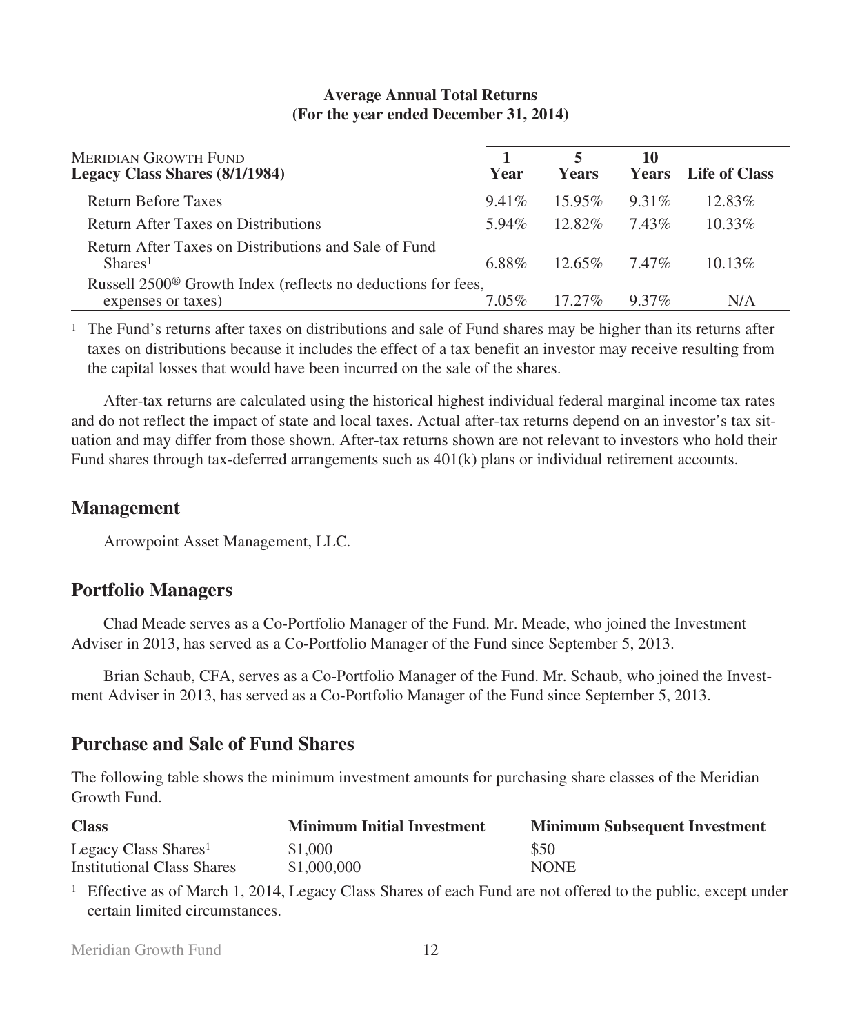**Average Annual Total Returns**
**(For the year ended December 31, 2014)**

| MERIDIAN GROWTH FUND **Legacy Class Shares (8/1/1984)** | **1 Year** | **5 Years** | **10 Years** | **Life of Class** |
|---|---|---|---|---|
| Return Before Taxes | 9.41% | 15.95% | 9.31% | 12.83% |
| Return After Taxes on Distributions | 5.94% | 12.82% | 7.43% | 10.33% |
| Return After Taxes on Distributions and Sale of Fund Shares[1] | 6.88% | 12.65% | 7.47% | 10.13% |
| Russell 2500® Growth Index (reflects no deductions for fees, expenses or taxes) | 7.05% | 17.27% | 9.37% | N/A |

[1] The Fund's returns after taxes on distributions and sale of Fund shares may be higher than its returns after taxes on distributions because it includes the effect of a tax benefit an investor may receive resulting from the capital losses that would have been incurred on the sale of the shares.

After-tax returns are calculated using the historical highest individual federal marginal income tax rates and do not reflect the impact of state and local taxes. Actual after-tax returns depend on an investor's tax situation and may differ from those shown. After-tax returns shown are not relevant to investors who hold their Fund shares through tax-deferred arrangements such as 401(k) plans or individual retirement accounts.

## Management

Arrowpoint Asset Management, LLC.

## Portfolio Managers

Chad Meade serves as a Co-Portfolio Manager of the Fund. Mr. Meade, who joined the Investment Adviser in 2013, has served as a Co-Portfolio Manager of the Fund since September 5, 2013.

Brian Schaub, CFA, serves as a Co-Portfolio Manager of the Fund. Mr. Schaub, who joined the Investment Adviser in 2013, has served as a Co-Portfolio Manager of the Fund since September 5, 2013.

## Purchase and Sale of Fund Shares

The following table shows the minimum investment amounts for purchasing share classes of the Meridian Growth Fund.

| **Class** | **Minimum Initial Investment** | **Minimum Subsequent Investment** |
|---|---|---|
| Legacy Class Shares[1] | $1,000 | $50 |
| Institutional Class Shares | $1,000,000 | NONE |

[1] Effective as of March 1, 2014, Legacy Class Shares of each Fund are not offered to the public, except under certain limited circumstances.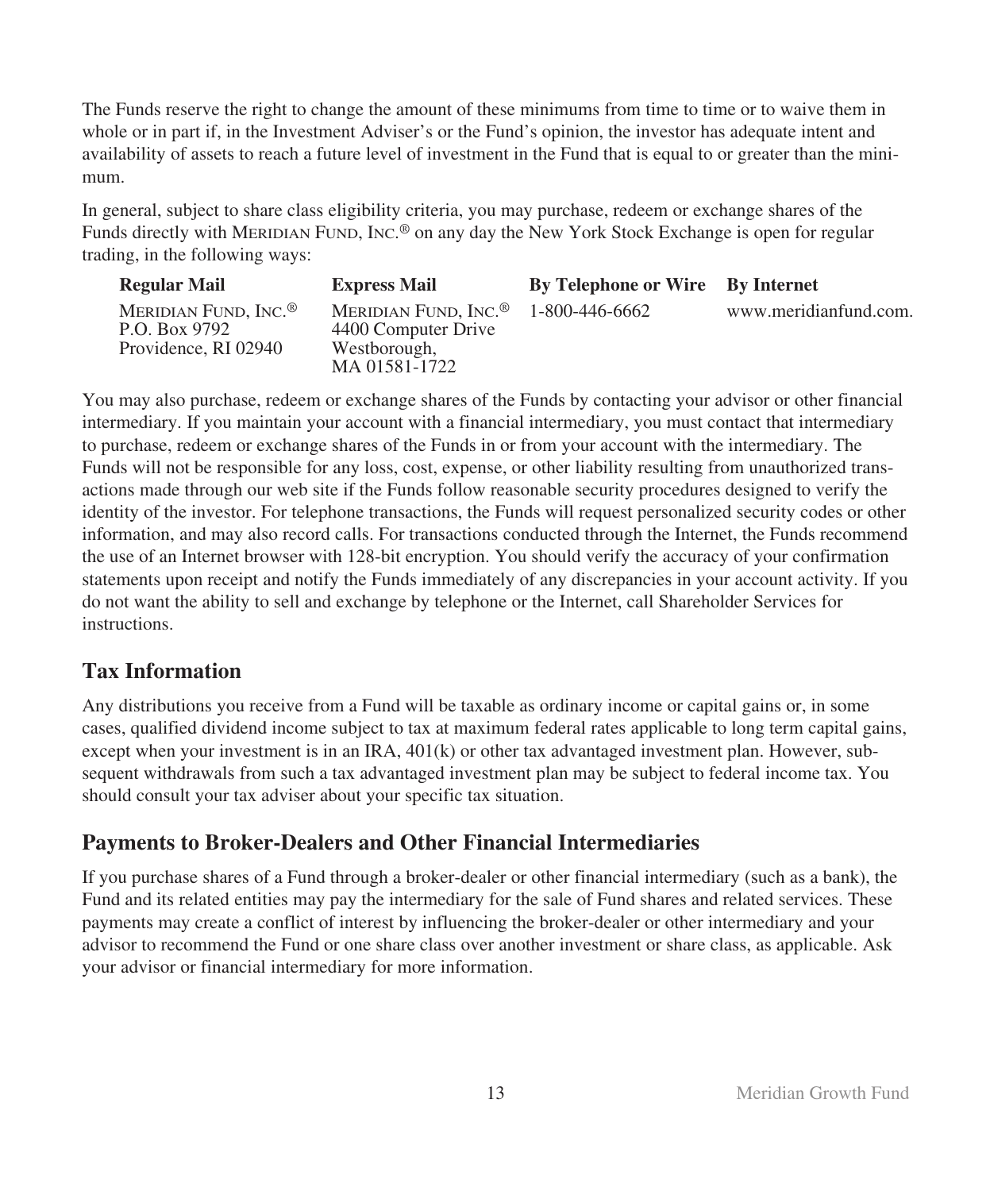The Funds reserve the right to change the amount of these minimums from time to time or to waive them in whole or in part if, in the Investment Adviser's or the Fund's opinion, the investor has adequate intent and availability of assets to reach a future level of investment in the Fund that is equal to or greater than the minimum.

In general, subject to share class eligibility criteria, you may purchase, redeem or exchange shares of the Funds directly with MERIDIAN FUND, INC.® on any day the New York Stock Exchange is open for regular trading, in the following ways:

| Regular Mail | Express Mail | By Telephone or Wire | By Internet |
|---|---|---|---|
| MERIDIAN FUND, INC.®<br>P.O. Box 9792<br>Providence, RI 02940 | MERIDIAN FUND, INC.®<br>4400 Computer Drive<br>Westborough,<br>MA 01581-1722 | 1-800-446-6662 | www.meridianfund.com. |

You may also purchase, redeem or exchange shares of the Funds by contacting your advisor or other financial intermediary. If you maintain your account with a financial intermediary, you must contact that intermediary to purchase, redeem or exchange shares of the Funds in or from your account with the intermediary. The Funds will not be responsible for any loss, cost, expense, or other liability resulting from unauthorized transactions made through our web site if the Funds follow reasonable security procedures designed to verify the identity of the investor. For telephone transactions, the Funds will request personalized security codes or other information, and may also record calls. For transactions conducted through the Internet, the Funds recommend the use of an Internet browser with 128-bit encryption. You should verify the accuracy of your confirmation statements upon receipt and notify the Funds immediately of any discrepancies in your account activity. If you do not want the ability to sell and exchange by telephone or the Internet, call Shareholder Services for instructions.

## Tax Information

Any distributions you receive from a Fund will be taxable as ordinary income or capital gains or, in some cases, qualified dividend income subject to tax at maximum federal rates applicable to long term capital gains, except when your investment is in an IRA, 401(k) or other tax advantaged investment plan. However, subsequent withdrawals from such a tax advantaged investment plan may be subject to federal income tax. You should consult your tax adviser about your specific tax situation.

## Payments to Broker-Dealers and Other Financial Intermediaries

If you purchase shares of a Fund through a broker-dealer or other financial intermediary (such as a bank), the Fund and its related entities may pay the intermediary for the sale of Fund shares and related services. These payments may create a conflict of interest by influencing the broker-dealer or other intermediary and your advisor to recommend the Fund or one share class over another investment or share class, as applicable. Ask your advisor or financial intermediary for more information.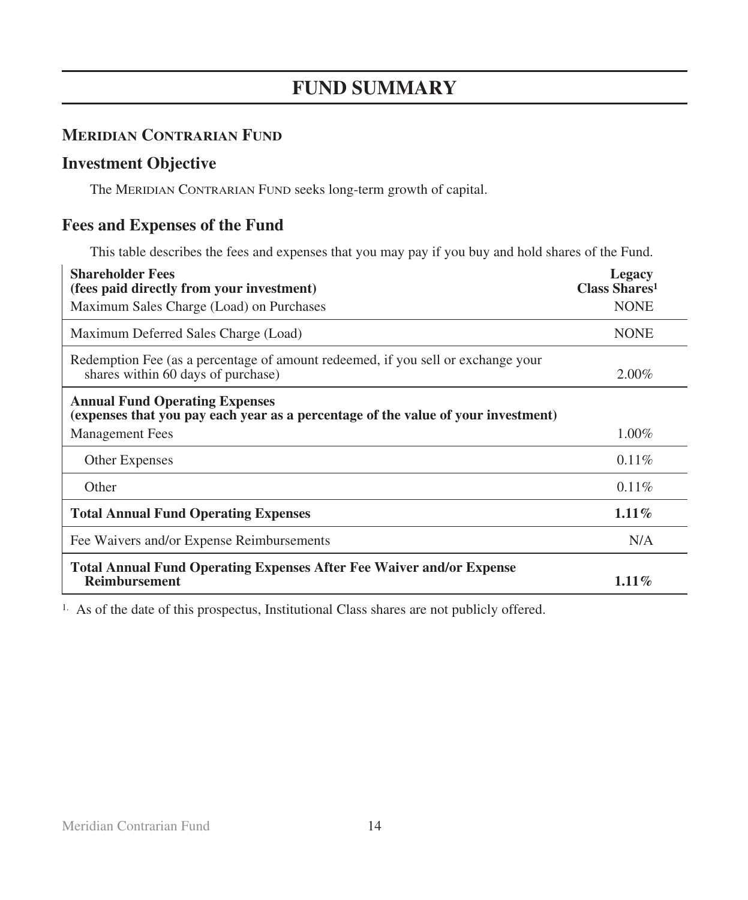# FUND SUMMARY

## MERIDIAN CONTRARIAN FUND

## Investment Objective

The MERIDIAN CONTRARIAN FUND seeks long-term growth of capital.

## Fees and Expenses of the Fund

This table describes the fees and expenses that you may pay if you buy and hold shares of the Fund.

| **Shareholder Fees (fees paid directly from your investment)** | **Legacy Class Shares[1]** |
|---|---|
| Maximum Sales Charge (Load) on Purchases | NONE |
| Maximum Deferred Sales Charge (Load) | NONE |
| Redemption Fee (as a percentage of amount redeemed, if you sell or exchange your shares within 60 days of purchase) | 2.00% |
| **Annual Fund Operating Expenses (expenses that you pay each year as a percentage of the value of your investment)** | |
| Management Fees | 1.00% |
| Other Expenses | 0.11% |
| Other | 0.11% |
| **Total Annual Fund Operating Expenses** | **1.11%** |
| Fee Waivers and/or Expense Reimbursements | N/A |
| **Total Annual Fund Operating Expenses After Fee Waiver and/or Expense Reimbursement** | **1.11%** |

[1] As of the date of this prospectus, Institutional Class shares are not publicly offered.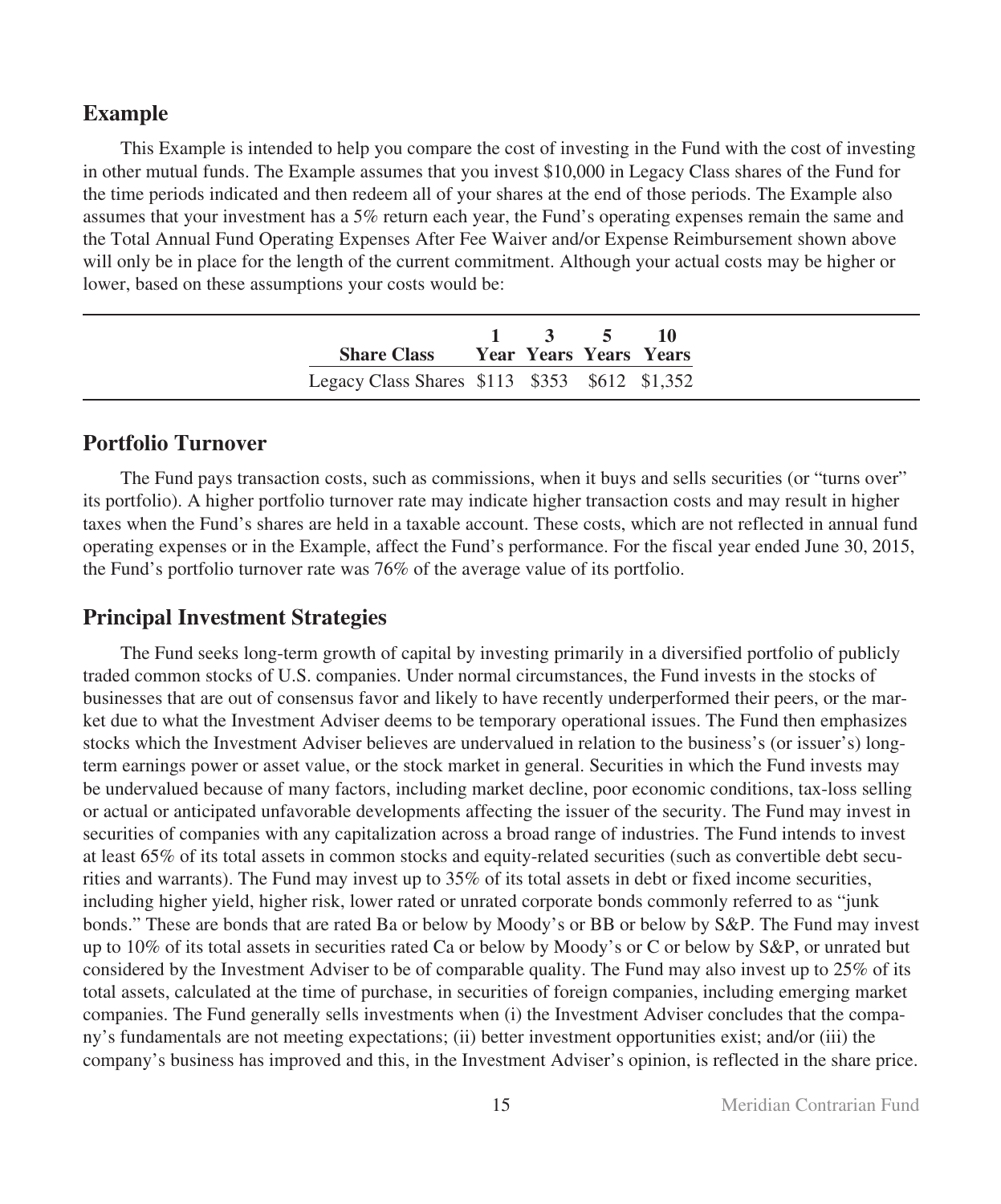## Example

This Example is intended to help you compare the cost of investing in the Fund with the cost of investing in other mutual funds. The Example assumes that you invest $10,000 in Legacy Class shares of the Fund for the time periods indicated and then redeem all of your shares at the end of those periods. The Example also assumes that your investment has a 5% return each year, the Fund's operating expenses remain the same and the Total Annual Fund Operating Expenses After Fee Waiver and/or Expense Reimbursement shown above will only be in place for the length of the current commitment. Although your actual costs may be higher or lower, based on these assumptions your costs would be:

| Share Class | 1 Year | 3 Years | 5 Years | 10 Years |
|---|---|---|---|---|
| Legacy Class Shares | $113 | $353 | $612 | $1,352 |

## Portfolio Turnover

The Fund pays transaction costs, such as commissions, when it buys and sells securities (or "turns over" its portfolio). A higher portfolio turnover rate may indicate higher transaction costs and may result in higher taxes when the Fund's shares are held in a taxable account. These costs, which are not reflected in annual fund operating expenses or in the Example, affect the Fund's performance. For the fiscal year ended June 30, 2015, the Fund's portfolio turnover rate was 76% of the average value of its portfolio.

## Principal Investment Strategies

The Fund seeks long-term growth of capital by investing primarily in a diversified portfolio of publicly traded common stocks of U.S. companies. Under normal circumstances, the Fund invests in the stocks of businesses that are out of consensus favor and likely to have recently underperformed their peers, or the market due to what the Investment Adviser deems to be temporary operational issues. The Fund then emphasizes stocks which the Investment Adviser believes are undervalued in relation to the business's (or issuer's) long-term earnings power or asset value, or the stock market in general. Securities in which the Fund invests may be undervalued because of many factors, including market decline, poor economic conditions, tax-loss selling or actual or anticipated unfavorable developments affecting the issuer of the security. The Fund may invest in securities of companies with any capitalization across a broad range of industries. The Fund intends to invest at least 65% of its total assets in common stocks and equity-related securities (such as convertible debt securities and warrants). The Fund may invest up to 35% of its total assets in debt or fixed income securities, including higher yield, higher risk, lower rated or unrated corporate bonds commonly referred to as "junk bonds." These are bonds that are rated Ba or below by Moody's or BB or below by S&P. The Fund may invest up to 10% of its total assets in securities rated Ca or below by Moody's or C or below by S&P, or unrated but considered by the Investment Adviser to be of comparable quality. The Fund may also invest up to 25% of its total assets, calculated at the time of purchase, in securities of foreign companies, including emerging market companies. The Fund generally sells investments when (i) the Investment Adviser concludes that the company's fundamentals are not meeting expectations; (ii) better investment opportunities exist; and/or (iii) the company's business has improved and this, in the Investment Adviser's opinion, is reflected in the share price.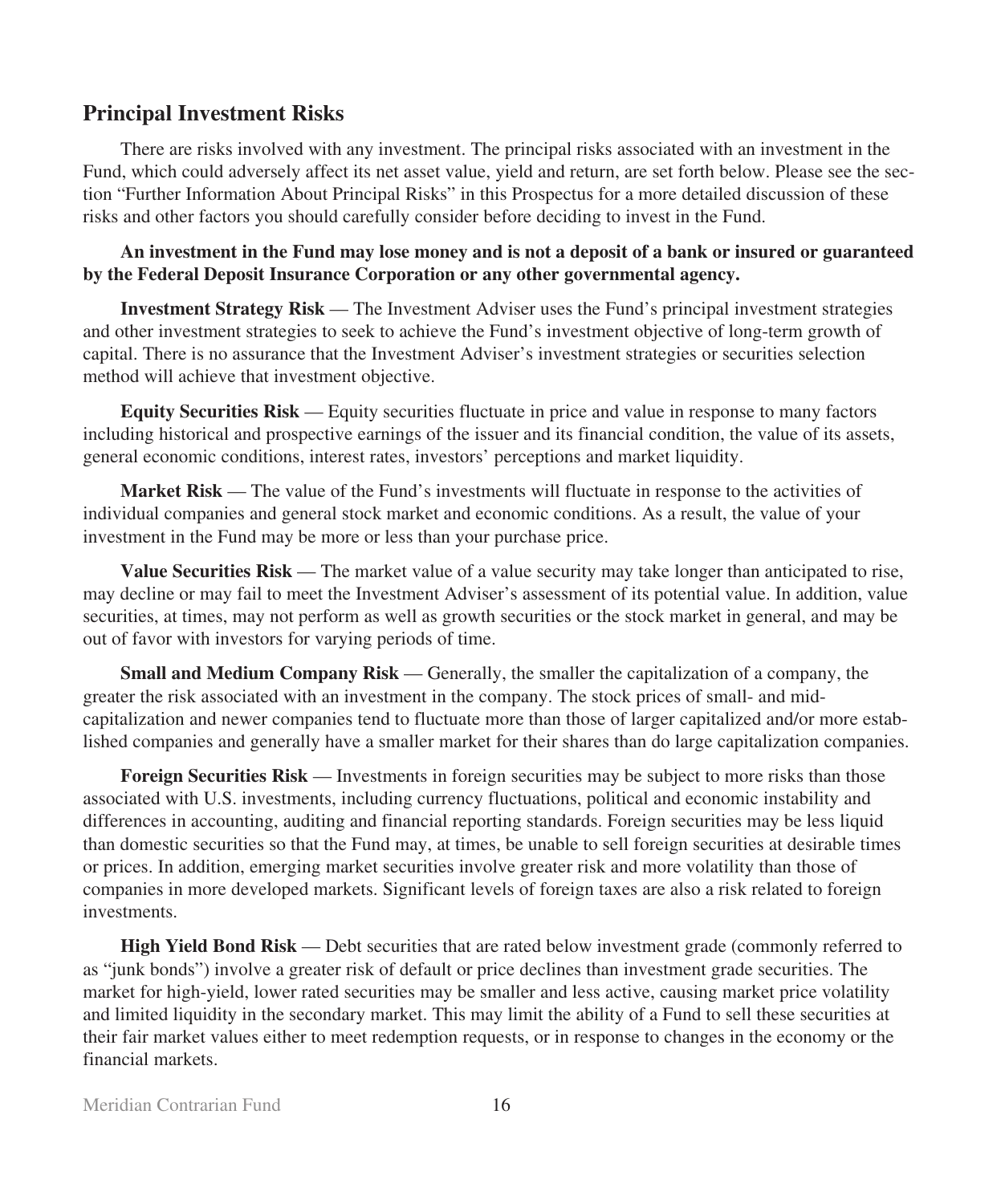## Principal Investment Risks

There are risks involved with any investment. The principal risks associated with an investment in the Fund, which could adversely affect its net asset value, yield and return, are set forth below. Please see the section "Further Information About Principal Risks" in this Prospectus for a more detailed discussion of these risks and other factors you should carefully consider before deciding to invest in the Fund.

**An investment in the Fund may lose money and is not a deposit of a bank or insured or guaranteed by the Federal Deposit Insurance Corporation or any other governmental agency.**

**Investment Strategy Risk** — The Investment Adviser uses the Fund's principal investment strategies and other investment strategies to seek to achieve the Fund's investment objective of long-term growth of capital. There is no assurance that the Investment Adviser's investment strategies or securities selection method will achieve that investment objective.

**Equity Securities Risk** — Equity securities fluctuate in price and value in response to many factors including historical and prospective earnings of the issuer and its financial condition, the value of its assets, general economic conditions, interest rates, investors' perceptions and market liquidity.

**Market Risk** — The value of the Fund's investments will fluctuate in response to the activities of individual companies and general stock market and economic conditions. As a result, the value of your investment in the Fund may be more or less than your purchase price.

**Value Securities Risk** — The market value of a value security may take longer than anticipated to rise, may decline or may fail to meet the Investment Adviser's assessment of its potential value. In addition, value securities, at times, may not perform as well as growth securities or the stock market in general, and may be out of favor with investors for varying periods of time.

**Small and Medium Company Risk** — Generally, the smaller the capitalization of a company, the greater the risk associated with an investment in the company. The stock prices of small- and mid-capitalization and newer companies tend to fluctuate more than those of larger capitalized and/or more established companies and generally have a smaller market for their shares than do large capitalization companies.

**Foreign Securities Risk** — Investments in foreign securities may be subject to more risks than those associated with U.S. investments, including currency fluctuations, political and economic instability and differences in accounting, auditing and financial reporting standards. Foreign securities may be less liquid than domestic securities so that the Fund may, at times, be unable to sell foreign securities at desirable times or prices. In addition, emerging market securities involve greater risk and more volatility than those of companies in more developed markets. Significant levels of foreign taxes are also a risk related to foreign investments.

**High Yield Bond Risk** — Debt securities that are rated below investment grade (commonly referred to as "junk bonds") involve a greater risk of default or price declines than investment grade securities. The market for high-yield, lower rated securities may be smaller and less active, causing market price volatility and limited liquidity in the secondary market. This may limit the ability of a Fund to sell these securities at their fair market values either to meet redemption requests, or in response to changes in the economy or the financial markets.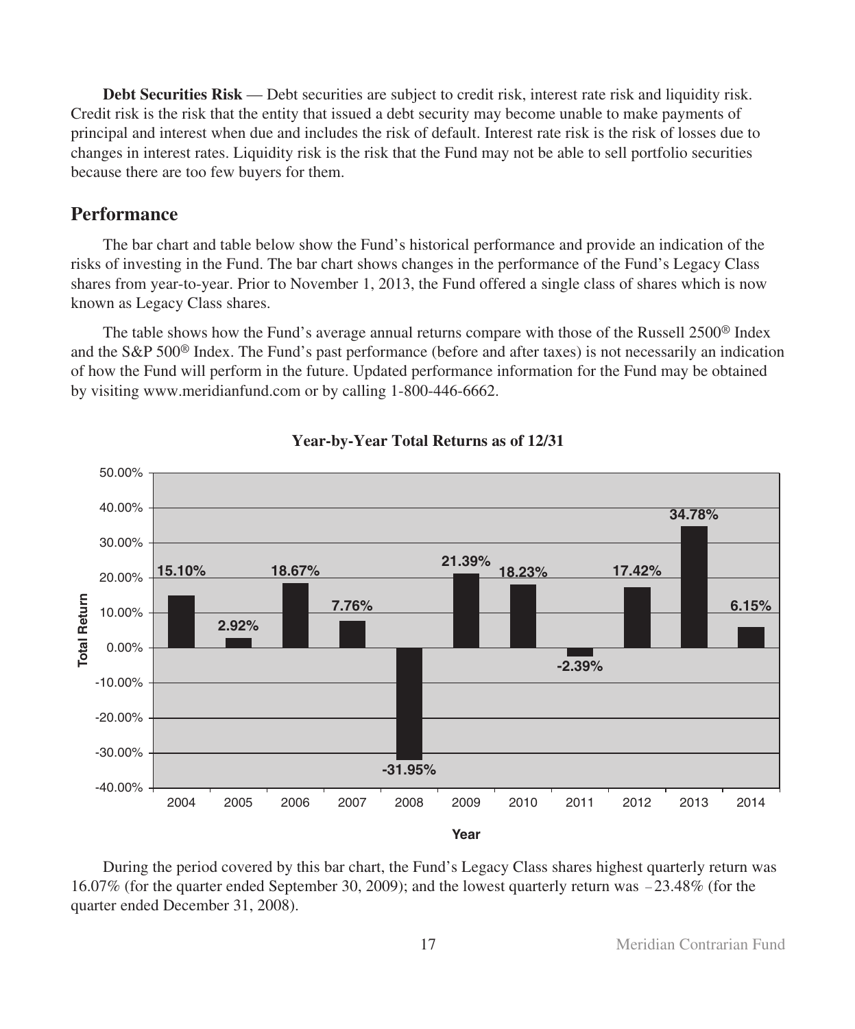**Debt Securities Risk** — Debt securities are subject to credit risk, interest rate risk and liquidity risk. Credit risk is the risk that the entity that issued a debt security may become unable to make payments of principal and interest when due and includes the risk of default. Interest rate risk is the risk of losses due to changes in interest rates. Liquidity risk is the risk that the Fund may not be able to sell portfolio securities because there are too few buyers for them.

## Performance

The bar chart and table below show the Fund's historical performance and provide an indication of the risks of investing in the Fund. The bar chart shows changes in the performance of the Fund's Legacy Class shares from year-to-year. Prior to November 1, 2013, the Fund offered a single class of shares which is now known as Legacy Class shares.

The table shows how the Fund's average annual returns compare with those of the Russell 2500® Index and the S&P 500® Index. The Fund's past performance (before and after taxes) is not necessarily an indication of how the Fund will perform in the future. Updated performance information for the Fund may be obtained by visiting www.meridianfund.com or by calling 1-800-446-6662.

**Year-by-Year Total Returns as of 12/31**

| Year | Total Return |
|---|---|
| 2004 | 15.10% |
| 2005 | 2.92% |
| 2006 | 18.67% |
| 2007 | 7.76% |
| 2008 | -31.95% |
| 2009 | 21.39% |
| 2010 | 18.23% |
| 2011 | -2.39% |
| 2012 | 17.42% |
| 2013 | 34.78% |
| 2014 | 6.15% |

During the period covered by this bar chart, the Fund's Legacy Class shares highest quarterly return was 16.07% (for the quarter ended September 30, 2009); and the lowest quarterly return was −23.48% (for the quarter ended December 31, 2008).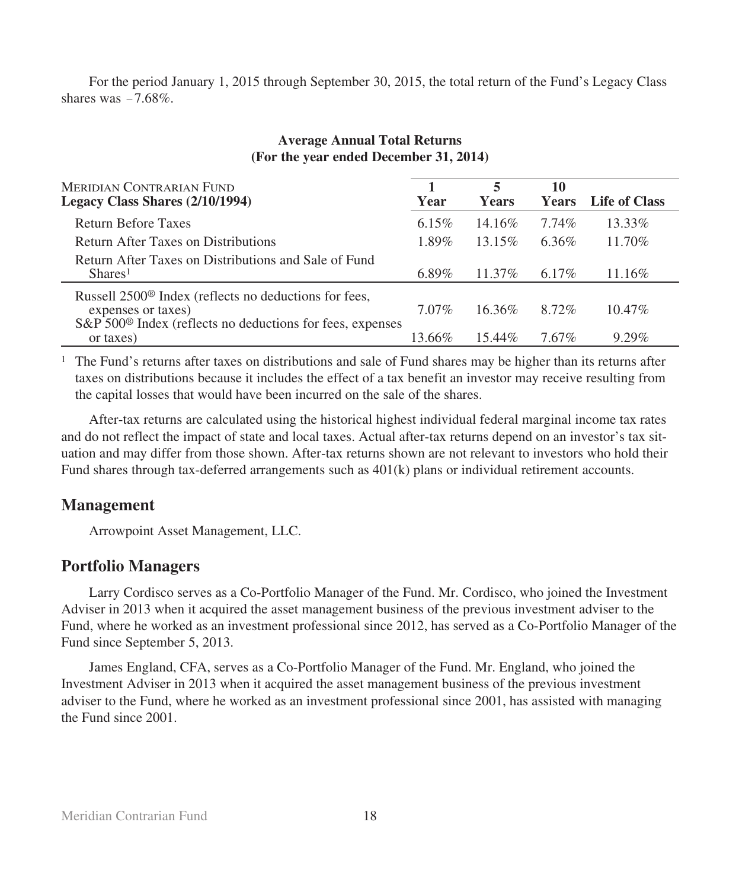For the period January 1, 2015 through September 30, 2015, the total return of the Fund's Legacy Class shares was −7.68%.

**Average Annual Total Returns**
**(For the year ended December 31, 2014)**

| MERIDIAN CONTRARIAN FUND **Legacy Class Shares (2/10/1994)** | **1 Year** | **5 Years** | **10 Years** | **Life of Class** |
|---|---|---|---|---|
| Return Before Taxes | 6.15% | 14.16% | 7.74% | 13.33% |
| Return After Taxes on Distributions | 1.89% | 13.15% | 6.36% | 11.70% |
| Return After Taxes on Distributions and Sale of Fund Shares[1] | 6.89% | 11.37% | 6.17% | 11.16% |
| Russell 2500® Index (reflects no deductions for fees, expenses or taxes) | 7.07% | 16.36% | 8.72% | 10.47% |
| S&P 500® Index (reflects no deductions for fees, expenses or taxes) | 13.66% | 15.44% | 7.67% | 9.29% |

[1] The Fund's returns after taxes on distributions and sale of Fund shares may be higher than its returns after taxes on distributions because it includes the effect of a tax benefit an investor may receive resulting from the capital losses that would have been incurred on the sale of the shares.

After-tax returns are calculated using the historical highest individual federal marginal income tax rates and do not reflect the impact of state and local taxes. Actual after-tax returns depend on an investor's tax situation and may differ from those shown. After-tax returns shown are not relevant to investors who hold their Fund shares through tax-deferred arrangements such as 401(k) plans or individual retirement accounts.

## Management

Arrowpoint Asset Management, LLC.

## Portfolio Managers

Larry Cordisco serves as a Co-Portfolio Manager of the Fund. Mr. Cordisco, who joined the Investment Adviser in 2013 when it acquired the asset management business of the previous investment adviser to the Fund, where he worked as an investment professional since 2012, has served as a Co-Portfolio Manager of the Fund since September 5, 2013.

James England, CFA, serves as a Co-Portfolio Manager of the Fund. Mr. England, who joined the Investment Adviser in 2013 when it acquired the asset management business of the previous investment adviser to the Fund, where he worked as an investment professional since 2001, has assisted with managing the Fund since 2001.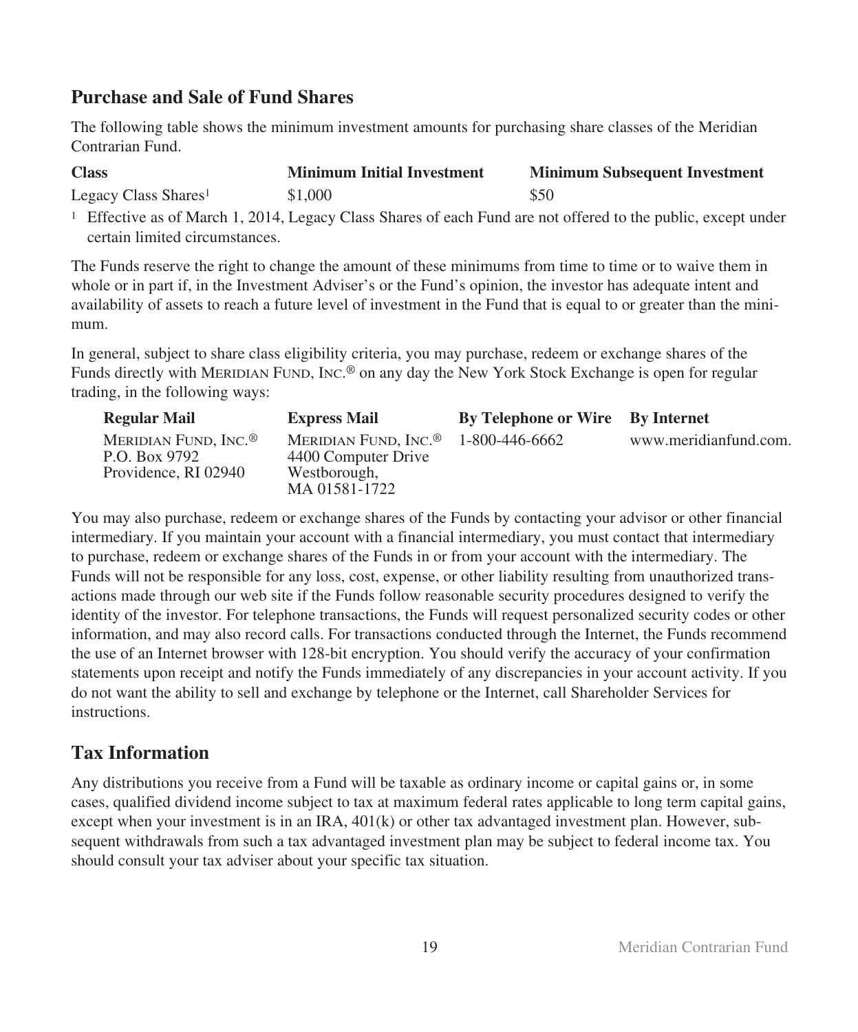## Purchase and Sale of Fund Shares

The following table shows the minimum investment amounts for purchasing share classes of the Meridian Contrarian Fund.

| Class | Minimum Initial Investment | Minimum Subsequent Investment |
|---|---|---|
| Legacy Class Shares[1] | $1,000 | $50 |

[1] Effective as of March 1, 2014, Legacy Class Shares of each Fund are not offered to the public, except under certain limited circumstances.

The Funds reserve the right to change the amount of these minimums from time to time or to waive them in whole or in part if, in the Investment Adviser's or the Fund's opinion, the investor has adequate intent and availability of assets to reach a future level of investment in the Fund that is equal to or greater than the minimum.

In general, subject to share class eligibility criteria, you may purchase, redeem or exchange shares of the Funds directly with MERIDIAN FUND, INC.® on any day the New York Stock Exchange is open for regular trading, in the following ways:

| Regular Mail | Express Mail | By Telephone or Wire | By Internet |
|---|---|---|---|
| MERIDIAN FUND, INC.® P.O. Box 9792 Providence, RI 02940 | MERIDIAN FUND, INC.® 4400 Computer Drive Westborough, MA 01581-1722 | 1-800-446-6662 | www.meridianfund.com. |

You may also purchase, redeem or exchange shares of the Funds by contacting your advisor or other financial intermediary. If you maintain your account with a financial intermediary, you must contact that intermediary to purchase, redeem or exchange shares of the Funds in or from your account with the intermediary. The Funds will not be responsible for any loss, cost, expense, or other liability resulting from unauthorized transactions made through our web site if the Funds follow reasonable security procedures designed to verify the identity of the investor. For telephone transactions, the Funds will request personalized security codes or other information, and may also record calls. For transactions conducted through the Internet, the Funds recommend the use of an Internet browser with 128-bit encryption. You should verify the accuracy of your confirmation statements upon receipt and notify the Funds immediately of any discrepancies in your account activity. If you do not want the ability to sell and exchange by telephone or the Internet, call Shareholder Services for instructions.

## Tax Information

Any distributions you receive from a Fund will be taxable as ordinary income or capital gains or, in some cases, qualified dividend income subject to tax at maximum federal rates applicable to long term capital gains, except when your investment is in an IRA, 401(k) or other tax advantaged investment plan. However, subsequent withdrawals from such a tax advantaged investment plan may be subject to federal income tax. You should consult your tax adviser about your specific tax situation.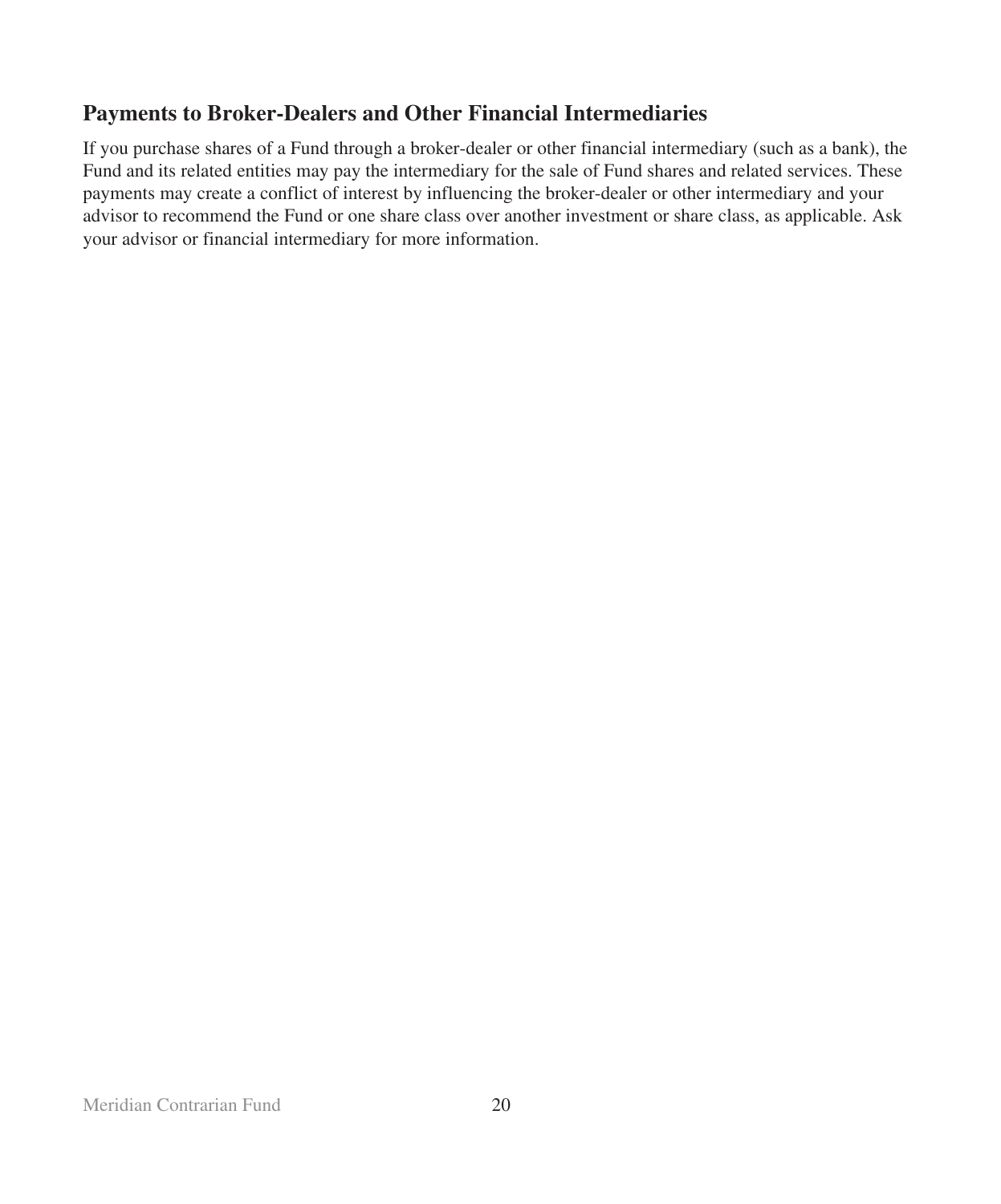## Payments to Broker-Dealers and Other Financial Intermediaries

If you purchase shares of a Fund through a broker-dealer or other financial intermediary (such as a bank), the Fund and its related entities may pay the intermediary for the sale of Fund shares and related services. These payments may create a conflict of interest by influencing the broker-dealer or other intermediary and your advisor to recommend the Fund or one share class over another investment or share class, as applicable. Ask your advisor or financial intermediary for more information.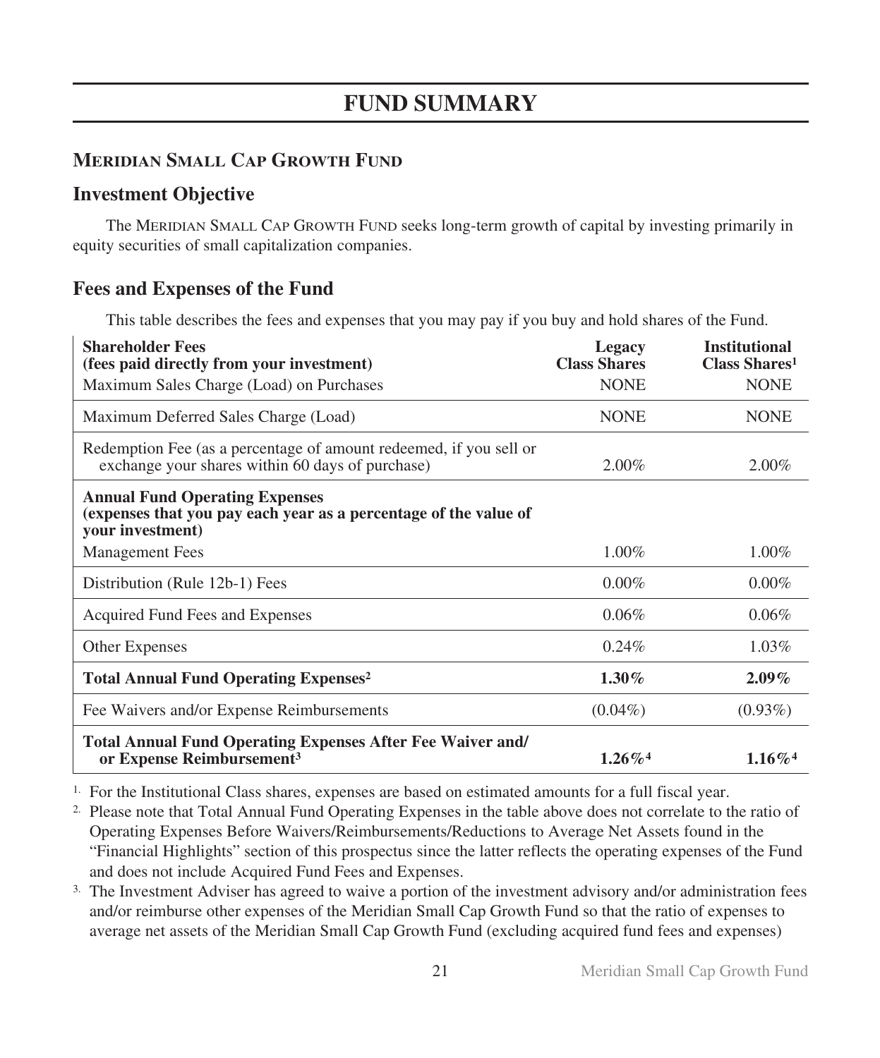# FUND SUMMARY

## MERIDIAN SMALL CAP GROWTH FUND

### Investment Objective

The MERIDIAN SMALL CAP GROWTH FUND seeks long-term growth of capital by investing primarily in equity securities of small capitalization companies.

### Fees and Expenses of the Fund

This table describes the fees and expenses that you may pay if you buy and hold shares of the Fund.

| **Shareholder Fees (fees paid directly from your investment)** | **Legacy Class Shares** | **Institutional Class Shares[1]** |
|---|---|---|
| Maximum Sales Charge (Load) on Purchases | NONE | NONE |
| Maximum Deferred Sales Charge (Load) | NONE | NONE |
| Redemption Fee (as a percentage of amount redeemed, if you sell or exchange your shares within 60 days of purchase) | 2.00% | 2.00% |
| **Annual Fund Operating Expenses (expenses that you pay each year as a percentage of the value of your investment)** | | |
| Management Fees | 1.00% | 1.00% |
| Distribution (Rule 12b-1) Fees | 0.00% | 0.00% |
| Acquired Fund Fees and Expenses | 0.06% | 0.06% |
| Other Expenses | 0.24% | 1.03% |
| **Total Annual Fund Operating Expenses[2]** | **1.30%** | **2.09%** |
| Fee Waivers and/or Expense Reimbursements | (0.04%) | (0.93%) |
| **Total Annual Fund Operating Expenses After Fee Waiver and/ or Expense Reimbursement[3]** | **1.26%[4]** | **1.16%[4]** |

1. For the Institutional Class shares, expenses are based on estimated amounts for a full fiscal year.
2. Please note that Total Annual Fund Operating Expenses in the table above does not correlate to the ratio of Operating Expenses Before Waivers/Reimbursements/Reductions to Average Net Assets found in the "Financial Highlights" section of this prospectus since the latter reflects the operating expenses of the Fund and does not include Acquired Fund Fees and Expenses.
3. The Investment Adviser has agreed to waive a portion of the investment advisory and/or administration fees and/or reimburse other expenses of the Meridian Small Cap Growth Fund so that the ratio of expenses to average net assets of the Meridian Small Cap Growth Fund (excluding acquired fund fees and expenses)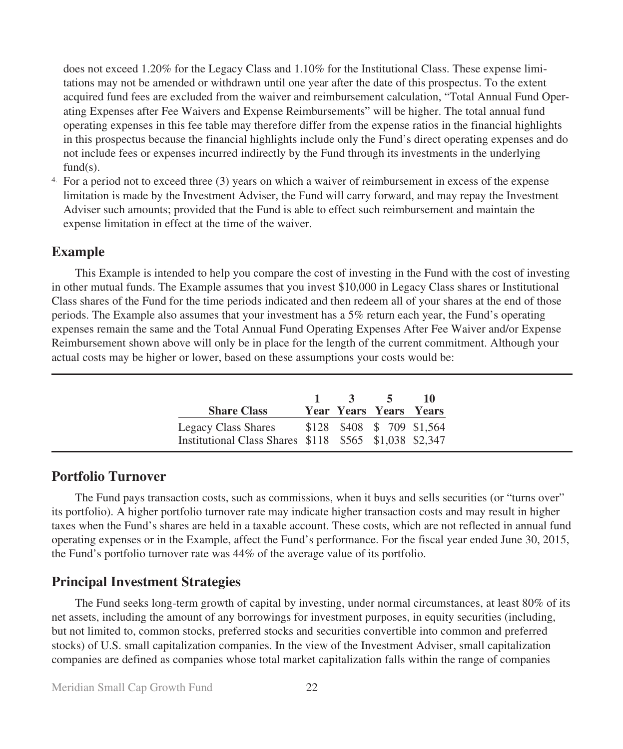does not exceed 1.20% for the Legacy Class and 1.10% for the Institutional Class. These expense limitations may not be amended or withdrawn until one year after the date of this prospectus. To the extent acquired fund fees are excluded from the waiver and reimbursement calculation, "Total Annual Fund Operating Expenses after Fee Waivers and Expense Reimbursements" will be higher. The total annual fund operating expenses in this fee table may therefore differ from the expense ratios in the financial highlights in this prospectus because the financial highlights include only the Fund's direct operating expenses and do not include fees or expenses incurred indirectly by the Fund through its investments in the underlying fund(s).

4. For a period not to exceed three (3) years on which a waiver of reimbursement in excess of the expense limitation is made by the Investment Adviser, the Fund will carry forward, and may repay the Investment Adviser such amounts; provided that the Fund is able to effect such reimbursement and maintain the expense limitation in effect at the time of the waiver.

## Example

This Example is intended to help you compare the cost of investing in the Fund with the cost of investing in other mutual funds. The Example assumes that you invest $10,000 in Legacy Class shares or Institutional Class shares of the Fund for the time periods indicated and then redeem all of your shares at the end of those periods. The Example also assumes that your investment has a 5% return each year, the Fund's operating expenses remain the same and the Total Annual Fund Operating Expenses After Fee Waiver and/or Expense Reimbursement shown above will only be in place for the length of the current commitment. Although your actual costs may be higher or lower, based on these assumptions your costs would be:

| Share Class | 1 Year | 3 Years | 5 Years | 10 Years |
|---|---|---|---|---|
| Legacy Class Shares | $128 | $408 | $ 709 | $1,564 |
| Institutional Class Shares | $118 | $565 | $1,038 | $2,347 |

## Portfolio Turnover

The Fund pays transaction costs, such as commissions, when it buys and sells securities (or "turns over" its portfolio). A higher portfolio turnover rate may indicate higher transaction costs and may result in higher taxes when the Fund's shares are held in a taxable account. These costs, which are not reflected in annual fund operating expenses or in the Example, affect the Fund's performance. For the fiscal year ended June 30, 2015, the Fund's portfolio turnover rate was 44% of the average value of its portfolio.

## Principal Investment Strategies

The Fund seeks long-term growth of capital by investing, under normal circumstances, at least 80% of its net assets, including the amount of any borrowings for investment purposes, in equity securities (including, but not limited to, common stocks, preferred stocks and securities convertible into common and preferred stocks) of U.S. small capitalization companies. In the view of the Investment Adviser, small capitalization companies are defined as companies whose total market capitalization falls within the range of companies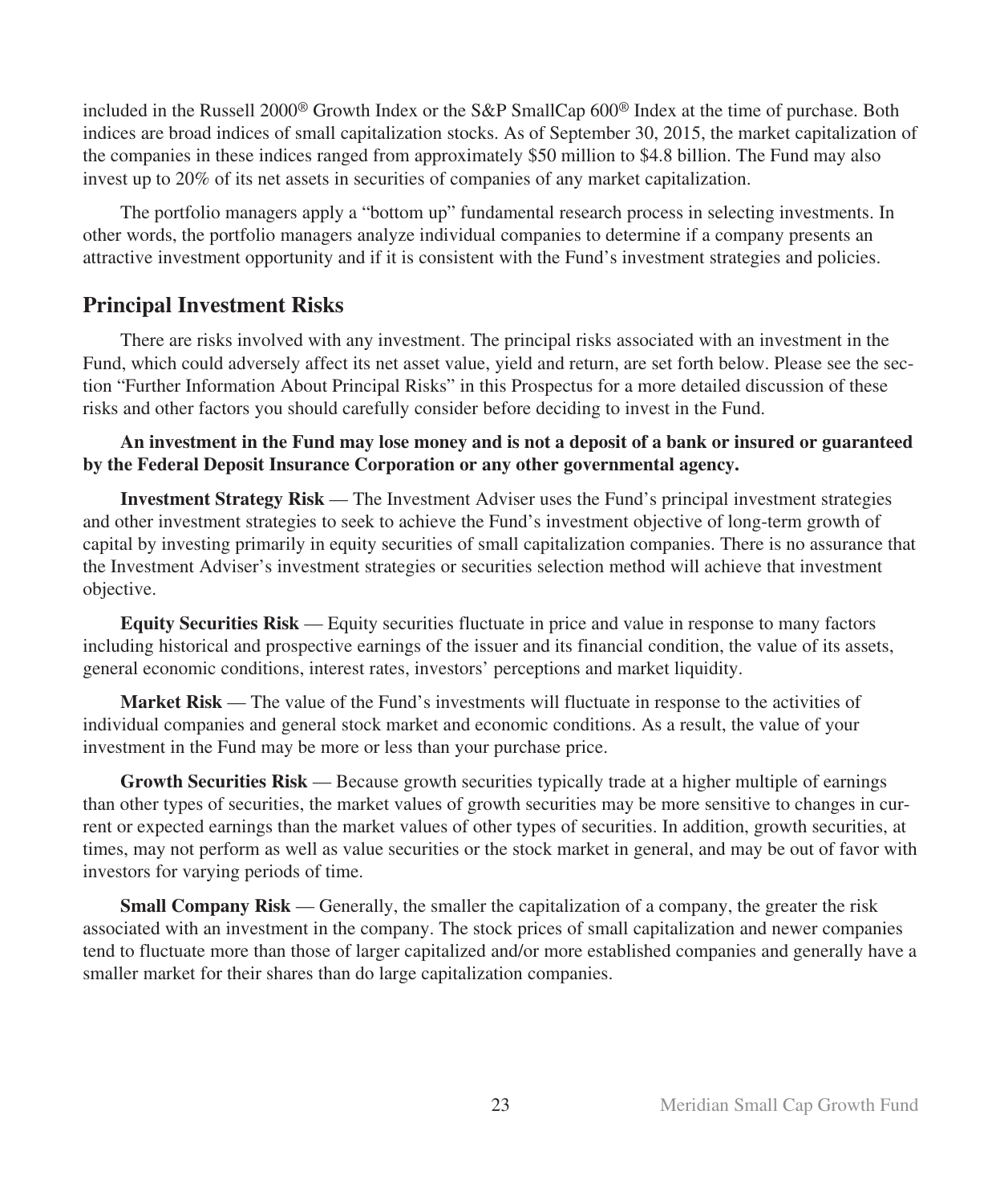included in the Russell 2000® Growth Index or the S&P SmallCap 600® Index at the time of purchase. Both indices are broad indices of small capitalization stocks. As of September 30, 2015, the market capitalization of the companies in these indices ranged from approximately $50 million to $4.8 billion. The Fund may also invest up to 20% of its net assets in securities of companies of any market capitalization.

The portfolio managers apply a "bottom up" fundamental research process in selecting investments. In other words, the portfolio managers analyze individual companies to determine if a company presents an attractive investment opportunity and if it is consistent with the Fund's investment strategies and policies.

## Principal Investment Risks

There are risks involved with any investment. The principal risks associated with an investment in the Fund, which could adversely affect its net asset value, yield and return, are set forth below. Please see the section "Further Information About Principal Risks" in this Prospectus for a more detailed discussion of these risks and other factors you should carefully consider before deciding to invest in the Fund.

**An investment in the Fund may lose money and is not a deposit of a bank or insured or guaranteed by the Federal Deposit Insurance Corporation or any other governmental agency.**

**Investment Strategy Risk** — The Investment Adviser uses the Fund's principal investment strategies and other investment strategies to seek to achieve the Fund's investment objective of long-term growth of capital by investing primarily in equity securities of small capitalization companies. There is no assurance that the Investment Adviser's investment strategies or securities selection method will achieve that investment objective.

**Equity Securities Risk** — Equity securities fluctuate in price and value in response to many factors including historical and prospective earnings of the issuer and its financial condition, the value of its assets, general economic conditions, interest rates, investors' perceptions and market liquidity.

**Market Risk** — The value of the Fund's investments will fluctuate in response to the activities of individual companies and general stock market and economic conditions. As a result, the value of your investment in the Fund may be more or less than your purchase price.

**Growth Securities Risk** — Because growth securities typically trade at a higher multiple of earnings than other types of securities, the market values of growth securities may be more sensitive to changes in current or expected earnings than the market values of other types of securities. In addition, growth securities, at times, may not perform as well as value securities or the stock market in general, and may be out of favor with investors for varying periods of time.

**Small Company Risk** — Generally, the smaller the capitalization of a company, the greater the risk associated with an investment in the company. The stock prices of small capitalization and newer companies tend to fluctuate more than those of larger capitalized and/or more established companies and generally have a smaller market for their shares than do large capitalization companies.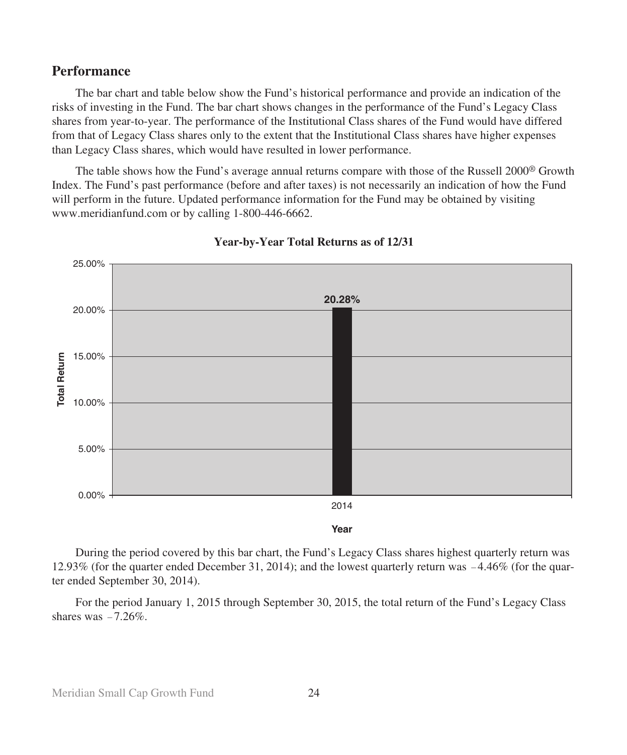## Performance

The bar chart and table below show the Fund's historical performance and provide an indication of the risks of investing in the Fund. The bar chart shows changes in the performance of the Fund's Legacy Class shares from year-to-year. The performance of the Institutional Class shares of the Fund would have differed from that of Legacy Class shares only to the extent that the Institutional Class shares have higher expenses than Legacy Class shares, which would have resulted in lower performance.

The table shows how the Fund's average annual returns compare with those of the Russell 2000® Growth Index. The Fund's past performance (before and after taxes) is not necessarily an indication of how the Fund will perform in the future. Updated performance information for the Fund may be obtained by visiting www.meridianfund.com or by calling 1-800-446-6662.

**Year-by-Year Total Returns as of 12/31**

| Year | Total Return |
|---|---|
| 2014 | 20.28% |

During the period covered by this bar chart, the Fund's Legacy Class shares highest quarterly return was 12.93% (for the quarter ended December 31, 2014); and the lowest quarterly return was −4.46% (for the quarter ended September 30, 2014).

For the period January 1, 2015 through September 30, 2015, the total return of the Fund's Legacy Class shares was −7.26%.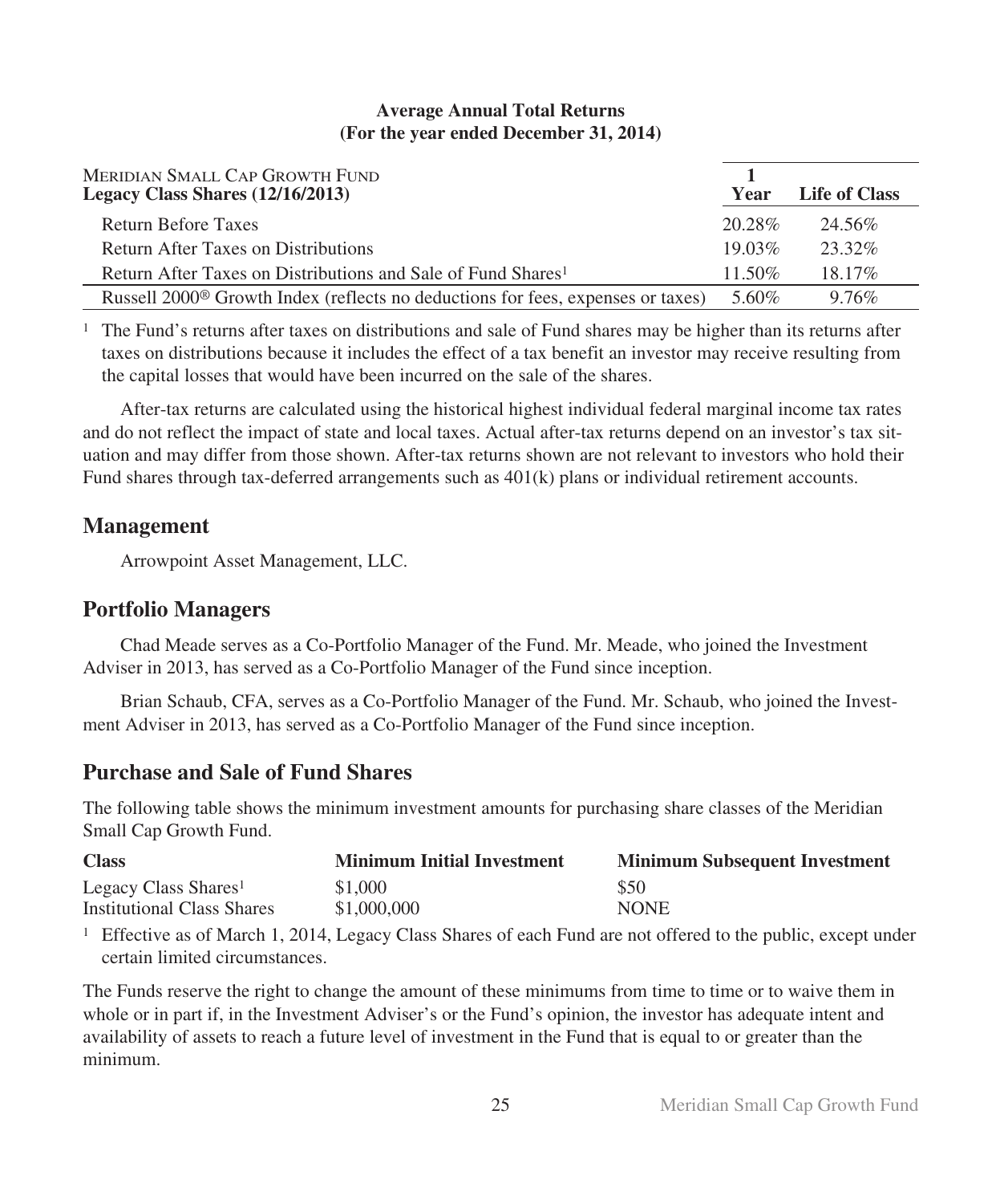**Average Annual Total Returns**
**(For the year ended December 31, 2014)**

| MERIDIAN SMALL CAP GROWTH FUND **Legacy Class Shares (12/16/2013)** | **1 Year** | **Life of Class** |
|---|---|---|
| Return Before Taxes | 20.28% | 24.56% |
| Return After Taxes on Distributions | 19.03% | 23.32% |
| Return After Taxes on Distributions and Sale of Fund Shares[1] | 11.50% | 18.17% |
| Russell 2000® Growth Index (reflects no deductions for fees, expenses or taxes) | 5.60% | 9.76% |

[1] The Fund's returns after taxes on distributions and sale of Fund shares may be higher than its returns after taxes on distributions because it includes the effect of a tax benefit an investor may receive resulting from the capital losses that would have been incurred on the sale of the shares.

After-tax returns are calculated using the historical highest individual federal marginal income tax rates and do not reflect the impact of state and local taxes. Actual after-tax returns depend on an investor's tax situation and may differ from those shown. After-tax returns shown are not relevant to investors who hold their Fund shares through tax-deferred arrangements such as 401(k) plans or individual retirement accounts.

## Management

Arrowpoint Asset Management, LLC.

## Portfolio Managers

Chad Meade serves as a Co-Portfolio Manager of the Fund. Mr. Meade, who joined the Investment Adviser in 2013, has served as a Co-Portfolio Manager of the Fund since inception.

Brian Schaub, CFA, serves as a Co-Portfolio Manager of the Fund. Mr. Schaub, who joined the Investment Adviser in 2013, has served as a Co-Portfolio Manager of the Fund since inception.

## Purchase and Sale of Fund Shares

The following table shows the minimum investment amounts for purchasing share classes of the Meridian Small Cap Growth Fund.

| Class | Minimum Initial Investment | Minimum Subsequent Investment |
|---|---|---|
| Legacy Class Shares[1] | $1,000 | $50 |
| Institutional Class Shares | $1,000,000 | NONE |

[1] Effective as of March 1, 2014, Legacy Class Shares of each Fund are not offered to the public, except under certain limited circumstances.

The Funds reserve the right to change the amount of these minimums from time to time or to waive them in whole or in part if, in the Investment Adviser's or the Fund's opinion, the investor has adequate intent and availability of assets to reach a future level of investment in the Fund that is equal to or greater than the minimum.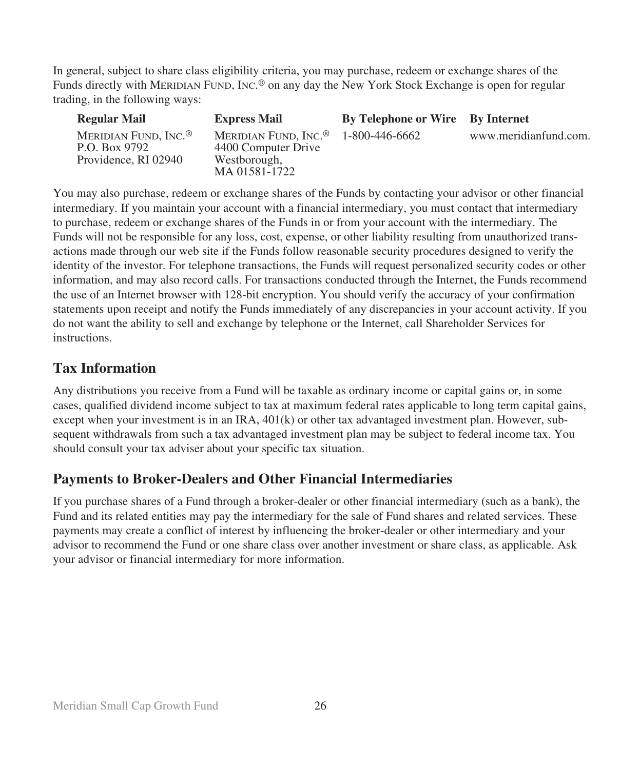In general, subject to share class eligibility criteria, you may purchase, redeem or exchange shares of the Funds directly with MERIDIAN FUND, INC.® on any day the New York Stock Exchange is open for regular trading, in the following ways:

| Regular Mail | Express Mail | By Telephone or Wire | By Internet |
|---|---|---|---|
| MERIDIAN FUND, INC.®<br>P.O. Box 9792<br>Providence, RI 02940 | MERIDIAN FUND, INC.®<br>4400 Computer Drive<br>Westborough,<br>MA 01581-1722 | 1-800-446-6662 | www.meridianfund.com. |

You may also purchase, redeem or exchange shares of the Funds by contacting your advisor or other financial intermediary. If you maintain your account with a financial intermediary, you must contact that intermediary to purchase, redeem or exchange shares of the Funds in or from your account with the intermediary. The Funds will not be responsible for any loss, cost, expense, or other liability resulting from unauthorized transactions made through our web site if the Funds follow reasonable security procedures designed to verify the identity of the investor. For telephone transactions, the Funds will request personalized security codes or other information, and may also record calls. For transactions conducted through the Internet, the Funds recommend the use of an Internet browser with 128-bit encryption. You should verify the accuracy of your confirmation statements upon receipt and notify the Funds immediately of any discrepancies in your account activity. If you do not want the ability to sell and exchange by telephone or the Internet, call Shareholder Services for instructions.

## Tax Information

Any distributions you receive from a Fund will be taxable as ordinary income or capital gains or, in some cases, qualified dividend income subject to tax at maximum federal rates applicable to long term capital gains, except when your investment is in an IRA, 401(k) or other tax advantaged investment plan. However, subsequent withdrawals from such a tax advantaged investment plan may be subject to federal income tax. You should consult your tax adviser about your specific tax situation.

## Payments to Broker-Dealers and Other Financial Intermediaries

If you purchase shares of a Fund through a broker-dealer or other financial intermediary (such as a bank), the Fund and its related entities may pay the intermediary for the sale of Fund shares and related services. These payments may create a conflict of interest by influencing the broker-dealer or other intermediary and your advisor to recommend the Fund or one share class over another investment or share class, as applicable. Ask your advisor or financial intermediary for more information.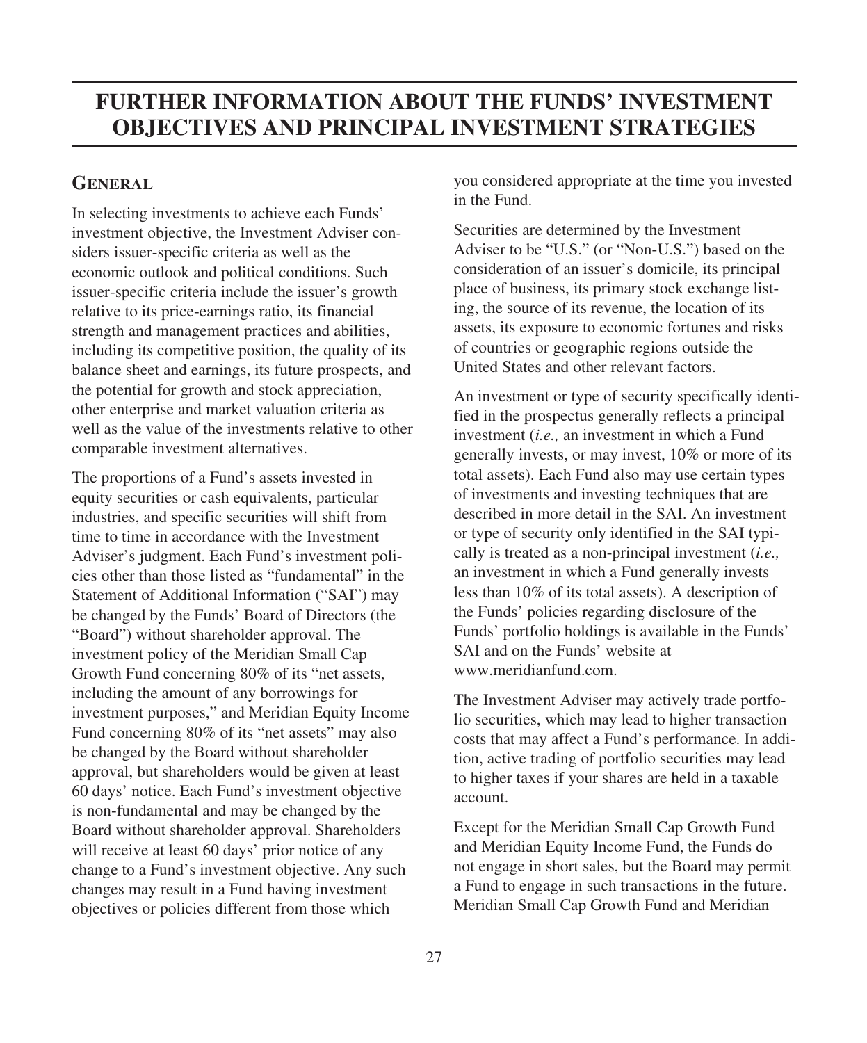# FURTHER INFORMATION ABOUT THE FUNDS' INVESTMENT OBJECTIVES AND PRINCIPAL INVESTMENT STRATEGIES

## General

In selecting investments to achieve each Funds' investment objective, the Investment Adviser considers issuer-specific criteria as well as the economic outlook and political conditions. Such issuer-specific criteria include the issuer's growth relative to its price-earnings ratio, its financial strength and management practices and abilities, including its competitive position, the quality of its balance sheet and earnings, its future prospects, and the potential for growth and stock appreciation, other enterprise and market valuation criteria as well as the value of the investments relative to other comparable investment alternatives.

The proportions of a Fund's assets invested in equity securities or cash equivalents, particular industries, and specific securities will shift from time to time in accordance with the Investment Adviser's judgment. Each Fund's investment policies other than those listed as "fundamental" in the Statement of Additional Information ("SAI") may be changed by the Funds' Board of Directors (the "Board") without shareholder approval. The investment policy of the Meridian Small Cap Growth Fund concerning 80% of its "net assets, including the amount of any borrowings for investment purposes," and Meridian Equity Income Fund concerning 80% of its "net assets" may also be changed by the Board without shareholder approval, but shareholders would be given at least 60 days' notice. Each Fund's investment objective is non-fundamental and may be changed by the Board without shareholder approval. Shareholders will receive at least 60 days' prior notice of any change to a Fund's investment objective. Any such changes may result in a Fund having investment objectives or policies different from those which you considered appropriate at the time you invested in the Fund.

Securities are determined by the Investment Adviser to be "U.S." (or "Non-U.S.") based on the consideration of an issuer's domicile, its principal place of business, its primary stock exchange listing, the source of its revenue, the location of its assets, its exposure to economic fortunes and risks of countries or geographic regions outside the United States and other relevant factors.

An investment or type of security specifically identified in the prospectus generally reflects a principal investment (*i.e.,* an investment in which a Fund generally invests, or may invest, 10% or more of its total assets). Each Fund also may use certain types of investments and investing techniques that are described in more detail in the SAI. An investment or type of security only identified in the SAI typically is treated as a non-principal investment (*i.e.,* an investment in which a Fund generally invests less than 10% of its total assets). A description of the Funds' policies regarding disclosure of the Funds' portfolio holdings is available in the Funds' SAI and on the Funds' website at www.meridianfund.com.

The Investment Adviser may actively trade portfolio securities, which may lead to higher transaction costs that may affect a Fund's performance. In addition, active trading of portfolio securities may lead to higher taxes if your shares are held in a taxable account.

Except for the Meridian Small Cap Growth Fund and Meridian Equity Income Fund, the Funds do not engage in short sales, but the Board may permit a Fund to engage in such transactions in the future. Meridian Small Cap Growth Fund and Meridian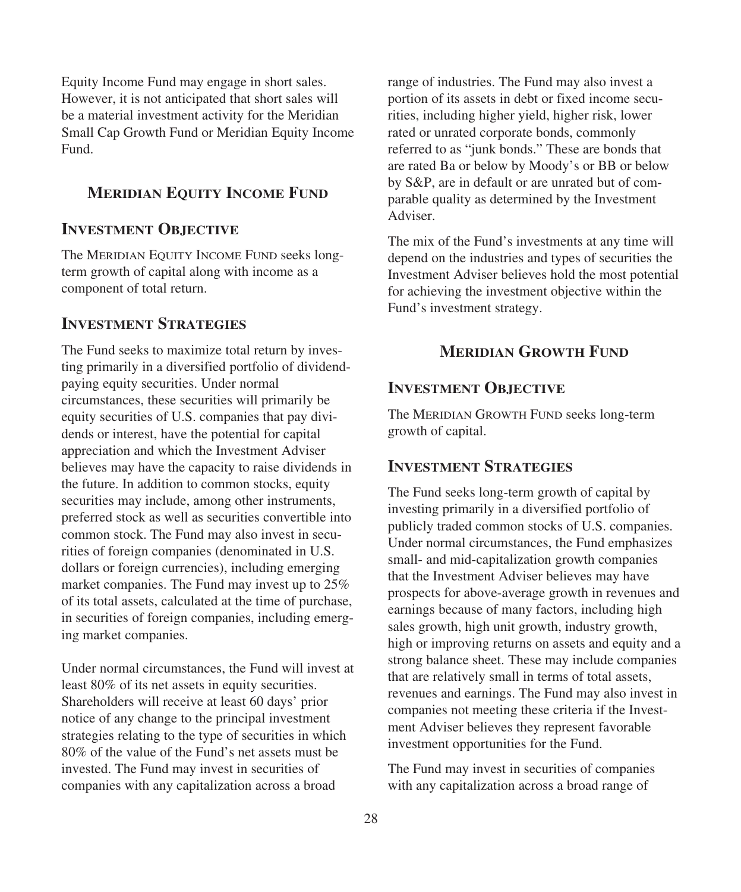Equity Income Fund may engage in short sales. However, it is not anticipated that short sales will be a material investment activity for the Meridian Small Cap Growth Fund or Meridian Equity Income Fund.

## MERIDIAN EQUITY INCOME FUND

### INVESTMENT OBJECTIVE

The MERIDIAN EQUITY INCOME FUND seeks long-term growth of capital along with income as a component of total return.

### INVESTMENT STRATEGIES

The Fund seeks to maximize total return by investing primarily in a diversified portfolio of dividend-paying equity securities. Under normal circumstances, these securities will primarily be equity securities of U.S. companies that pay dividends or interest, have the potential for capital appreciation and which the Investment Adviser believes may have the capacity to raise dividends in the future. In addition to common stocks, equity securities may include, among other instruments, preferred stock as well as securities convertible into common stock. The Fund may also invest in securities of foreign companies (denominated in U.S. dollars or foreign currencies), including emerging market companies. The Fund may invest up to 25% of its total assets, calculated at the time of purchase, in securities of foreign companies, including emerging market companies.

Under normal circumstances, the Fund will invest at least 80% of its net assets in equity securities. Shareholders will receive at least 60 days' prior notice of any change to the principal investment strategies relating to the type of securities in which 80% of the value of the Fund's net assets must be invested. The Fund may invest in securities of companies with any capitalization across a broad range of industries. The Fund may also invest a portion of its assets in debt or fixed income securities, including higher yield, higher risk, lower rated or unrated corporate bonds, commonly referred to as "junk bonds." These are bonds that are rated Ba or below by Moody's or BB or below by S&P, are in default or are unrated but of comparable quality as determined by the Investment Adviser.

The mix of the Fund's investments at any time will depend on the industries and types of securities the Investment Adviser believes hold the most potential for achieving the investment objective within the Fund's investment strategy.

## MERIDIAN GROWTH FUND

### INVESTMENT OBJECTIVE

The MERIDIAN GROWTH FUND seeks long-term growth of capital.

### INVESTMENT STRATEGIES

The Fund seeks long-term growth of capital by investing primarily in a diversified portfolio of publicly traded common stocks of U.S. companies. Under normal circumstances, the Fund emphasizes small- and mid-capitalization growth companies that the Investment Adviser believes may have prospects for above-average growth in revenues and earnings because of many factors, including high sales growth, high unit growth, industry growth, high or improving returns on assets and equity and a strong balance sheet. These may include companies that are relatively small in terms of total assets, revenues and earnings. The Fund may also invest in companies not meeting these criteria if the Investment Adviser believes they represent favorable investment opportunities for the Fund.

The Fund may invest in securities of companies with any capitalization across a broad range of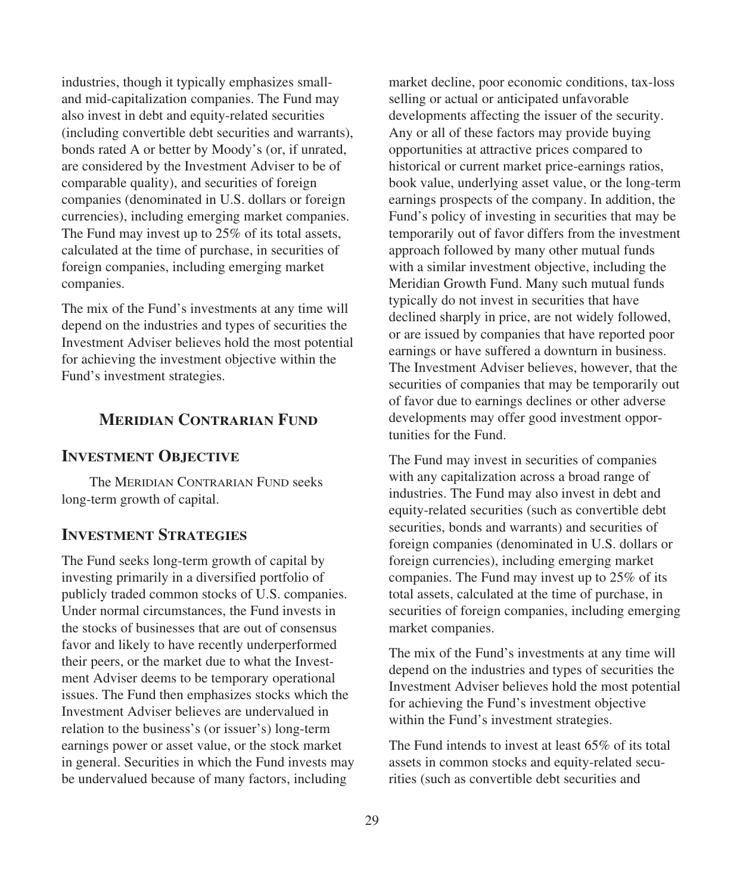industries, though it typically emphasizes small- and mid-capitalization companies. The Fund may also invest in debt and equity-related securities (including convertible debt securities and warrants), bonds rated A or better by Moody's (or, if unrated, are considered by the Investment Adviser to be of comparable quality), and securities of foreign companies (denominated in U.S. dollars or foreign currencies), including emerging market companies. The Fund may invest up to 25% of its total assets, calculated at the time of purchase, in securities of foreign companies, including emerging market companies.

The mix of the Fund's investments at any time will depend on the industries and types of securities the Investment Adviser believes hold the most potential for achieving the investment objective within the Fund's investment strategies.

## Meridian Contrarian Fund

### Investment Objective

The Meridian Contrarian Fund seeks long-term growth of capital.

### Investment Strategies

The Fund seeks long-term growth of capital by investing primarily in a diversified portfolio of publicly traded common stocks of U.S. companies. Under normal circumstances, the Fund invests in the stocks of businesses that are out of consensus favor and likely to have recently underperformed their peers, or the market due to what the Investment Adviser deems to be temporary operational issues. The Fund then emphasizes stocks which the Investment Adviser believes are undervalued in relation to the business's (or issuer's) long-term earnings power or asset value, or the stock market in general. Securities in which the Fund invests may be undervalued because of many factors, including market decline, poor economic conditions, tax-loss selling or actual or anticipated unfavorable developments affecting the issuer of the security. Any or all of these factors may provide buying opportunities at attractive prices compared to historical or current market price-earnings ratios, book value, underlying asset value, or the long-term earnings prospects of the company. In addition, the Fund's policy of investing in securities that may be temporarily out of favor differs from the investment approach followed by many other mutual funds with a similar investment objective, including the Meridian Growth Fund. Many such mutual funds typically do not invest in securities that have declined sharply in price, are not widely followed, or are issued by companies that have reported poor earnings or have suffered a downturn in business. The Investment Adviser believes, however, that the securities of companies that may be temporarily out of favor due to earnings declines or other adverse developments may offer good investment opportunities for the Fund.

The Fund may invest in securities of companies with any capitalization across a broad range of industries. The Fund may also invest in debt and equity-related securities (such as convertible debt securities, bonds and warrants) and securities of foreign companies (denominated in U.S. dollars or foreign currencies), including emerging market companies. The Fund may invest up to 25% of its total assets, calculated at the time of purchase, in securities of foreign companies, including emerging market companies.

The mix of the Fund's investments at any time will depend on the industries and types of securities the Investment Adviser believes hold the most potential for achieving the Fund's investment objective within the Fund's investment strategies.

The Fund intends to invest at least 65% of its total assets in common stocks and equity-related securities (such as convertible debt securities and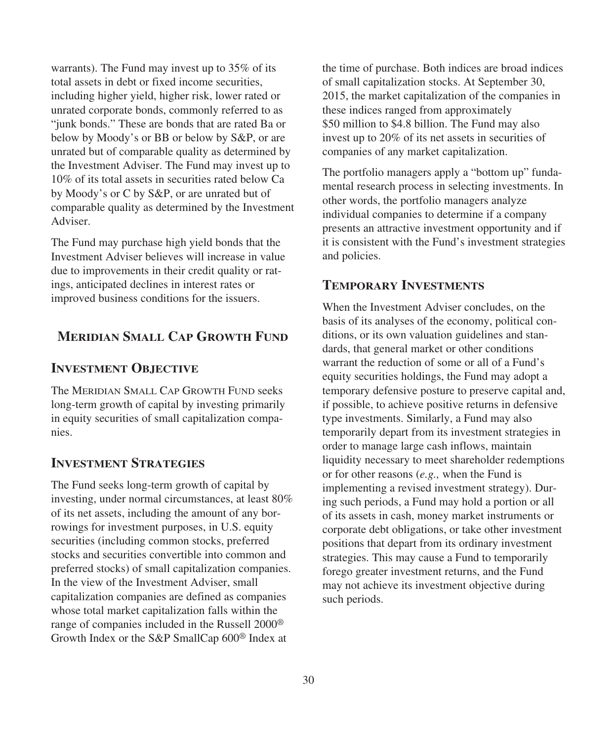warrants). The Fund may invest up to 35% of its total assets in debt or fixed income securities, including higher yield, higher risk, lower rated or unrated corporate bonds, commonly referred to as "junk bonds." These are bonds that are rated Ba or below by Moody's or BB or below by S&P, or are unrated but of comparable quality as determined by the Investment Adviser. The Fund may invest up to 10% of its total assets in securities rated below Ca by Moody's or C by S&P, or are unrated but of comparable quality as determined by the Investment Adviser.

The Fund may purchase high yield bonds that the Investment Adviser believes will increase in value due to improvements in their credit quality or ratings, anticipated declines in interest rates or improved business conditions for the issuers.

## Meridian Small Cap Growth Fund

### Investment Objective

The Meridian Small Cap Growth Fund seeks long-term growth of capital by investing primarily in equity securities of small capitalization companies.

### Investment Strategies

The Fund seeks long-term growth of capital by investing, under normal circumstances, at least 80% of its net assets, including the amount of any borrowings for investment purposes, in U.S. equity securities (including common stocks, preferred stocks and securities convertible into common and preferred stocks) of small capitalization companies. In the view of the Investment Adviser, small capitalization companies are defined as companies whose total market capitalization falls within the range of companies included in the Russell 2000® Growth Index or the S&P SmallCap 600® Index at the time of purchase. Both indices are broad indices of small capitalization stocks. At September 30, 2015, the market capitalization of the companies in these indices ranged from approximately $50 million to $4.8 billion. The Fund may also invest up to 20% of its net assets in securities of companies of any market capitalization.

The portfolio managers apply a "bottom up" fundamental research process in selecting investments. In other words, the portfolio managers analyze individual companies to determine if a company presents an attractive investment opportunity and if it is consistent with the Fund's investment strategies and policies.

### Temporary Investments

When the Investment Adviser concludes, on the basis of its analyses of the economy, political conditions, or its own valuation guidelines and standards, that general market or other conditions warrant the reduction of some or all of a Fund's equity securities holdings, the Fund may adopt a temporary defensive posture to preserve capital and, if possible, to achieve positive returns in defensive type investments. Similarly, a Fund may also temporarily depart from its investment strategies in order to manage large cash inflows, maintain liquidity necessary to meet shareholder redemptions or for other reasons (*e.g.,* when the Fund is implementing a revised investment strategy). During such periods, a Fund may hold a portion or all of its assets in cash, money market instruments or corporate debt obligations, or take other investment positions that depart from its ordinary investment strategies. This may cause a Fund to temporarily forego greater investment returns, and the Fund may not achieve its investment objective during such periods.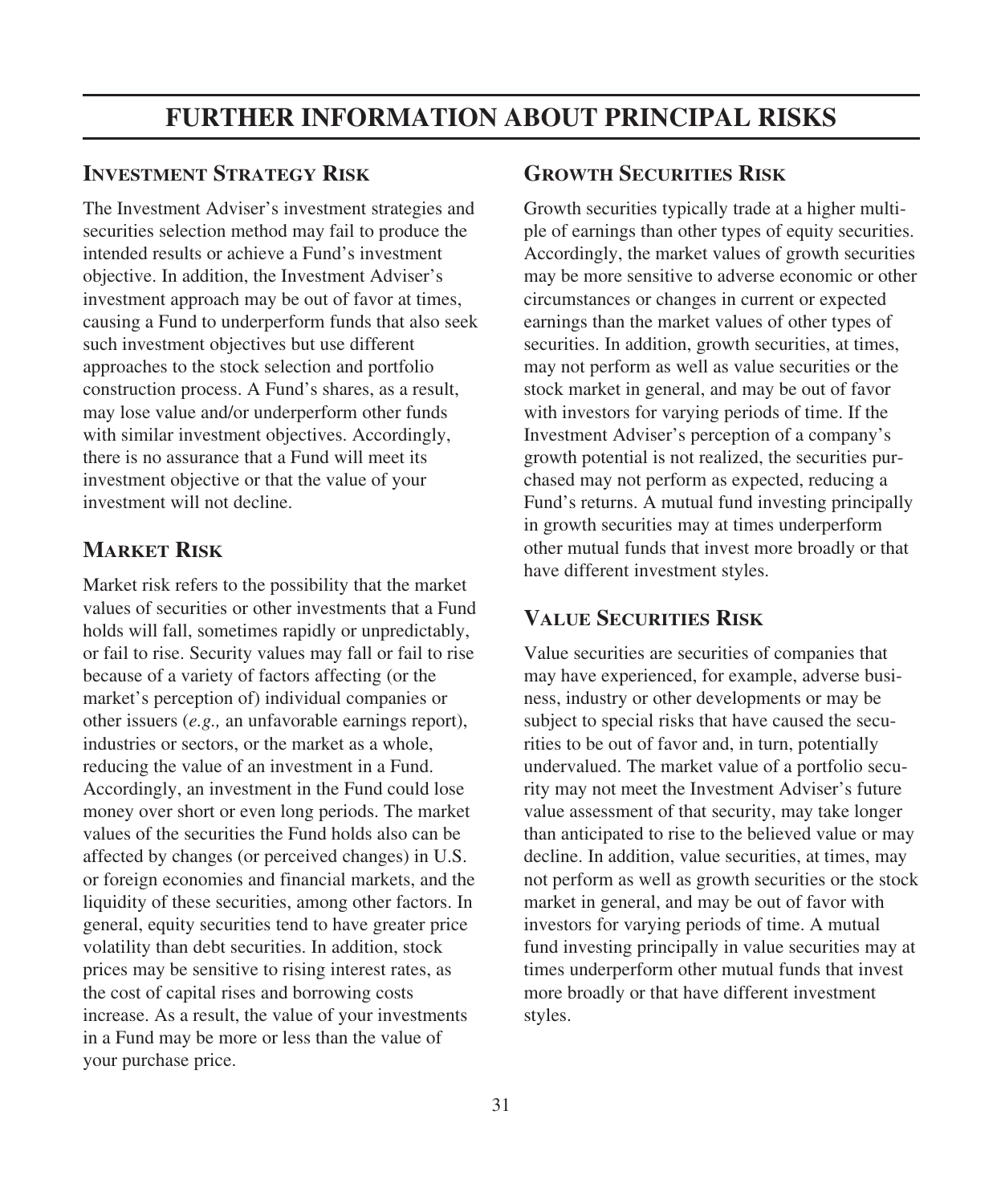# FURTHER INFORMATION ABOUT PRINCIPAL RISKS

## Investment Strategy Risk

The Investment Adviser's investment strategies and securities selection method may fail to produce the intended results or achieve a Fund's investment objective. In addition, the Investment Adviser's investment approach may be out of favor at times, causing a Fund to underperform funds that also seek such investment objectives but use different approaches to the stock selection and portfolio construction process. A Fund's shares, as a result, may lose value and/or underperform other funds with similar investment objectives. Accordingly, there is no assurance that a Fund will meet its investment objective or that the value of your investment will not decline.

## Market Risk

Market risk refers to the possibility that the market values of securities or other investments that a Fund holds will fall, sometimes rapidly or unpredictably, or fail to rise. Security values may fall or fail to rise because of a variety of factors affecting (or the market's perception of) individual companies or other issuers (*e.g.,* an unfavorable earnings report), industries or sectors, or the market as a whole, reducing the value of an investment in a Fund. Accordingly, an investment in the Fund could lose money over short or even long periods. The market values of the securities the Fund holds also can be affected by changes (or perceived changes) in U.S. or foreign economies and financial markets, and the liquidity of these securities, among other factors. In general, equity securities tend to have greater price volatility than debt securities. In addition, stock prices may be sensitive to rising interest rates, as the cost of capital rises and borrowing costs increase. As a result, the value of your investments in a Fund may be more or less than the value of your purchase price.

## Growth Securities Risk

Growth securities typically trade at a higher multiple of earnings than other types of equity securities. Accordingly, the market values of growth securities may be more sensitive to adverse economic or other circumstances or changes in current or expected earnings than the market values of other types of securities. In addition, growth securities, at times, may not perform as well as value securities or the stock market in general, and may be out of favor with investors for varying periods of time. If the Investment Adviser's perception of a company's growth potential is not realized, the securities purchased may not perform as expected, reducing a Fund's returns. A mutual fund investing principally in growth securities may at times underperform other mutual funds that invest more broadly or that have different investment styles.

## Value Securities Risk

Value securities are securities of companies that may have experienced, for example, adverse business, industry or other developments or may be subject to special risks that have caused the securities to be out of favor and, in turn, potentially undervalued. The market value of a portfolio security may not meet the Investment Adviser's future value assessment of that security, may take longer than anticipated to rise to the believed value or may decline. In addition, value securities, at times, may not perform as well as growth securities or the stock market in general, and may be out of favor with investors for varying periods of time. A mutual fund investing principally in value securities may at times underperform other mutual funds that invest more broadly or that have different investment styles.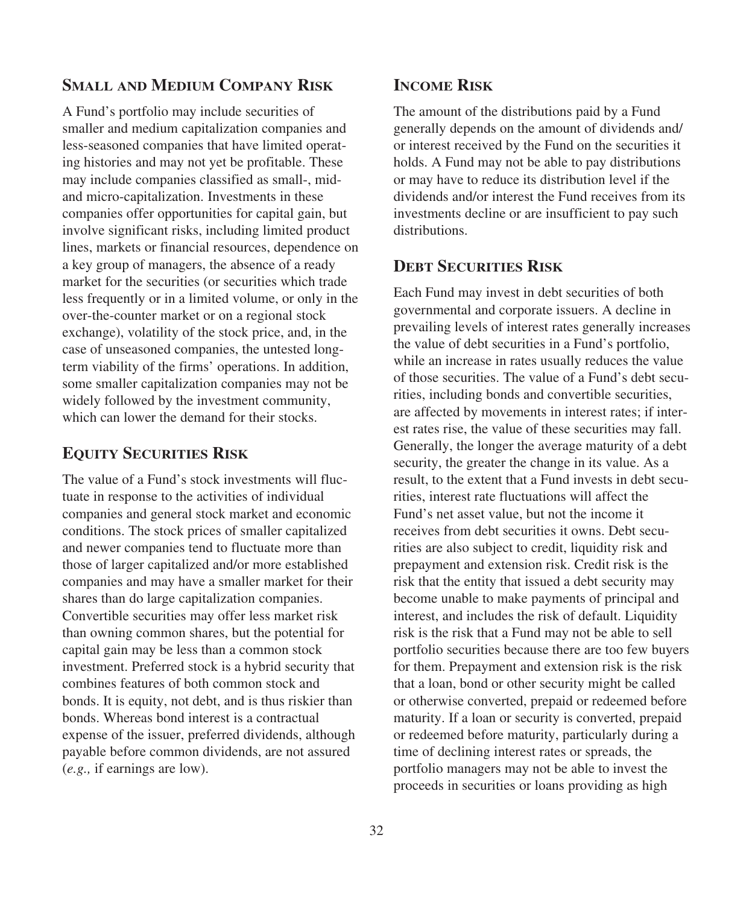## Small and Medium Company Risk

A Fund's portfolio may include securities of smaller and medium capitalization companies and less-seasoned companies that have limited operating histories and may not yet be profitable. These may include companies classified as small-, mid- and micro-capitalization. Investments in these companies offer opportunities for capital gain, but involve significant risks, including limited product lines, markets or financial resources, dependence on a key group of managers, the absence of a ready market for the securities (or securities which trade less frequently or in a limited volume, or only in the over-the-counter market or on a regional stock exchange), volatility of the stock price, and, in the case of unseasoned companies, the untested long-term viability of the firms' operations. In addition, some smaller capitalization companies may not be widely followed by the investment community, which can lower the demand for their stocks.

## Equity Securities Risk

The value of a Fund's stock investments will fluctuate in response to the activities of individual companies and general stock market and economic conditions. The stock prices of smaller capitalized and newer companies tend to fluctuate more than those of larger capitalized and/or more established companies and may have a smaller market for their shares than do large capitalization companies. Convertible securities may offer less market risk than owning common shares, but the potential for capital gain may be less than a common stock investment. Preferred stock is a hybrid security that combines features of both common stock and bonds. It is equity, not debt, and is thus riskier than bonds. Whereas bond interest is a contractual expense of the issuer, preferred dividends, although payable before common dividends, are not assured (*e.g.,* if earnings are low).

## Income Risk

The amount of the distributions paid by a Fund generally depends on the amount of dividends and/or interest received by the Fund on the securities it holds. A Fund may not be able to pay distributions or may have to reduce its distribution level if the dividends and/or interest the Fund receives from its investments decline or are insufficient to pay such distributions.

## Debt Securities Risk

Each Fund may invest in debt securities of both governmental and corporate issuers. A decline in prevailing levels of interest rates generally increases the value of debt securities in a Fund's portfolio, while an increase in rates usually reduces the value of those securities. The value of a Fund's debt securities, including bonds and convertible securities, are affected by movements in interest rates; if interest rates rise, the value of these securities may fall. Generally, the longer the average maturity of a debt security, the greater the change in its value. As a result, to the extent that a Fund invests in debt securities, interest rate fluctuations will affect the Fund's net asset value, but not the income it receives from debt securities it owns. Debt securities are also subject to credit, liquidity risk and prepayment and extension risk. Credit risk is the risk that the entity that issued a debt security may become unable to make payments of principal and interest, and includes the risk of default. Liquidity risk is the risk that a Fund may not be able to sell portfolio securities because there are too few buyers for them. Prepayment and extension risk is the risk that a loan, bond or other security might be called or otherwise converted, prepaid or redeemed before maturity. If a loan or security is converted, prepaid or redeemed before maturity, particularly during a time of declining interest rates or spreads, the portfolio managers may not be able to invest the proceeds in securities or loans providing as high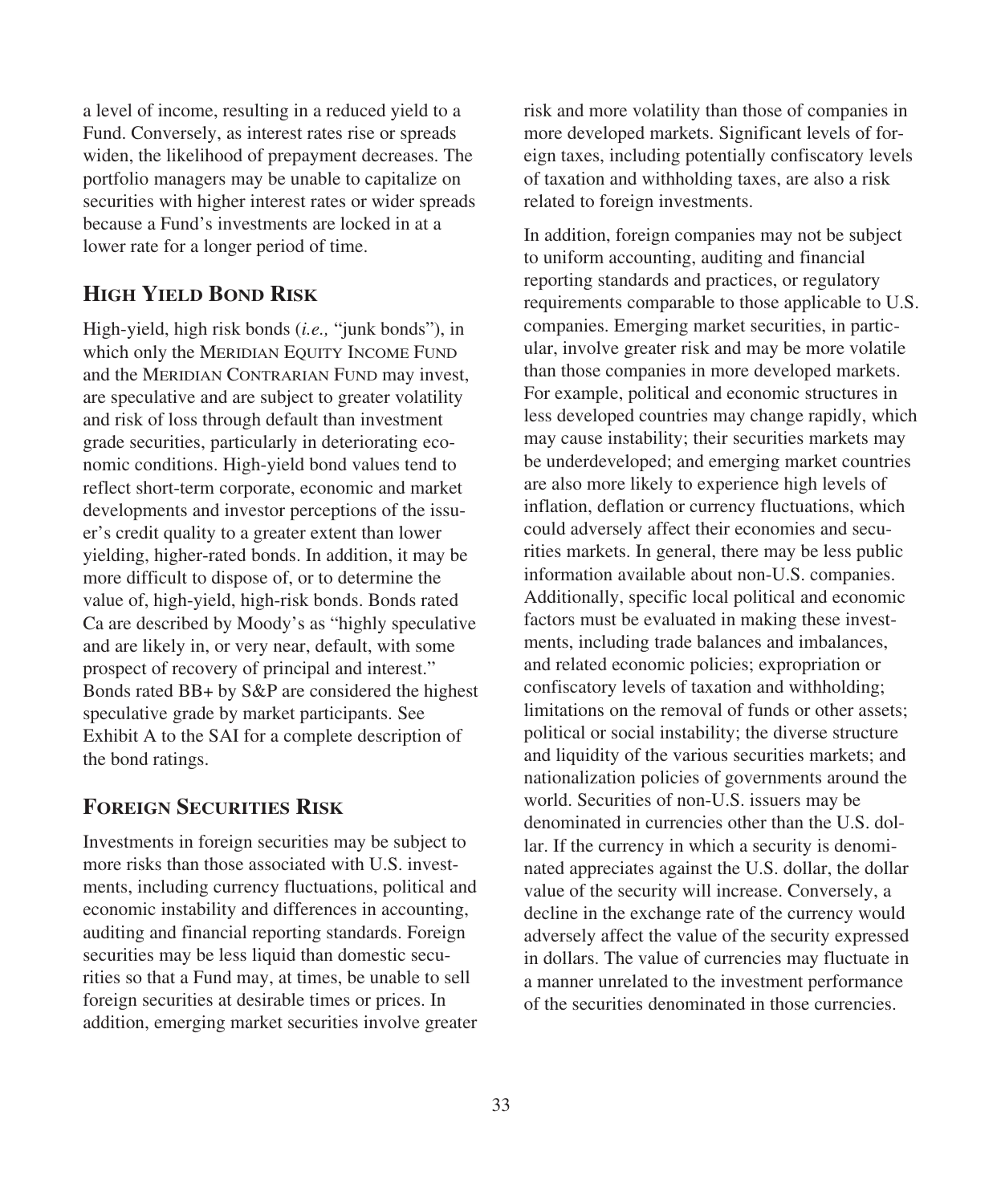a level of income, resulting in a reduced yield to a Fund. Conversely, as interest rates rise or spreads widen, the likelihood of prepayment decreases. The portfolio managers may be unable to capitalize on securities with higher interest rates or wider spreads because a Fund's investments are locked in at a lower rate for a longer period of time.

## High Yield Bond Risk

High-yield, high risk bonds (*i.e.,* "junk bonds"), in which only the Meridian Equity Income Fund and the Meridian Contrarian Fund may invest, are speculative and are subject to greater volatility and risk of loss through default than investment grade securities, particularly in deteriorating economic conditions. High-yield bond values tend to reflect short-term corporate, economic and market developments and investor perceptions of the issuer's credit quality to a greater extent than lower yielding, higher-rated bonds. In addition, it may be more difficult to dispose of, or to determine the value of, high-yield, high-risk bonds. Bonds rated Ca are described by Moody's as "highly speculative and are likely in, or very near, default, with some prospect of recovery of principal and interest." Bonds rated BB+ by S&P are considered the highest speculative grade by market participants. See Exhibit A to the SAI for a complete description of the bond ratings.

## Foreign Securities Risk

Investments in foreign securities may be subject to more risks than those associated with U.S. investments, including currency fluctuations, political and economic instability and differences in accounting, auditing and financial reporting standards. Foreign securities may be less liquid than domestic securities so that a Fund may, at times, be unable to sell foreign securities at desirable times or prices. In addition, emerging market securities involve greater risk and more volatility than those of companies in more developed markets. Significant levels of foreign taxes, including potentially confiscatory levels of taxation and withholding taxes, are also a risk related to foreign investments.

In addition, foreign companies may not be subject to uniform accounting, auditing and financial reporting standards and practices, or regulatory requirements comparable to those applicable to U.S. companies. Emerging market securities, in particular, involve greater risk and may be more volatile than those companies in more developed markets. For example, political and economic structures in less developed countries may change rapidly, which may cause instability; their securities markets may be underdeveloped; and emerging market countries are also more likely to experience high levels of inflation, deflation or currency fluctuations, which could adversely affect their economies and securities markets. In general, there may be less public information available about non-U.S. companies. Additionally, specific local political and economic factors must be evaluated in making these investments, including trade balances and imbalances, and related economic policies; expropriation or confiscatory levels of taxation and withholding; limitations on the removal of funds or other assets; political or social instability; the diverse structure and liquidity of the various securities markets; and nationalization policies of governments around the world. Securities of non-U.S. issuers may be denominated in currencies other than the U.S. dollar. If the currency in which a security is denominated appreciates against the U.S. dollar, the dollar value of the security will increase. Conversely, a decline in the exchange rate of the currency would adversely affect the value of the security expressed in dollars. The value of currencies may fluctuate in a manner unrelated to the investment performance of the securities denominated in those currencies.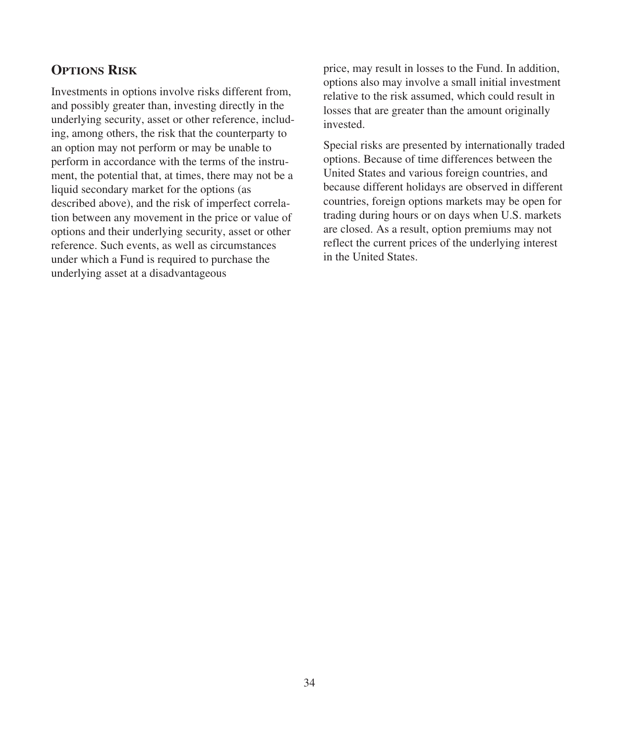## Options Risk

Investments in options involve risks different from, and possibly greater than, investing directly in the underlying security, asset or other reference, including, among others, the risk that the counterparty to an option may not perform or may be unable to perform in accordance with the terms of the instrument, the potential that, at times, there may not be a liquid secondary market for the options (as described above), and the risk of imperfect correlation between any movement in the price or value of options and their underlying security, asset or other reference. Such events, as well as circumstances under which a Fund is required to purchase the underlying asset at a disadvantageous price, may result in losses to the Fund. In addition, options also may involve a small initial investment relative to the risk assumed, which could result in losses that are greater than the amount originally invested.

Special risks are presented by internationally traded options. Because of time differences between the United States and various foreign countries, and because different holidays are observed in different countries, foreign options markets may be open for trading during hours or on days when U.S. markets are closed. As a result, option premiums may not reflect the current prices of the underlying interest in the United States.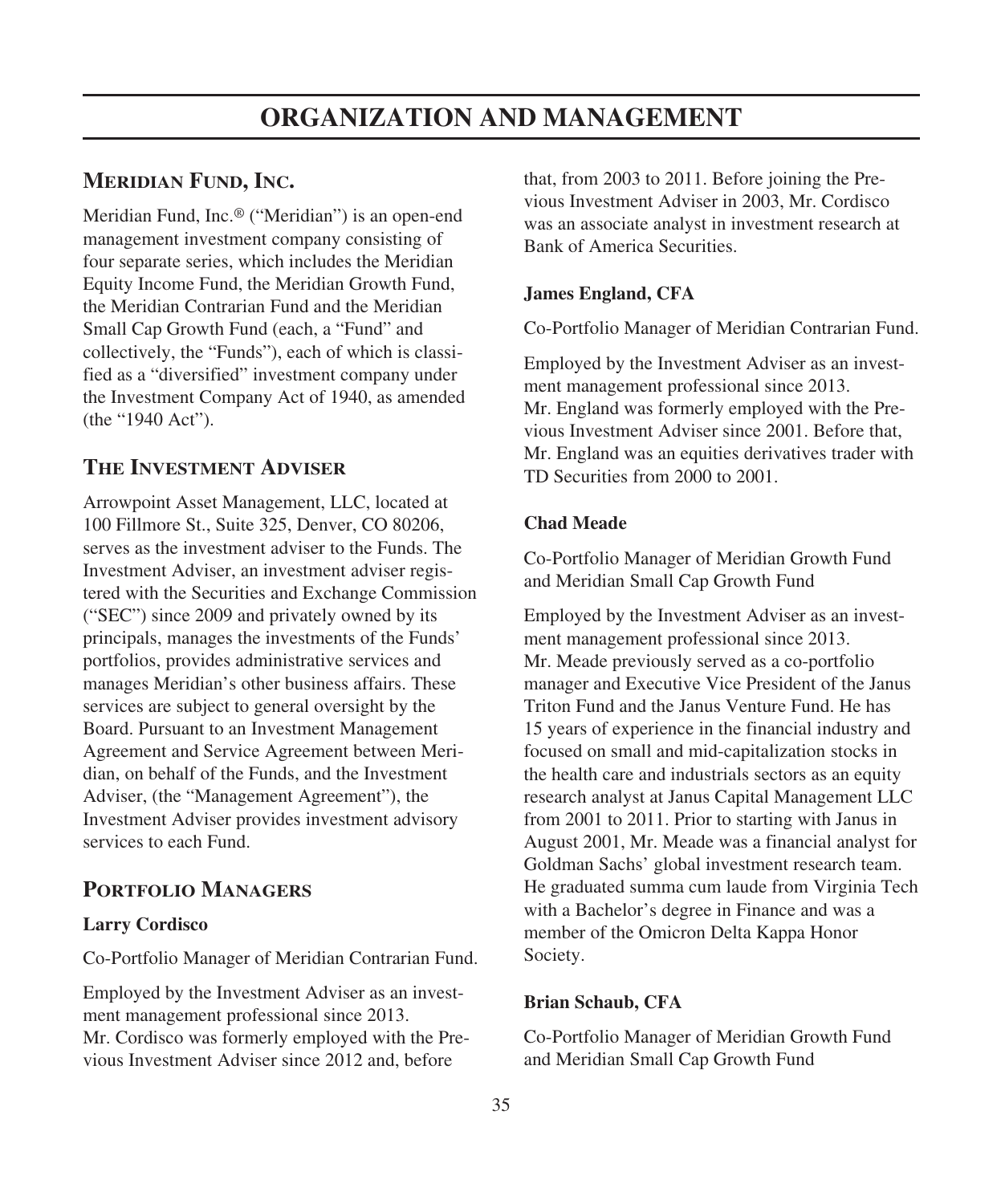# ORGANIZATION AND MANAGEMENT

## Meridian Fund, Inc.

Meridian Fund, Inc.® ("Meridian") is an open-end management investment company consisting of four separate series, which includes the Meridian Equity Income Fund, the Meridian Growth Fund, the Meridian Contrarian Fund and the Meridian Small Cap Growth Fund (each, a "Fund" and collectively, the "Funds"), each of which is classified as a "diversified" investment company under the Investment Company Act of 1940, as amended (the "1940 Act").

## The Investment Adviser

Arrowpoint Asset Management, LLC, located at 100 Fillmore St., Suite 325, Denver, CO 80206, serves as the investment adviser to the Funds. The Investment Adviser, an investment adviser registered with the Securities and Exchange Commission ("SEC") since 2009 and privately owned by its principals, manages the investments of the Funds' portfolios, provides administrative services and manages Meridian's other business affairs. These services are subject to general oversight by the Board. Pursuant to an Investment Management Agreement and Service Agreement between Meridian, on behalf of the Funds, and the Investment Adviser, (the "Management Agreement"), the Investment Adviser provides investment advisory services to each Fund.

## Portfolio Managers

**Larry Cordisco**

Co-Portfolio Manager of Meridian Contrarian Fund.

Employed by the Investment Adviser as an investment management professional since 2013. Mr. Cordisco was formerly employed with the Previous Investment Adviser since 2012 and, before that, from 2003 to 2011. Before joining the Previous Investment Adviser in 2003, Mr. Cordisco was an associate analyst in investment research at Bank of America Securities.

**James England, CFA**

Co-Portfolio Manager of Meridian Contrarian Fund.

Employed by the Investment Adviser as an investment management professional since 2013. Mr. England was formerly employed with the Previous Investment Adviser since 2001. Before that, Mr. England was an equities derivatives trader with TD Securities from 2000 to 2001.

**Chad Meade**

Co-Portfolio Manager of Meridian Growth Fund and Meridian Small Cap Growth Fund

Employed by the Investment Adviser as an investment management professional since 2013. Mr. Meade previously served as a co-portfolio manager and Executive Vice President of the Janus Triton Fund and the Janus Venture Fund. He has 15 years of experience in the financial industry and focused on small and mid-capitalization stocks in the health care and industrials sectors as an equity research analyst at Janus Capital Management LLC from 2001 to 2011. Prior to starting with Janus in August 2001, Mr. Meade was a financial analyst for Goldman Sachs' global investment research team. He graduated summa cum laude from Virginia Tech with a Bachelor's degree in Finance and was a member of the Omicron Delta Kappa Honor Society.

**Brian Schaub, CFA**

Co-Portfolio Manager of Meridian Growth Fund and Meridian Small Cap Growth Fund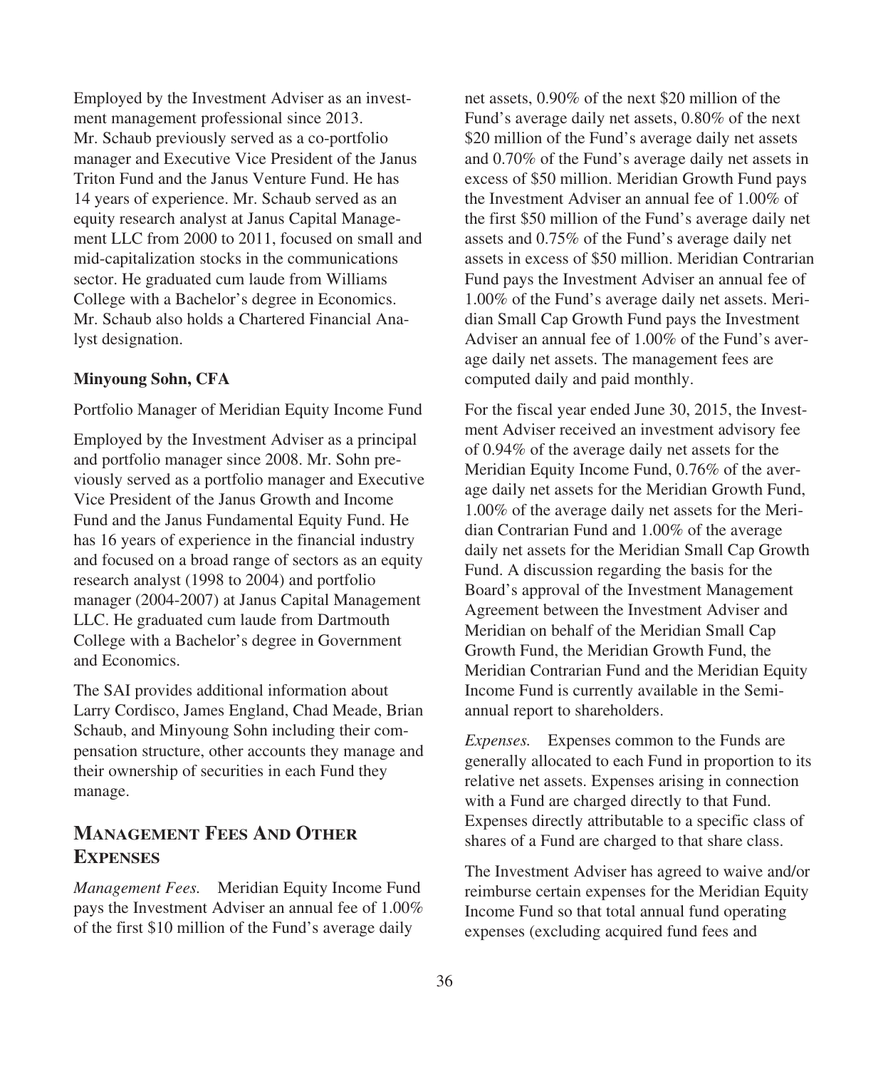Employed by the Investment Adviser as an investment management professional since 2013. Mr. Schaub previously served as a co-portfolio manager and Executive Vice President of the Janus Triton Fund and the Janus Venture Fund. He has 14 years of experience. Mr. Schaub served as an equity research analyst at Janus Capital Management LLC from 2000 to 2011, focused on small and mid-capitalization stocks in the communications sector. He graduated cum laude from Williams College with a Bachelor's degree in Economics. Mr. Schaub also holds a Chartered Financial Analyst designation.

**Minyoung Sohn, CFA**

Portfolio Manager of Meridian Equity Income Fund

Employed by the Investment Adviser as a principal and portfolio manager since 2008. Mr. Sohn previously served as a portfolio manager and Executive Vice President of the Janus Growth and Income Fund and the Janus Fundamental Equity Fund. He has 16 years of experience in the financial industry and focused on a broad range of sectors as an equity research analyst (1998 to 2004) and portfolio manager (2004-2007) at Janus Capital Management LLC. He graduated cum laude from Dartmouth College with a Bachelor's degree in Government and Economics.

The SAI provides additional information about Larry Cordisco, James England, Chad Meade, Brian Schaub, and Minyoung Sohn including their compensation structure, other accounts they manage and their ownership of securities in each Fund they manage.

## Management Fees And Other Expenses

*Management Fees.* Meridian Equity Income Fund pays the Investment Adviser an annual fee of 1.00% of the first $10 million of the Fund's average daily net assets, 0.90% of the next $20 million of the Fund's average daily net assets, 0.80% of the next $20 million of the Fund's average daily net assets and 0.70% of the Fund's average daily net assets in excess of $50 million. Meridian Growth Fund pays the Investment Adviser an annual fee of 1.00% of the first $50 million of the Fund's average daily net assets and 0.75% of the Fund's average daily net assets in excess of $50 million. Meridian Contrarian Fund pays the Investment Adviser an annual fee of 1.00% of the Fund's average daily net assets. Meridian Small Cap Growth Fund pays the Investment Adviser an annual fee of 1.00% of the Fund's average daily net assets. The management fees are computed daily and paid monthly.

For the fiscal year ended June 30, 2015, the Investment Adviser received an investment advisory fee of 0.94% of the average daily net assets for the Meridian Equity Income Fund, 0.76% of the average daily net assets for the Meridian Growth Fund, 1.00% of the average daily net assets for the Meridian Contrarian Fund and 1.00% of the average daily net assets for the Meridian Small Cap Growth Fund. A discussion regarding the basis for the Board's approval of the Investment Management Agreement between the Investment Adviser and Meridian on behalf of the Meridian Small Cap Growth Fund, the Meridian Growth Fund, the Meridian Contrarian Fund and the Meridian Equity Income Fund is currently available in the Semi-annual report to shareholders.

*Expenses.* Expenses common to the Funds are generally allocated to each Fund in proportion to its relative net assets. Expenses arising in connection with a Fund are charged directly to that Fund. Expenses directly attributable to a specific class of shares of a Fund are charged to that share class.

The Investment Adviser has agreed to waive and/or reimburse certain expenses for the Meridian Equity Income Fund so that total annual fund operating expenses (excluding acquired fund fees and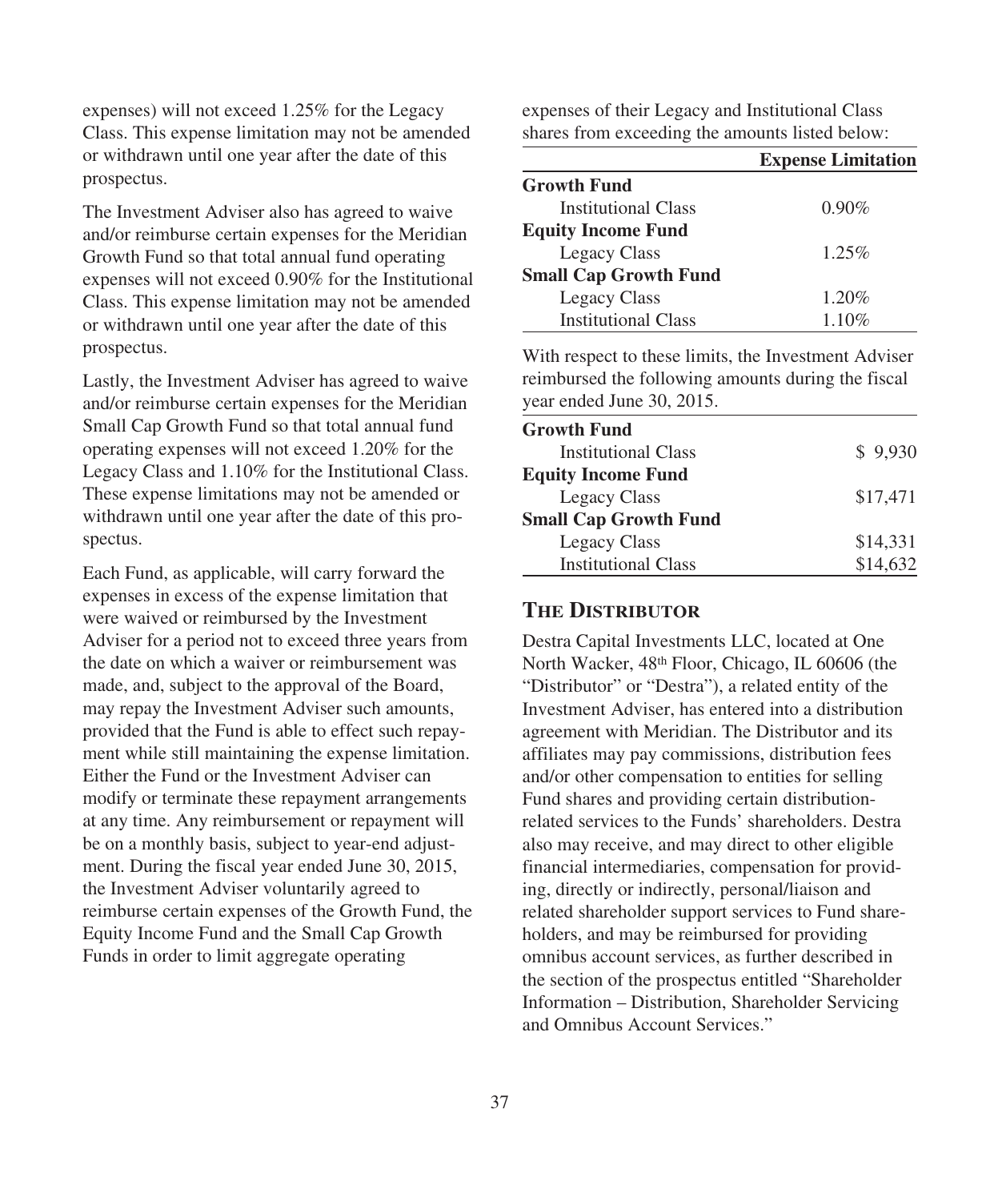expenses) will not exceed 1.25% for the Legacy Class. This expense limitation may not be amended or withdrawn until one year after the date of this prospectus.

The Investment Adviser also has agreed to waive and/or reimburse certain expenses for the Meridian Growth Fund so that total annual fund operating expenses will not exceed 0.90% for the Institutional Class. This expense limitation may not be amended or withdrawn until one year after the date of this prospectus.

Lastly, the Investment Adviser has agreed to waive and/or reimburse certain expenses for the Meridian Small Cap Growth Fund so that total annual fund operating expenses will not exceed 1.20% for the Legacy Class and 1.10% for the Institutional Class. These expense limitations may not be amended or withdrawn until one year after the date of this prospectus.

Each Fund, as applicable, will carry forward the expenses in excess of the expense limitation that were waived or reimbursed by the Investment Adviser for a period not to exceed three years from the date on which a waiver or reimbursement was made, and, subject to the approval of the Board, may repay the Investment Adviser such amounts, provided that the Fund is able to effect such repayment while still maintaining the expense limitation. Either the Fund or the Investment Adviser can modify or terminate these repayment arrangements at any time. Any reimbursement or repayment will be on a monthly basis, subject to year-end adjustment. During the fiscal year ended June 30, 2015, the Investment Adviser voluntarily agreed to reimburse certain expenses of the Growth Fund, the Equity Income Fund and the Small Cap Growth Funds in order to limit aggregate operating expenses of their Legacy and Institutional Class shares from exceeding the amounts listed below:

| | Expense Limitation |
|---|---|
| **Growth Fund** | |
| Institutional Class | 0.90% |
| **Equity Income Fund** | |
| Legacy Class | 1.25% |
| **Small Cap Growth Fund** | |
| Legacy Class | 1.20% |
| Institutional Class | 1.10% |

With respect to these limits, the Investment Adviser reimbursed the following amounts during the fiscal year ended June 30, 2015.

| | |
|---|---|
| **Growth Fund** | |
| Institutional Class | $ 9,930 |
| **Equity Income Fund** | |
| Legacy Class | $17,471 |
| **Small Cap Growth Fund** | |
| Legacy Class | $14,331 |
| Institutional Class | $14,632 |

## THE DISTRIBUTOR

Destra Capital Investments LLC, located at One North Wacker, 48th Floor, Chicago, IL 60606 (the "Distributor" or "Destra"), a related entity of the Investment Adviser, has entered into a distribution agreement with Meridian. The Distributor and its affiliates may pay commissions, distribution fees and/or other compensation to entities for selling Fund shares and providing certain distribution-related services to the Funds' shareholders. Destra also may receive, and may direct to other eligible financial intermediaries, compensation for providing, directly or indirectly, personal/liaison and related shareholder support services to Fund shareholders, and may be reimbursed for providing omnibus account services, as further described in the section of the prospectus entitled "Shareholder Information – Distribution, Shareholder Servicing and Omnibus Account Services."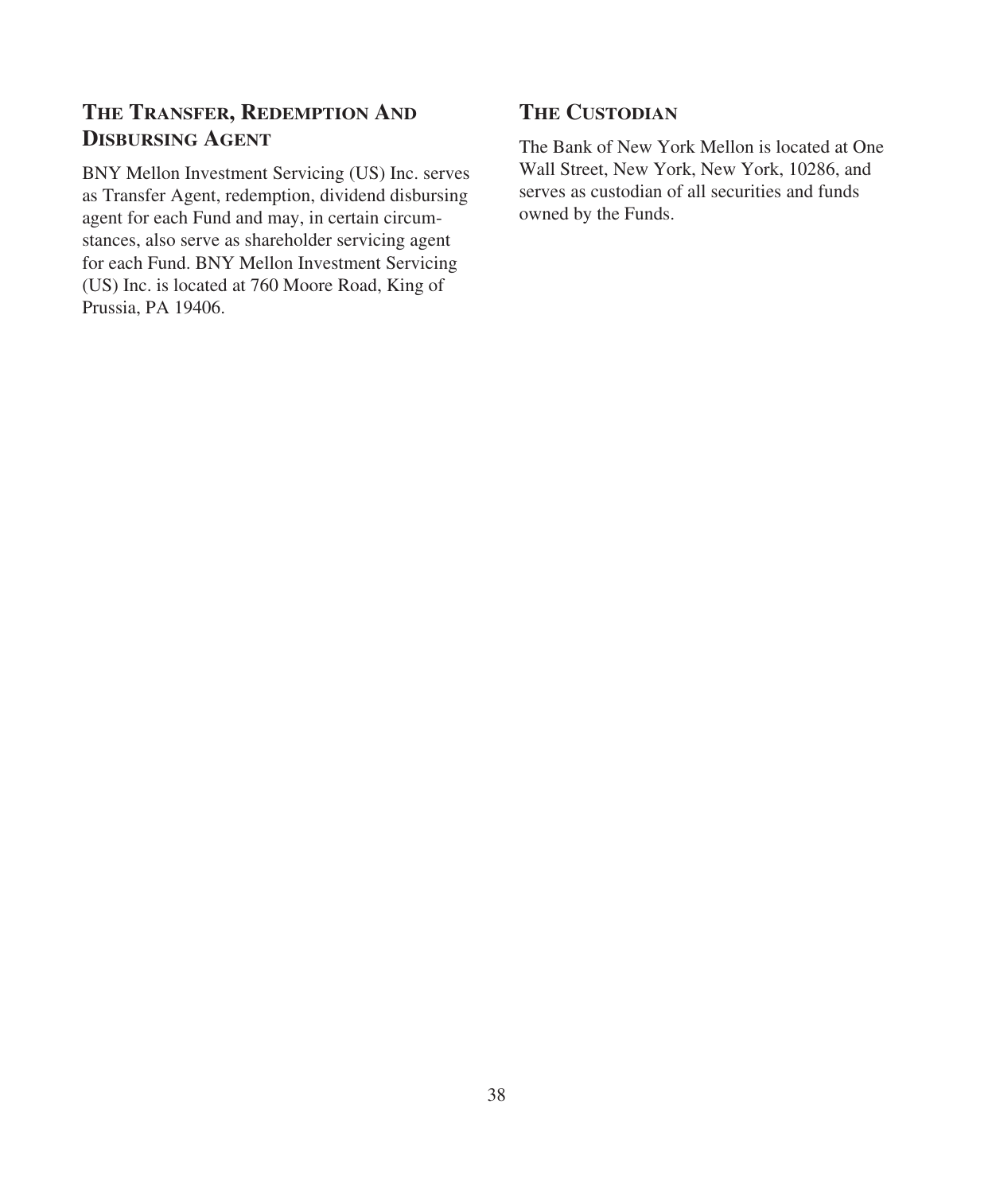## The Transfer, Redemption And Disbursing Agent

BNY Mellon Investment Servicing (US) Inc. serves as Transfer Agent, redemption, dividend disbursing agent for each Fund and may, in certain circumstances, also serve as shareholder servicing agent for each Fund. BNY Mellon Investment Servicing (US) Inc. is located at 760 Moore Road, King of Prussia, PA 19406.

## The Custodian

The Bank of New York Mellon is located at One Wall Street, New York, New York, 10286, and serves as custodian of all securities and funds owned by the Funds.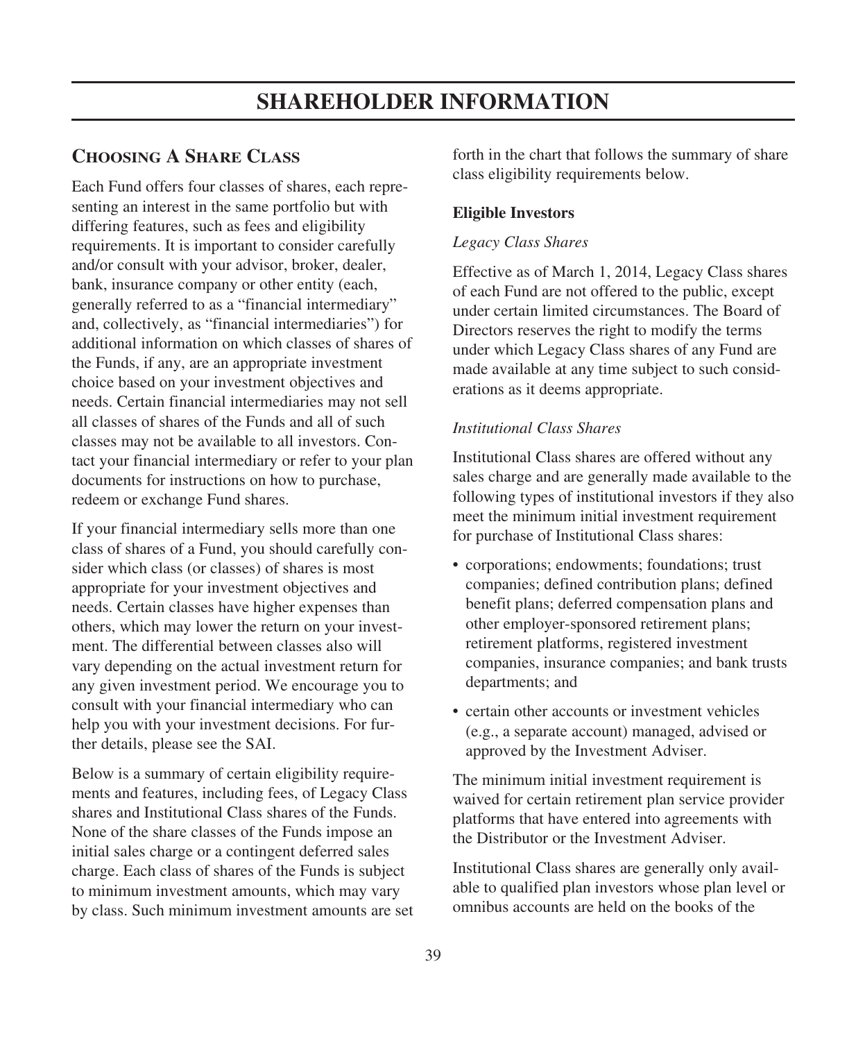# SHAREHOLDER INFORMATION

## Choosing A Share Class

Each Fund offers four classes of shares, each representing an interest in the same portfolio but with differing features, such as fees and eligibility requirements. It is important to consider carefully and/or consult with your advisor, broker, dealer, bank, insurance company or other entity (each, generally referred to as a "financial intermediary" and, collectively, as "financial intermediaries") for additional information on which classes of shares of the Funds, if any, are an appropriate investment choice based on your investment objectives and needs. Certain financial intermediaries may not sell all classes of shares of the Funds and all of such classes may not be available to all investors. Contact your financial intermediary or refer to your plan documents for instructions on how to purchase, redeem or exchange Fund shares.

If your financial intermediary sells more than one class of shares of a Fund, you should carefully consider which class (or classes) of shares is most appropriate for your investment objectives and needs. Certain classes have higher expenses than others, which may lower the return on your investment. The differential between classes also will vary depending on the actual investment return for any given investment period. We encourage you to consult with your financial intermediary who can help you with your investment decisions. For further details, please see the SAI.

Below is a summary of certain eligibility requirements and features, including fees, of Legacy Class shares and Institutional Class shares of the Funds. None of the share classes of the Funds impose an initial sales charge or a contingent deferred sales charge. Each class of shares of the Funds is subject to minimum investment amounts, which may vary by class. Such minimum investment amounts are set forth in the chart that follows the summary of share class eligibility requirements below.

### Eligible Investors

*Legacy Class Shares*

Effective as of March 1, 2014, Legacy Class shares of each Fund are not offered to the public, except under certain limited circumstances. The Board of Directors reserves the right to modify the terms under which Legacy Class shares of any Fund are made available at any time subject to such considerations as it deems appropriate.

*Institutional Class Shares*

Institutional Class shares are offered without any sales charge and are generally made available to the following types of institutional investors if they also meet the minimum initial investment requirement for purchase of Institutional Class shares:

- corporations; endowments; foundations; trust companies; defined contribution plans; defined benefit plans; deferred compensation plans and other employer-sponsored retirement plans; retirement platforms, registered investment companies, insurance companies; and bank trusts departments; and
- certain other accounts or investment vehicles (e.g., a separate account) managed, advised or approved by the Investment Adviser.

The minimum initial investment requirement is waived for certain retirement plan service provider platforms that have entered into agreements with the Distributor or the Investment Adviser.

Institutional Class shares are generally only available to qualified plan investors whose plan level or omnibus accounts are held on the books of the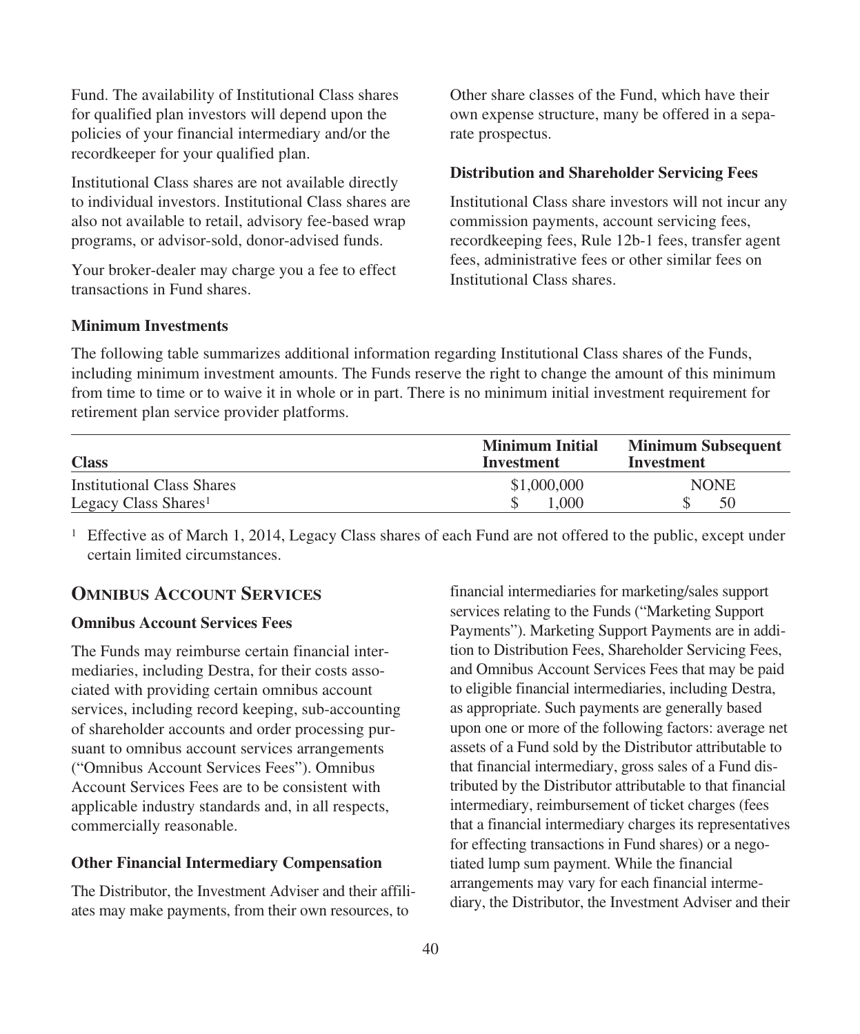Fund. The availability of Institutional Class shares for qualified plan investors will depend upon the policies of your financial intermediary and/or the recordkeeper for your qualified plan.

Institutional Class shares are not available directly to individual investors. Institutional Class shares are also not available to retail, advisory fee-based wrap programs, or advisor-sold, donor-advised funds.

Your broker-dealer may charge you a fee to effect transactions in Fund shares.

Other share classes of the Fund, which have their own expense structure, many be offered in a separate prospectus.

**Distribution and Shareholder Servicing Fees**

Institutional Class share investors will not incur any commission payments, account servicing fees, recordkeeping fees, Rule 12b-1 fees, transfer agent fees, administrative fees or other similar fees on Institutional Class shares.

**Minimum Investments**

The following table summarizes additional information regarding Institutional Class shares of the Funds, including minimum investment amounts. The Funds reserve the right to change the amount of this minimum from time to time or to waive it in whole or in part. There is no minimum initial investment requirement for retirement plan service provider platforms.

| Class | Minimum Initial Investment | Minimum Subsequent Investment |
|---|---|---|
| Institutional Class Shares | $1,000,000 | NONE |
| Legacy Class Shares[1] | $ 1,000 | $ 50 |

[1] Effective as of March 1, 2014, Legacy Class shares of each Fund are not offered to the public, except under certain limited circumstances.

## Omnibus Account Services

**Omnibus Account Services Fees**

The Funds may reimburse certain financial intermediaries, including Destra, for their costs associated with providing certain omnibus account services, including record keeping, sub-accounting of shareholder accounts and order processing pursuant to omnibus account services arrangements ("Omnibus Account Services Fees"). Omnibus Account Services Fees are to be consistent with applicable industry standards and, in all respects, commercially reasonable.

**Other Financial Intermediary Compensation**

The Distributor, the Investment Adviser and their affiliates may make payments, from their own resources, to financial intermediaries for marketing/sales support services relating to the Funds ("Marketing Support Payments"). Marketing Support Payments are in addition to Distribution Fees, Shareholder Servicing Fees, and Omnibus Account Services Fees that may be paid to eligible financial intermediaries, including Destra, as appropriate. Such payments are generally based upon one or more of the following factors: average net assets of a Fund sold by the Distributor attributable to that financial intermediary, gross sales of a Fund distributed by the Distributor attributable to that financial intermediary, reimbursement of ticket charges (fees that a financial intermediary charges its representatives for effecting transactions in Fund shares) or a negotiated lump sum payment. While the financial arrangements may vary for each financial intermediary, the Distributor, the Investment Adviser and their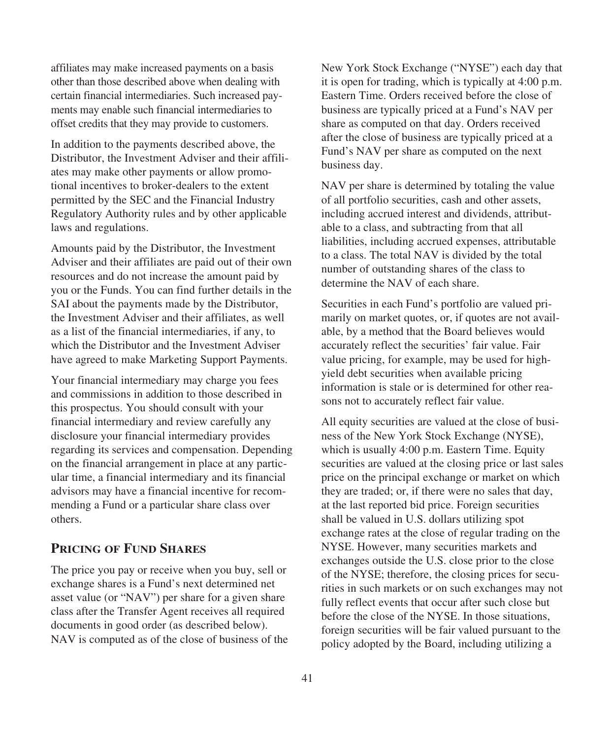affiliates may make increased payments on a basis other than those described above when dealing with certain financial intermediaries. Such increased payments may enable such financial intermediaries to offset credits that they may provide to customers.

In addition to the payments described above, the Distributor, the Investment Adviser and their affiliates may make other payments or allow promotional incentives to broker-dealers to the extent permitted by the SEC and the Financial Industry Regulatory Authority rules and by other applicable laws and regulations.

Amounts paid by the Distributor, the Investment Adviser and their affiliates are paid out of their own resources and do not increase the amount paid by you or the Funds. You can find further details in the SAI about the payments made by the Distributor, the Investment Adviser and their affiliates, as well as a list of the financial intermediaries, if any, to which the Distributor and the Investment Adviser have agreed to make Marketing Support Payments.

Your financial intermediary may charge you fees and commissions in addition to those described in this prospectus. You should consult with your financial intermediary and review carefully any disclosure your financial intermediary provides regarding its services and compensation. Depending on the financial arrangement in place at any particular time, a financial intermediary and its financial advisors may have a financial incentive for recommending a Fund or a particular share class over others.

## PRICING OF FUND SHARES

The price you pay or receive when you buy, sell or exchange shares is a Fund's next determined net asset value (or "NAV") per share for a given share class after the Transfer Agent receives all required documents in good order (as described below). NAV is computed as of the close of business of the New York Stock Exchange ("NYSE") each day that it is open for trading, which is typically at 4:00 p.m. Eastern Time. Orders received before the close of business are typically priced at a Fund's NAV per share as computed on that day. Orders received after the close of business are typically priced at a Fund's NAV per share as computed on the next business day.

NAV per share is determined by totaling the value of all portfolio securities, cash and other assets, including accrued interest and dividends, attributable to a class, and subtracting from that all liabilities, including accrued expenses, attributable to a class. The total NAV is divided by the total number of outstanding shares of the class to determine the NAV of each share.

Securities in each Fund's portfolio are valued primarily on market quotes, or, if quotes are not available, by a method that the Board believes would accurately reflect the securities' fair value. Fair value pricing, for example, may be used for high-yield debt securities when available pricing information is stale or is determined for other reasons not to accurately reflect fair value.

All equity securities are valued at the close of business of the New York Stock Exchange (NYSE), which is usually 4:00 p.m. Eastern Time. Equity securities are valued at the closing price or last sales price on the principal exchange or market on which they are traded; or, if there were no sales that day, at the last reported bid price. Foreign securities shall be valued in U.S. dollars utilizing spot exchange rates at the close of regular trading on the NYSE. However, many securities markets and exchanges outside the U.S. close prior to the close of the NYSE; therefore, the closing prices for securities in such markets or on such exchanges may not fully reflect events that occur after such close but before the close of the NYSE. In those situations, foreign securities will be fair valued pursuant to the policy adopted by the Board, including utilizing a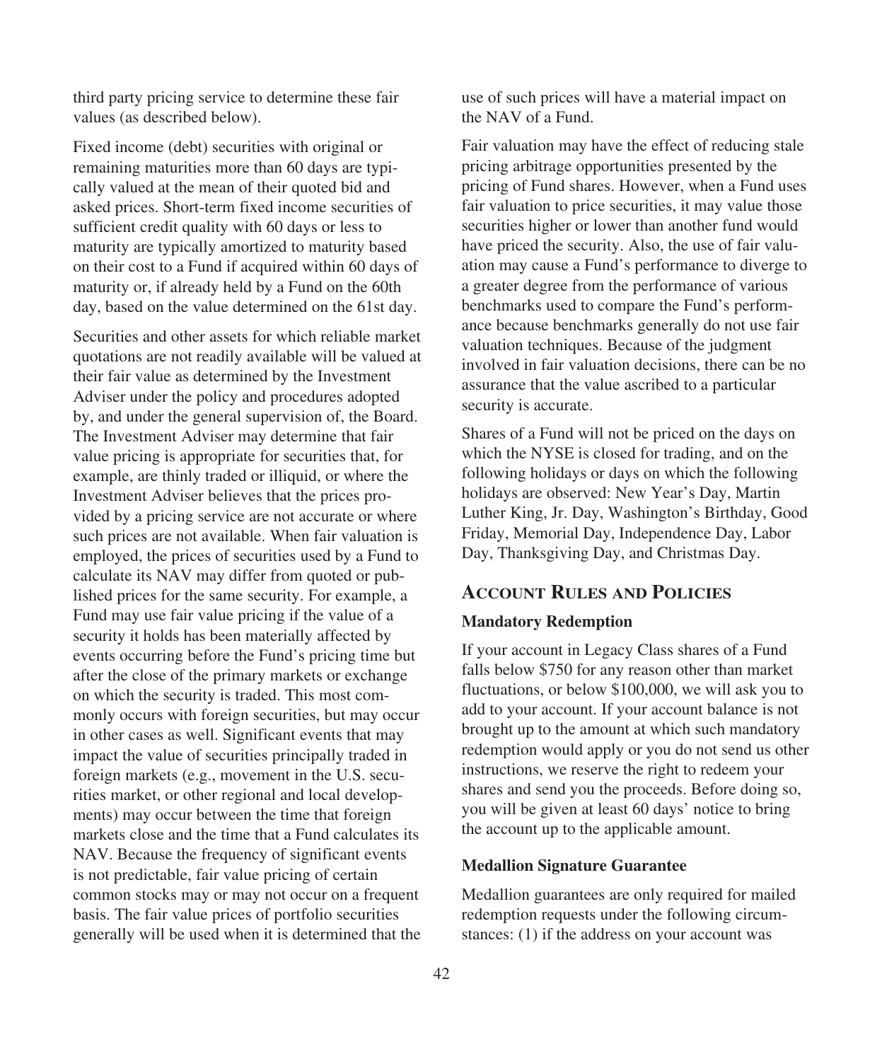third party pricing service to determine these fair values (as described below).

Fixed income (debt) securities with original or remaining maturities more than 60 days are typically valued at the mean of their quoted bid and asked prices. Short-term fixed income securities of sufficient credit quality with 60 days or less to maturity are typically amortized to maturity based on their cost to a Fund if acquired within 60 days of maturity or, if already held by a Fund on the 60th day, based on the value determined on the 61st day.

Securities and other assets for which reliable market quotations are not readily available will be valued at their fair value as determined by the Investment Adviser under the policy and procedures adopted by, and under the general supervision of, the Board. The Investment Adviser may determine that fair value pricing is appropriate for securities that, for example, are thinly traded or illiquid, or where the Investment Adviser believes that the prices provided by a pricing service are not accurate or where such prices are not available. When fair valuation is employed, the prices of securities used by a Fund to calculate its NAV may differ from quoted or published prices for the same security. For example, a Fund may use fair value pricing if the value of a security it holds has been materially affected by events occurring before the Fund's pricing time but after the close of the primary markets or exchange on which the security is traded. This most commonly occurs with foreign securities, but may occur in other cases as well. Significant events that may impact the value of securities principally traded in foreign markets (e.g., movement in the U.S. securities market, or other regional and local developments) may occur between the time that foreign markets close and the time that a Fund calculates its NAV. Because the frequency of significant events is not predictable, fair value pricing of certain common stocks may or may not occur on a frequent basis. The fair value prices of portfolio securities generally will be used when it is determined that the use of such prices will have a material impact on the NAV of a Fund.

Fair valuation may have the effect of reducing stale pricing arbitrage opportunities presented by the pricing of Fund shares. However, when a Fund uses fair valuation to price securities, it may value those securities higher or lower than another fund would have priced the security. Also, the use of fair valuation may cause a Fund's performance to diverge to a greater degree from the performance of various benchmarks used to compare the Fund's performance because benchmarks generally do not use fair valuation techniques. Because of the judgment involved in fair valuation decisions, there can be no assurance that the value ascribed to a particular security is accurate.

Shares of a Fund will not be priced on the days on which the NYSE is closed for trading, and on the following holidays or days on which the following holidays are observed: New Year's Day, Martin Luther King, Jr. Day, Washington's Birthday, Good Friday, Memorial Day, Independence Day, Labor Day, Thanksgiving Day, and Christmas Day.

## Account Rules and Policies

### Mandatory Redemption

If your account in Legacy Class shares of a Fund falls below $750 for any reason other than market fluctuations, or below $100,000, we will ask you to add to your account. If your account balance is not brought up to the amount at which such mandatory redemption would apply or you do not send us other instructions, we reserve the right to redeem your shares and send you the proceeds. Before doing so, you will be given at least 60 days' notice to bring the account up to the applicable amount.

### Medallion Signature Guarantee

Medallion guarantees are only required for mailed redemption requests under the following circumstances: (1) if the address on your account was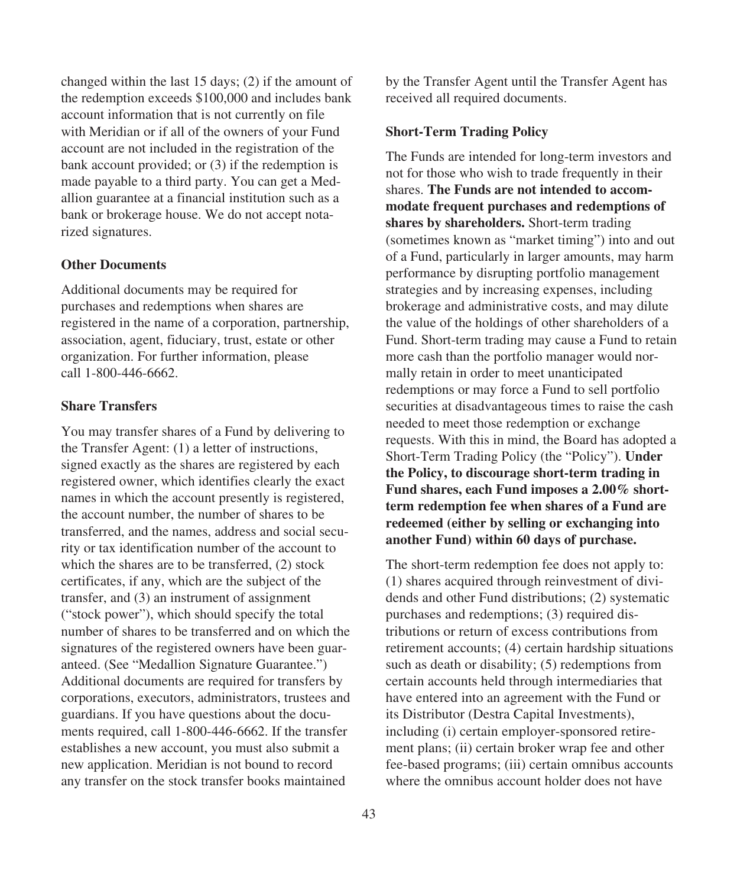changed within the last 15 days; (2) if the amount of the redemption exceeds $100,000 and includes bank account information that is not currently on file with Meridian or if all of the owners of your Fund account are not included in the registration of the bank account provided; or (3) if the redemption is made payable to a third party. You can get a Medallion guarantee at a financial institution such as a bank or brokerage house. We do not accept notarized signatures.

**Other Documents**

Additional documents may be required for purchases and redemptions when shares are registered in the name of a corporation, partnership, association, agent, fiduciary, trust, estate or other organization. For further information, please call 1-800-446-6662.

**Share Transfers**

You may transfer shares of a Fund by delivering to the Transfer Agent: (1) a letter of instructions, signed exactly as the shares are registered by each registered owner, which identifies clearly the exact names in which the account presently is registered, the account number, the number of shares to be transferred, and the names, address and social security or tax identification number of the account to which the shares are to be transferred, (2) stock certificates, if any, which are the subject of the transfer, and (3) an instrument of assignment ("stock power"), which should specify the total number of shares to be transferred and on which the signatures of the registered owners have been guaranteed. (See "Medallion Signature Guarantee.") Additional documents are required for transfers by corporations, executors, administrators, trustees and guardians. If you have questions about the documents required, call 1-800-446-6662. If the transfer establishes a new account, you must also submit a new application. Meridian is not bound to record any transfer on the stock transfer books maintained by the Transfer Agent until the Transfer Agent has received all required documents.

**Short-Term Trading Policy**

The Funds are intended for long-term investors and not for those who wish to trade frequently in their shares. **The Funds are not intended to accommodate frequent purchases and redemptions of shares by shareholders.** Short-term trading (sometimes known as "market timing") into and out of a Fund, particularly in larger amounts, may harm performance by disrupting portfolio management strategies and by increasing expenses, including brokerage and administrative costs, and may dilute the value of the holdings of other shareholders of a Fund. Short-term trading may cause a Fund to retain more cash than the portfolio manager would normally retain in order to meet unanticipated redemptions or may force a Fund to sell portfolio securities at disadvantageous times to raise the cash needed to meet those redemption or exchange requests. With this in mind, the Board has adopted a Short-Term Trading Policy (the "Policy"). **Under the Policy, to discourage short-term trading in Fund shares, each Fund imposes a 2.00% short-term redemption fee when shares of a Fund are redeemed (either by selling or exchanging into another Fund) within 60 days of purchase.**

The short-term redemption fee does not apply to: (1) shares acquired through reinvestment of dividends and other Fund distributions; (2) systematic purchases and redemptions; (3) required distributions or return of excess contributions from retirement accounts; (4) certain hardship situations such as death or disability; (5) redemptions from certain accounts held through intermediaries that have entered into an agreement with the Fund or its Distributor (Destra Capital Investments), including (i) certain employer-sponsored retirement plans; (ii) certain broker wrap fee and other fee-based programs; (iii) certain omnibus accounts where the omnibus account holder does not have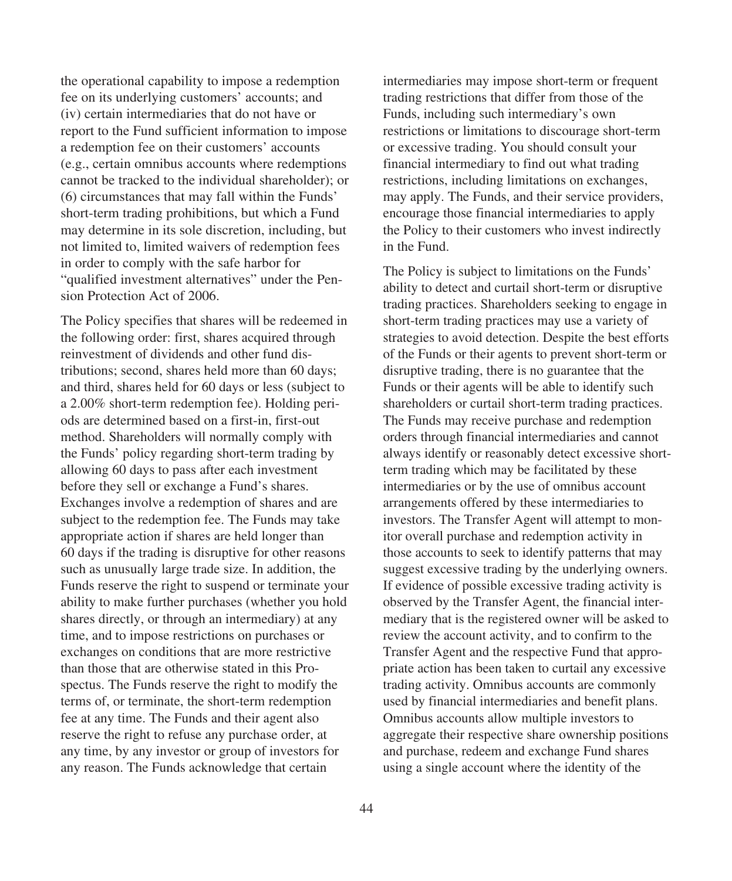the operational capability to impose a redemption fee on its underlying customers' accounts; and (iv) certain intermediaries that do not have or report to the Fund sufficient information to impose a redemption fee on their customers' accounts (e.g., certain omnibus accounts where redemptions cannot be tracked to the individual shareholder); or (6) circumstances that may fall within the Funds' short-term trading prohibitions, but which a Fund may determine in its sole discretion, including, but not limited to, limited waivers of redemption fees in order to comply with the safe harbor for "qualified investment alternatives" under the Pension Protection Act of 2006.

The Policy specifies that shares will be redeemed in the following order: first, shares acquired through reinvestment of dividends and other fund distributions; second, shares held more than 60 days; and third, shares held for 60 days or less (subject to a 2.00% short-term redemption fee). Holding periods are determined based on a first-in, first-out method. Shareholders will normally comply with the Funds' policy regarding short-term trading by allowing 60 days to pass after each investment before they sell or exchange a Fund's shares. Exchanges involve a redemption of shares and are subject to the redemption fee. The Funds may take appropriate action if shares are held longer than 60 days if the trading is disruptive for other reasons such as unusually large trade size. In addition, the Funds reserve the right to suspend or terminate your ability to make further purchases (whether you hold shares directly, or through an intermediary) at any time, and to impose restrictions on purchases or exchanges on conditions that are more restrictive than those that are otherwise stated in this Prospectus. The Funds reserve the right to modify the terms of, or terminate, the short-term redemption fee at any time. The Funds and their agent also reserve the right to refuse any purchase order, at any time, by any investor or group of investors for any reason. The Funds acknowledge that certain intermediaries may impose short-term or frequent trading restrictions that differ from those of the Funds, including such intermediary's own restrictions or limitations to discourage short-term or excessive trading. You should consult your financial intermediary to find out what trading restrictions, including limitations on exchanges, may apply. The Funds, and their service providers, encourage those financial intermediaries to apply the Policy to their customers who invest indirectly in the Fund.

The Policy is subject to limitations on the Funds' ability to detect and curtail short-term or disruptive trading practices. Shareholders seeking to engage in short-term trading practices may use a variety of strategies to avoid detection. Despite the best efforts of the Funds or their agents to prevent short-term or disruptive trading, there is no guarantee that the Funds or their agents will be able to identify such shareholders or curtail short-term trading practices. The Funds may receive purchase and redemption orders through financial intermediaries and cannot always identify or reasonably detect excessive short-term trading which may be facilitated by these intermediaries or by the use of omnibus account arrangements offered by these intermediaries to investors. The Transfer Agent will attempt to monitor overall purchase and redemption activity in those accounts to seek to identify patterns that may suggest excessive trading by the underlying owners. If evidence of possible excessive trading activity is observed by the Transfer Agent, the financial intermediary that is the registered owner will be asked to review the account activity, and to confirm to the Transfer Agent and the respective Fund that appropriate action has been taken to curtail any excessive trading activity. Omnibus accounts are commonly used by financial intermediaries and benefit plans. Omnibus accounts allow multiple investors to aggregate their respective share ownership positions and purchase, redeem and exchange Fund shares using a single account where the identity of the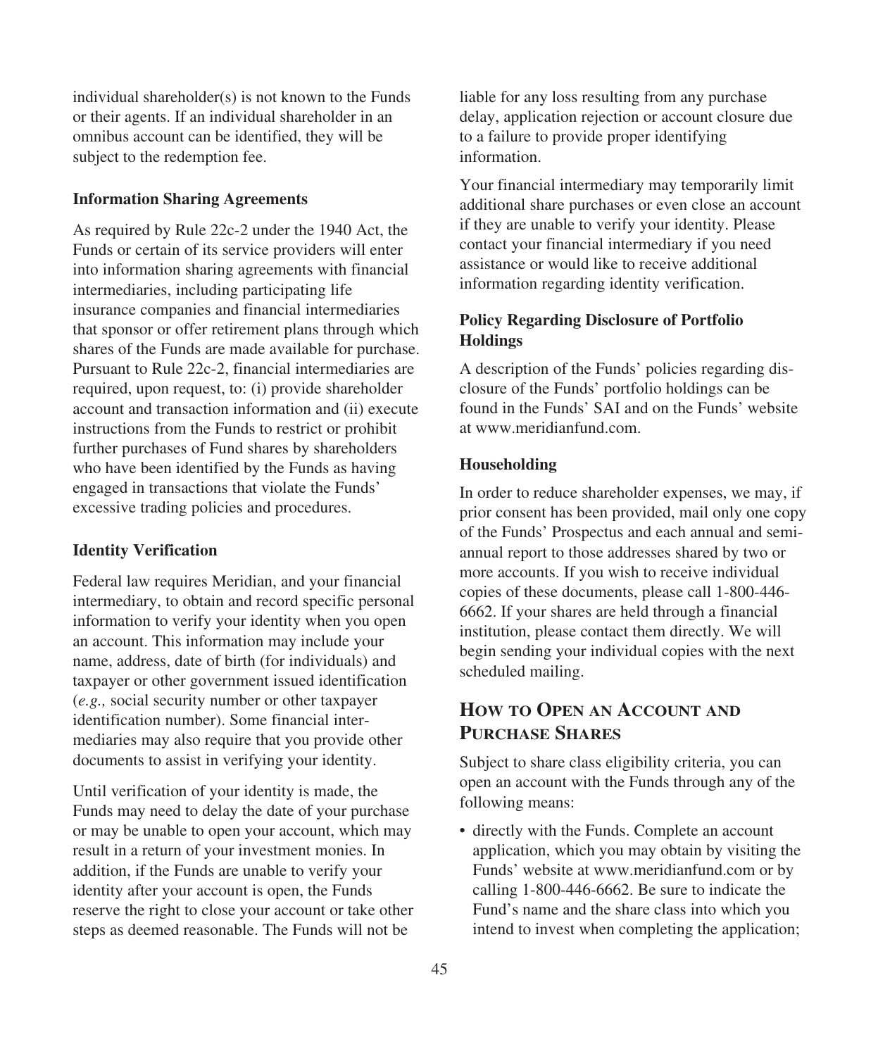individual shareholder(s) is not known to the Funds or their agents. If an individual shareholder in an omnibus account can be identified, they will be subject to the redemption fee.

**Information Sharing Agreements**

As required by Rule 22c-2 under the 1940 Act, the Funds or certain of its service providers will enter into information sharing agreements with financial intermediaries, including participating life insurance companies and financial intermediaries that sponsor or offer retirement plans through which shares of the Funds are made available for purchase. Pursuant to Rule 22c-2, financial intermediaries are required, upon request, to: (i) provide shareholder account and transaction information and (ii) execute instructions from the Funds to restrict or prohibit further purchases of Fund shares by shareholders who have been identified by the Funds as having engaged in transactions that violate the Funds' excessive trading policies and procedures.

**Identity Verification**

Federal law requires Meridian, and your financial intermediary, to obtain and record specific personal information to verify your identity when you open an account. This information may include your name, address, date of birth (for individuals) and taxpayer or other government issued identification (*e.g.,* social security number or other taxpayer identification number). Some financial intermediaries may also require that you provide other documents to assist in verifying your identity.

Until verification of your identity is made, the Funds may need to delay the date of your purchase or may be unable to open your account, which may result in a return of your investment monies. In addition, if the Funds are unable to verify your identity after your account is open, the Funds reserve the right to close your account or take other steps as deemed reasonable. The Funds will not be liable for any loss resulting from any purchase delay, application rejection or account closure due to a failure to provide proper identifying information.

Your financial intermediary may temporarily limit additional share purchases or even close an account if they are unable to verify your identity. Please contact your financial intermediary if you need assistance or would like to receive additional information regarding identity verification.

**Policy Regarding Disclosure of Portfolio Holdings**

A description of the Funds' policies regarding disclosure of the Funds' portfolio holdings can be found in the Funds' SAI and on the Funds' website at www.meridianfund.com.

**Householding**

In order to reduce shareholder expenses, we may, if prior consent has been provided, mail only one copy of the Funds' Prospectus and each annual and semi-annual report to those addresses shared by two or more accounts. If you wish to receive individual copies of these documents, please call 1-800-446-6662. If your shares are held through a financial institution, please contact them directly. We will begin sending your individual copies with the next scheduled mailing.

## How to Open an Account and Purchase Shares

Subject to share class eligibility criteria, you can open an account with the Funds through any of the following means:

- directly with the Funds. Complete an account application, which you may obtain by visiting the Funds' website at www.meridianfund.com or by calling 1-800-446-6662. Be sure to indicate the Fund's name and the share class into which you intend to invest when completing the application;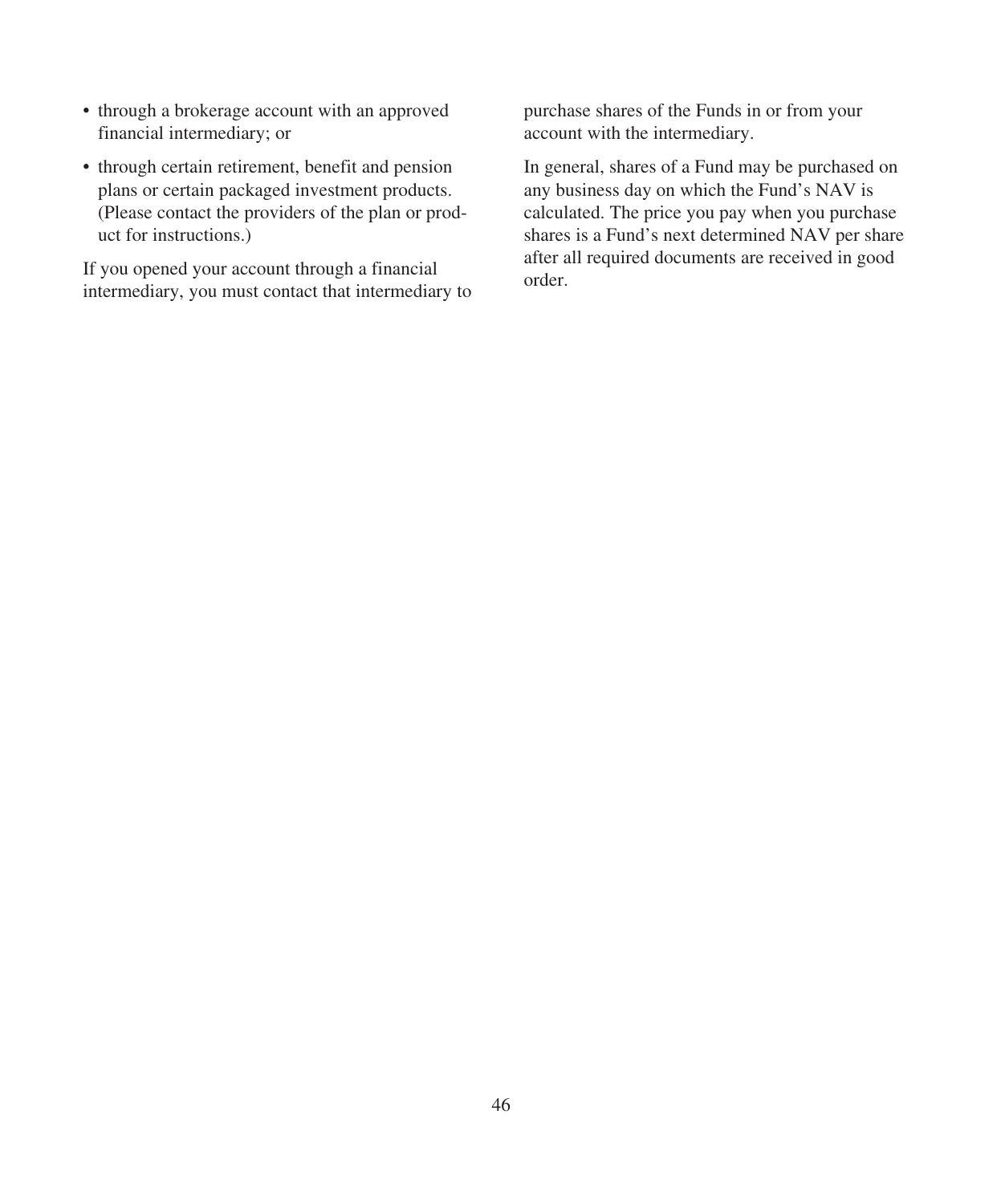- through a brokerage account with an approved financial intermediary; or
- through certain retirement, benefit and pension plans or certain packaged investment products. (Please contact the providers of the plan or product for instructions.)

If you opened your account through a financial intermediary, you must contact that intermediary to purchase shares of the Funds in or from your account with the intermediary.

In general, shares of a Fund may be purchased on any business day on which the Fund's NAV is calculated. The price you pay when you purchase shares is a Fund's next determined NAV per share after all required documents are received in good order.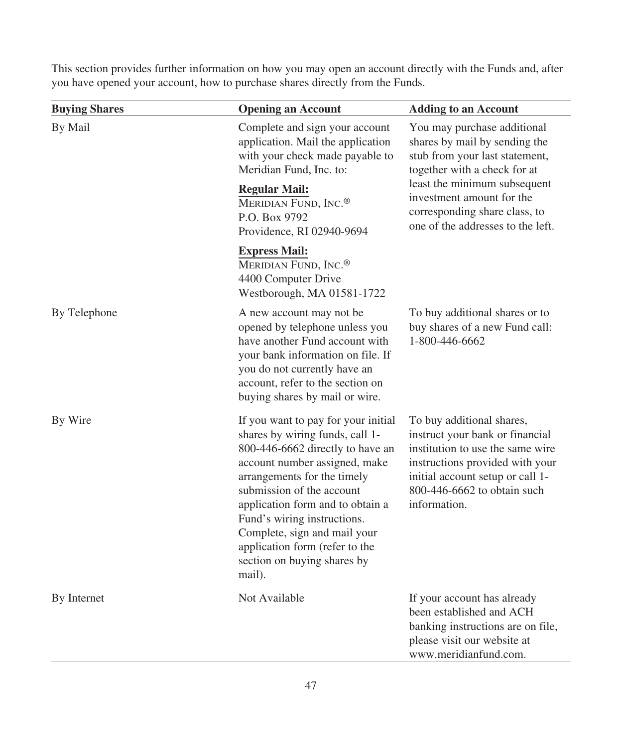This section provides further information on how you may open an account directly with the Funds and, after you have opened your account, how to purchase shares directly from the Funds.

| Buying Shares | Opening an Account | Adding to an Account |
| --- | --- | --- |
| By Mail | Complete and sign your account application. Mail the application with your check made payable to Meridian Fund, Inc. to:<br><br>**Regular Mail:**<br>MERIDIAN FUND, INC.®<br>P.O. Box 9792<br>Providence, RI 02940-9694<br><br>**Express Mail:**<br>MERIDIAN FUND, INC.®<br>4400 Computer Drive<br>Westborough, MA 01581-1722 | You may purchase additional shares by mail by sending the stub from your last statement, together with a check for at least the minimum subsequent investment amount for the corresponding share class, to one of the addresses to the left. |
| By Telephone | A new account may not be opened by telephone unless you have another Fund account with your bank information on file. If you do not currently have an account, refer to the section on buying shares by mail or wire. | To buy additional shares or to buy shares of a new Fund call: 1-800-446-6662 |
| By Wire | If you want to pay for your initial shares by wiring funds, call 1-800-446-6662 directly to have an account number assigned, make arrangements for the timely submission of the account application form and to obtain a Fund's wiring instructions. Complete, sign and mail your application form (refer to the section on buying shares by mail). | To buy additional shares, instruct your bank or financial institution to use the same wire instructions provided with your initial account setup or call 1-800-446-6662 to obtain such information. |
| By Internet | Not Available | If your account has already been established and ACH banking instructions are on file, please visit our website at www.meridianfund.com. |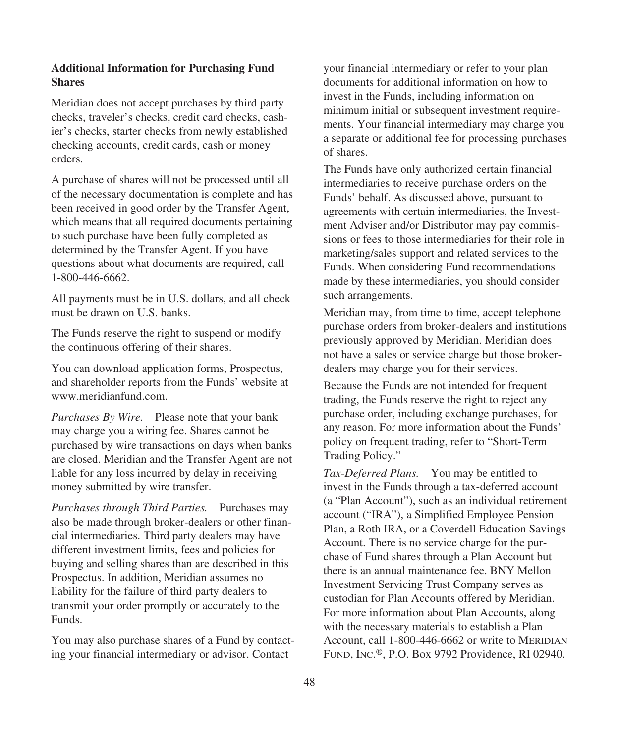**Additional Information for Purchasing Fund Shares**

Meridian does not accept purchases by third party checks, traveler's checks, credit card checks, cashier's checks, starter checks from newly established checking accounts, credit cards, cash or money orders.

A purchase of shares will not be processed until all of the necessary documentation is complete and has been received in good order by the Transfer Agent, which means that all required documents pertaining to such purchase have been fully completed as determined by the Transfer Agent. If you have questions about what documents are required, call 1-800-446-6662.

All payments must be in U.S. dollars, and all check must be drawn on U.S. banks.

The Funds reserve the right to suspend or modify the continuous offering of their shares.

You can download application forms, Prospectus, and shareholder reports from the Funds' website at www.meridianfund.com.

*Purchases By Wire.* Please note that your bank may charge you a wiring fee. Shares cannot be purchased by wire transactions on days when banks are closed. Meridian and the Transfer Agent are not liable for any loss incurred by delay in receiving money submitted by wire transfer.

*Purchases through Third Parties.* Purchases may also be made through broker-dealers or other financial intermediaries. Third party dealers may have different investment limits, fees and policies for buying and selling shares than are described in this Prospectus. In addition, Meridian assumes no liability for the failure of third party dealers to transmit your order promptly or accurately to the Funds.

You may also purchase shares of a Fund by contacting your financial intermediary or advisor. Contact your financial intermediary or refer to your plan documents for additional information on how to invest in the Funds, including information on minimum initial or subsequent investment requirements. Your financial intermediary may charge you a separate or additional fee for processing purchases of shares.

The Funds have only authorized certain financial intermediaries to receive purchase orders on the Funds' behalf. As discussed above, pursuant to agreements with certain intermediaries, the Investment Adviser and/or Distributor may pay commissions or fees to those intermediaries for their role in marketing/sales support and related services to the Funds. When considering Fund recommendations made by these intermediaries, you should consider such arrangements.

Meridian may, from time to time, accept telephone purchase orders from broker-dealers and institutions previously approved by Meridian. Meridian does not have a sales or service charge but those broker-dealers may charge you for their services.

Because the Funds are not intended for frequent trading, the Funds reserve the right to reject any purchase order, including exchange purchases, for any reason. For more information about the Funds' policy on frequent trading, refer to "Short-Term Trading Policy."

*Tax-Deferred Plans.* You may be entitled to invest in the Funds through a tax-deferred account (a "Plan Account"), such as an individual retirement account ("IRA"), a Simplified Employee Pension Plan, a Roth IRA, or a Coverdell Education Savings Account. There is no service charge for the purchase of Fund shares through a Plan Account but there is an annual maintenance fee. BNY Mellon Investment Servicing Trust Company serves as custodian for Plan Accounts offered by Meridian. For more information about Plan Accounts, along with the necessary materials to establish a Plan Account, call 1-800-446-6662 or write to MERIDIAN FUND, INC.®, P.O. Box 9792 Providence, RI 02940.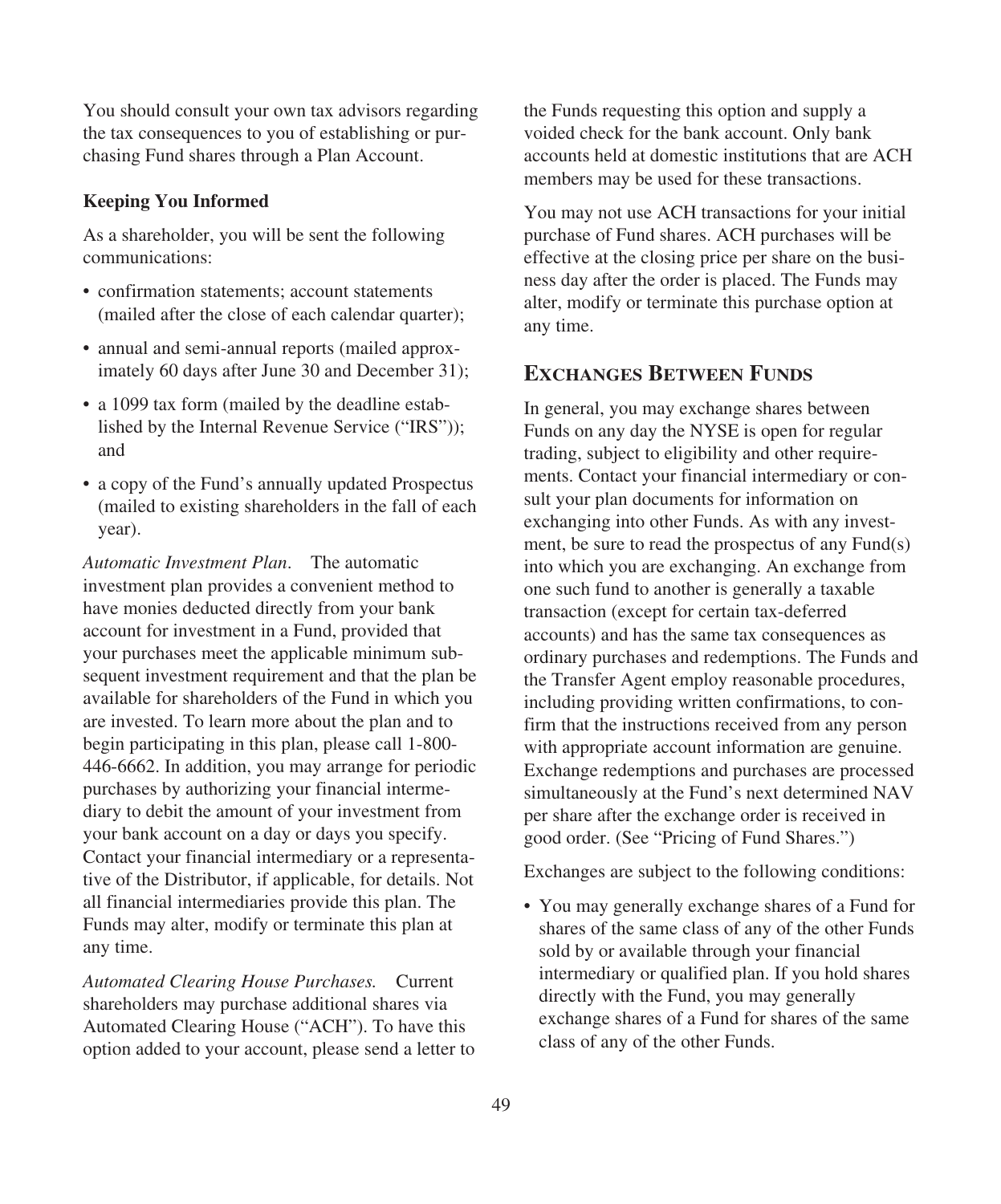You should consult your own tax advisors regarding the tax consequences to you of establishing or purchasing Fund shares through a Plan Account.

**Keeping You Informed**

As a shareholder, you will be sent the following communications:

- confirmation statements; account statements (mailed after the close of each calendar quarter);
- annual and semi-annual reports (mailed approximately 60 days after June 30 and December 31);
- a 1099 tax form (mailed by the deadline established by the Internal Revenue Service ("IRS")); and
- a copy of the Fund's annually updated Prospectus (mailed to existing shareholders in the fall of each year).

*Automatic Investment Plan*. The automatic investment plan provides a convenient method to have monies deducted directly from your bank account for investment in a Fund, provided that your purchases meet the applicable minimum subsequent investment requirement and that the plan be available for shareholders of the Fund in which you are invested. To learn more about the plan and to begin participating in this plan, please call 1-800-446-6662. In addition, you may arrange for periodic purchases by authorizing your financial intermediary to debit the amount of your investment from your bank account on a day or days you specify. Contact your financial intermediary or a representative of the Distributor, if applicable, for details. Not all financial intermediaries provide this plan. The Funds may alter, modify or terminate this plan at any time.

*Automated Clearing House Purchases.* Current shareholders may purchase additional shares via Automated Clearing House ("ACH"). To have this option added to your account, please send a letter to the Funds requesting this option and supply a voided check for the bank account. Only bank accounts held at domestic institutions that are ACH members may be used for these transactions.

You may not use ACH transactions for your initial purchase of Fund shares. ACH purchases will be effective at the closing price per share on the business day after the order is placed. The Funds may alter, modify or terminate this purchase option at any time.

## Exchanges Between Funds

In general, you may exchange shares between Funds on any day the NYSE is open for regular trading, subject to eligibility and other requirements. Contact your financial intermediary or consult your plan documents for information on exchanging into other Funds. As with any investment, be sure to read the prospectus of any Fund(s) into which you are exchanging. An exchange from one such fund to another is generally a taxable transaction (except for certain tax-deferred accounts) and has the same tax consequences as ordinary purchases and redemptions. The Funds and the Transfer Agent employ reasonable procedures, including providing written confirmations, to confirm that the instructions received from any person with appropriate account information are genuine. Exchange redemptions and purchases are processed simultaneously at the Fund's next determined NAV per share after the exchange order is received in good order. (See "Pricing of Fund Shares.")

Exchanges are subject to the following conditions:

- You may generally exchange shares of a Fund for shares of the same class of any of the other Funds sold by or available through your financial intermediary or qualified plan. If you hold shares directly with the Fund, you may generally exchange shares of a Fund for shares of the same class of any of the other Funds.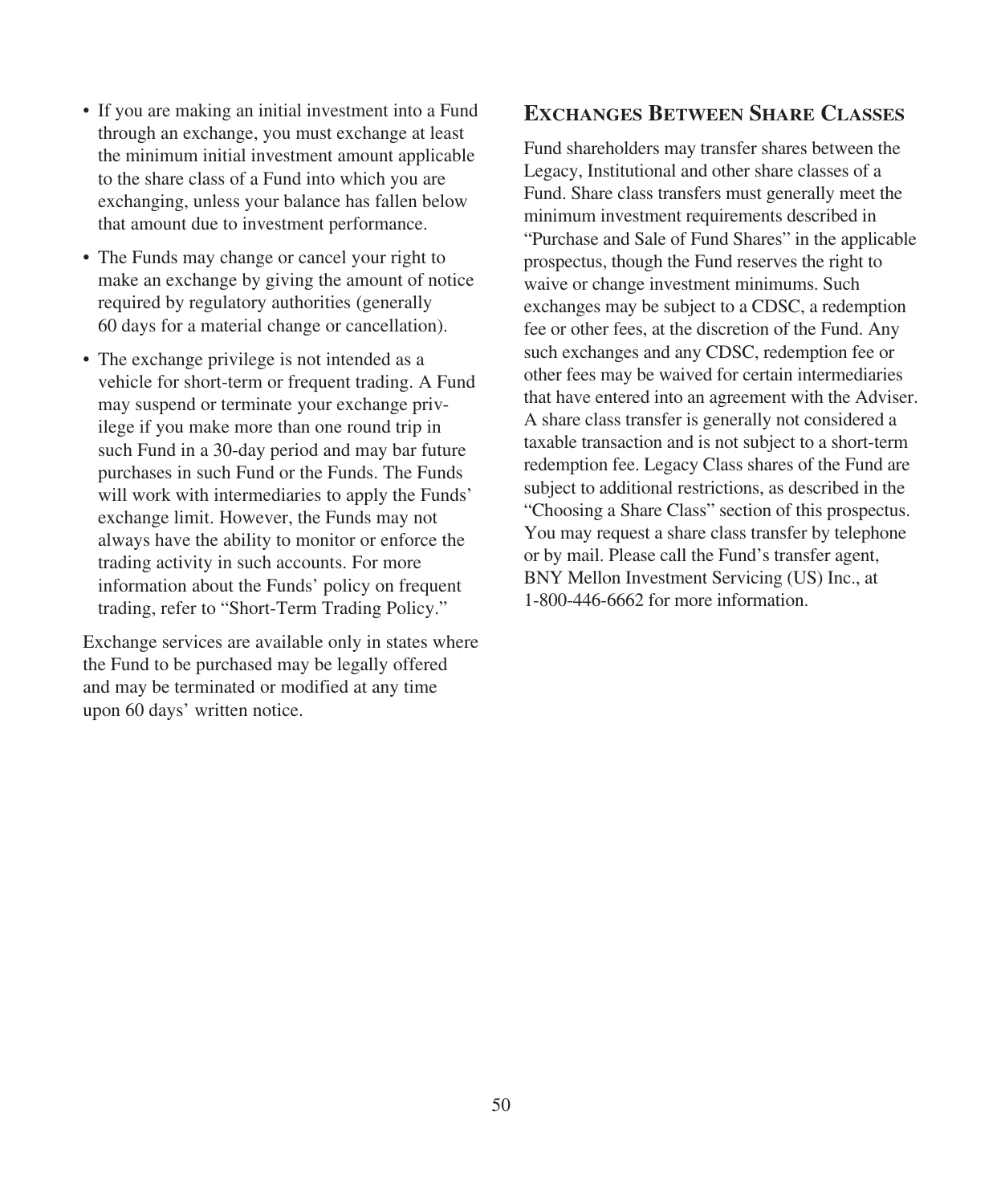- If you are making an initial investment into a Fund through an exchange, you must exchange at least the minimum initial investment amount applicable to the share class of a Fund into which you are exchanging, unless your balance has fallen below that amount due to investment performance.
- The Funds may change or cancel your right to make an exchange by giving the amount of notice required by regulatory authorities (generally 60 days for a material change or cancellation).
- The exchange privilege is not intended as a vehicle for short-term or frequent trading. A Fund may suspend or terminate your exchange privilege if you make more than one round trip in such Fund in a 30-day period and may bar future purchases in such Fund or the Funds. The Funds will work with intermediaries to apply the Funds' exchange limit. However, the Funds may not always have the ability to monitor or enforce the trading activity in such accounts. For more information about the Funds' policy on frequent trading, refer to "Short-Term Trading Policy."

Exchange services are available only in states where the Fund to be purchased may be legally offered and may be terminated or modified at any time upon 60 days' written notice.

## Exchanges Between Share Classes

Fund shareholders may transfer shares between the Legacy, Institutional and other share classes of a Fund. Share class transfers must generally meet the minimum investment requirements described in "Purchase and Sale of Fund Shares" in the applicable prospectus, though the Fund reserves the right to waive or change investment minimums. Such exchanges may be subject to a CDSC, a redemption fee or other fees, at the discretion of the Fund. Any such exchanges and any CDSC, redemption fee or other fees may be waived for certain intermediaries that have entered into an agreement with the Adviser. A share class transfer is generally not considered a taxable transaction and is not subject to a short-term redemption fee. Legacy Class shares of the Fund are subject to additional restrictions, as described in the "Choosing a Share Class" section of this prospectus. You may request a share class transfer by telephone or by mail. Please call the Fund's transfer agent, BNY Mellon Investment Servicing (US) Inc., at 1-800-446-6662 for more information.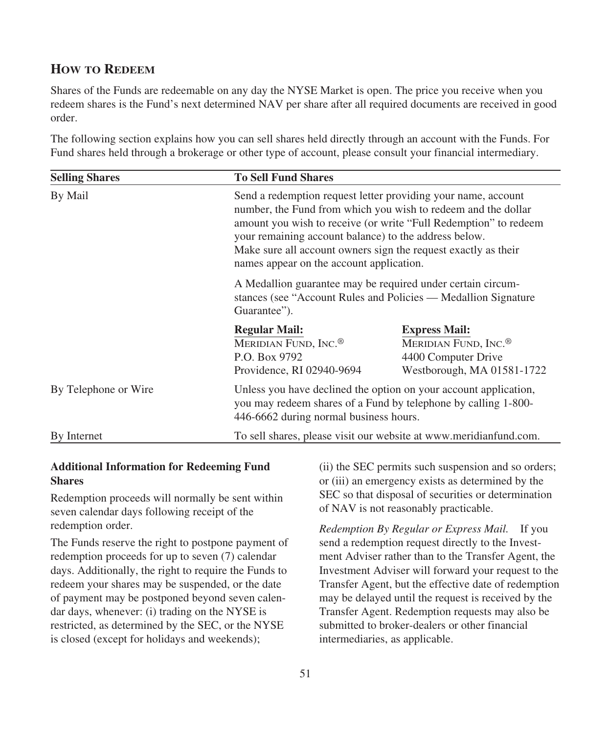## How to Redeem

Shares of the Funds are redeemable on any day the NYSE Market is open. The price you receive when you redeem shares is the Fund's next determined NAV per share after all required documents are received in good order.

The following section explains how you can sell shares held directly through an account with the Funds. For Fund shares held through a brokerage or other type of account, please consult your financial intermediary.

| Selling Shares | To Sell Fund Shares | |
|---|---|---|
| By Mail | Send a redemption request letter providing your name, account number, the Fund from which you wish to redeem and the dollar amount you wish to receive (or write "Full Redemption" to redeem your remaining account balance) to the address below. Make sure all account owners sign the request exactly as their names appear on the account application. | |
| | A Medallion guarantee may be required under certain circumstances (see "Account Rules and Policies — Medallion Signature Guarantee"). | |
| | **Regular Mail:** MERIDIAN FUND, INC.® P.O. Box 9792 Providence, RI 02940-9694 | **Express Mail:** MERIDIAN FUND, INC.® 4400 Computer Drive Westborough, MA 01581-1722 |
| By Telephone or Wire | Unless you have declined the option on your account application, you may redeem shares of a Fund by telephone by calling 1-800-446-6662 during normal business hours. | |
| By Internet | To sell shares, please visit our website at www.meridianfund.com. | |

**Additional Information for Redeeming Fund Shares**

Redemption proceeds will normally be sent within seven calendar days following receipt of the redemption order.

The Funds reserve the right to postpone payment of redemption proceeds for up to seven (7) calendar days. Additionally, the right to require the Funds to redeem your shares may be suspended, or the date of payment may be postponed beyond seven calendar days, whenever: (i) trading on the NYSE is restricted, as determined by the SEC, or the NYSE is closed (except for holidays and weekends); (ii) the SEC permits such suspension and so orders; or (iii) an emergency exists as determined by the SEC so that disposal of securities or determination of NAV is not reasonably practicable.

*Redemption By Regular or Express Mail.* If you send a redemption request directly to the Investment Adviser rather than to the Transfer Agent, the Investment Adviser will forward your request to the Transfer Agent, but the effective date of redemption may be delayed until the request is received by the Transfer Agent. Redemption requests may also be submitted to broker-dealers or other financial intermediaries, as applicable.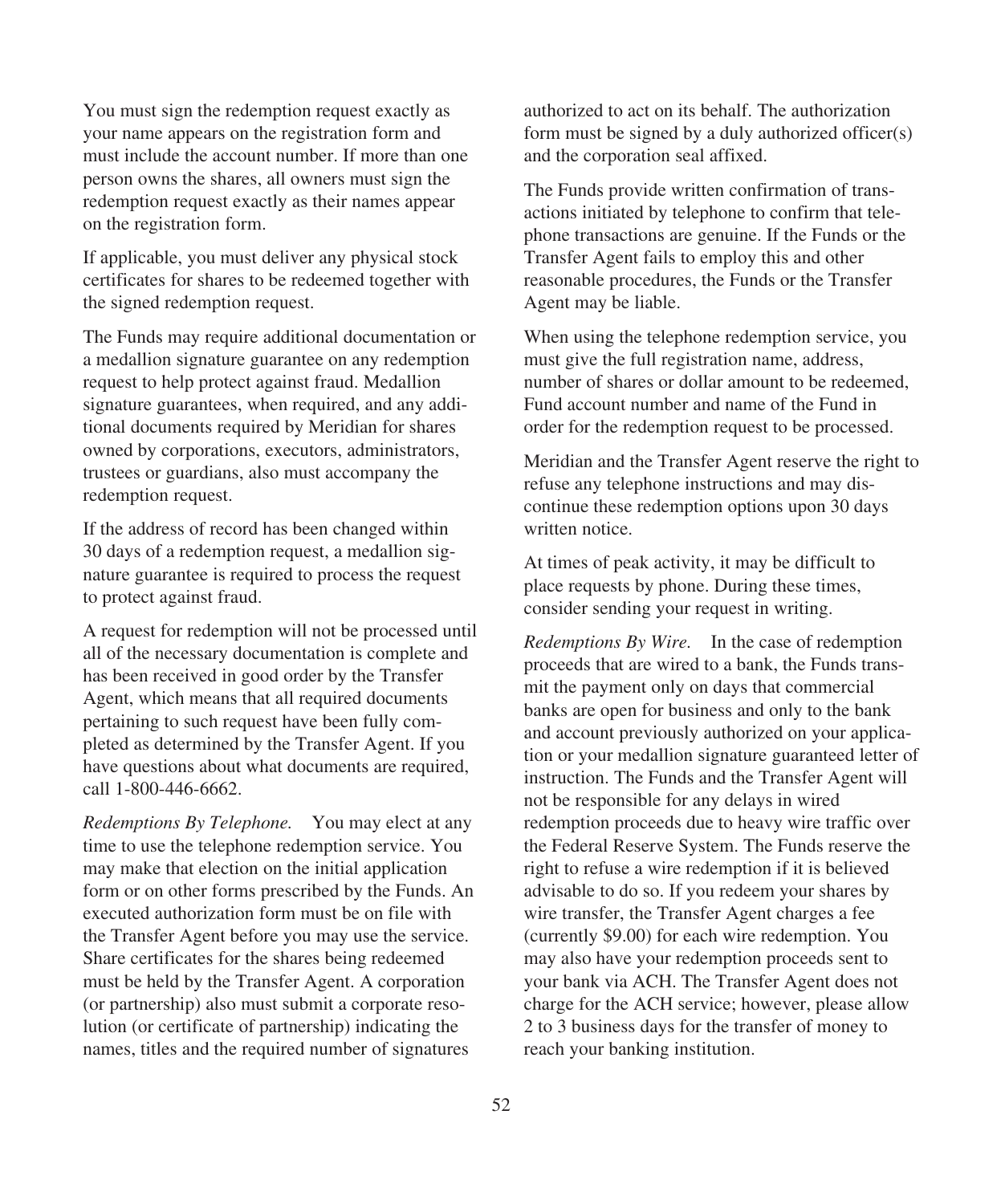You must sign the redemption request exactly as your name appears on the registration form and must include the account number. If more than one person owns the shares, all owners must sign the redemption request exactly as their names appear on the registration form.

If applicable, you must deliver any physical stock certificates for shares to be redeemed together with the signed redemption request.

The Funds may require additional documentation or a medallion signature guarantee on any redemption request to help protect against fraud. Medallion signature guarantees, when required, and any additional documents required by Meridian for shares owned by corporations, executors, administrators, trustees or guardians, also must accompany the redemption request.

If the address of record has been changed within 30 days of a redemption request, a medallion signature guarantee is required to process the request to protect against fraud.

A request for redemption will not be processed until all of the necessary documentation is complete and has been received in good order by the Transfer Agent, which means that all required documents pertaining to such request have been fully completed as determined by the Transfer Agent. If you have questions about what documents are required, call 1-800-446-6662.

*Redemptions By Telephone.* You may elect at any time to use the telephone redemption service. You may make that election on the initial application form or on other forms prescribed by the Funds. An executed authorization form must be on file with the Transfer Agent before you may use the service. Share certificates for the shares being redeemed must be held by the Transfer Agent. A corporation (or partnership) also must submit a corporate resolution (or certificate of partnership) indicating the names, titles and the required number of signatures authorized to act on its behalf. The authorization form must be signed by a duly authorized officer(s) and the corporation seal affixed.

The Funds provide written confirmation of transactions initiated by telephone to confirm that telephone transactions are genuine. If the Funds or the Transfer Agent fails to employ this and other reasonable procedures, the Funds or the Transfer Agent may be liable.

When using the telephone redemption service, you must give the full registration name, address, number of shares or dollar amount to be redeemed, Fund account number and name of the Fund in order for the redemption request to be processed.

Meridian and the Transfer Agent reserve the right to refuse any telephone instructions and may discontinue these redemption options upon 30 days written notice.

At times of peak activity, it may be difficult to place requests by phone. During these times, consider sending your request in writing.

*Redemptions By Wire.* In the case of redemption proceeds that are wired to a bank, the Funds transmit the payment only on days that commercial banks are open for business and only to the bank and account previously authorized on your application or your medallion signature guaranteed letter of instruction. The Funds and the Transfer Agent will not be responsible for any delays in wired redemption proceeds due to heavy wire traffic over the Federal Reserve System. The Funds reserve the right to refuse a wire redemption if it is believed advisable to do so. If you redeem your shares by wire transfer, the Transfer Agent charges a fee (currently $9.00) for each wire redemption. You may also have your redemption proceeds sent to your bank via ACH. The Transfer Agent does not charge for the ACH service; however, please allow 2 to 3 business days for the transfer of money to reach your banking institution.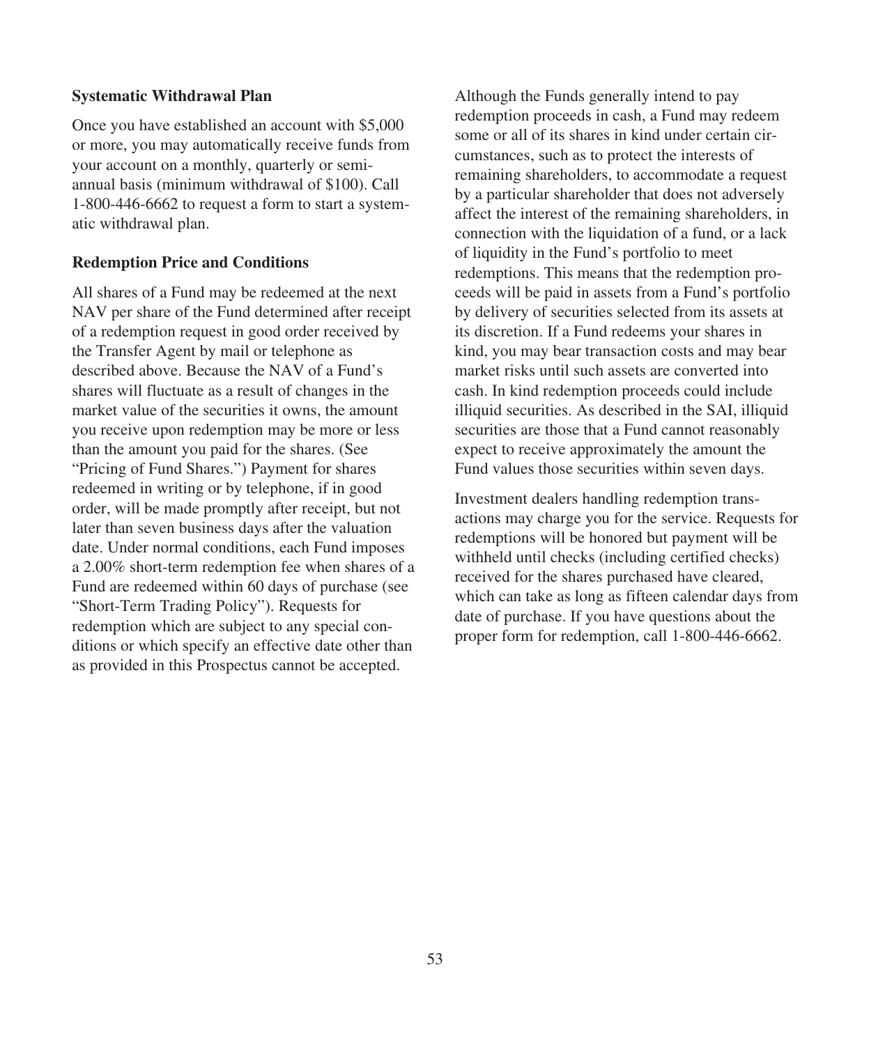**Systematic Withdrawal Plan**

Once you have established an account with $5,000 or more, you may automatically receive funds from your account on a monthly, quarterly or semi-annual basis (minimum withdrawal of $100). Call 1-800-446-6662 to request a form to start a systematic withdrawal plan.

**Redemption Price and Conditions**

All shares of a Fund may be redeemed at the next NAV per share of the Fund determined after receipt of a redemption request in good order received by the Transfer Agent by mail or telephone as described above. Because the NAV of a Fund's shares will fluctuate as a result of changes in the market value of the securities it owns, the amount you receive upon redemption may be more or less than the amount you paid for the shares. (See "Pricing of Fund Shares.") Payment for shares redeemed in writing or by telephone, if in good order, will be made promptly after receipt, but not later than seven business days after the valuation date. Under normal conditions, each Fund imposes a 2.00% short-term redemption fee when shares of a Fund are redeemed within 60 days of purchase (see "Short-Term Trading Policy"). Requests for redemption which are subject to any special conditions or which specify an effective date other than as provided in this Prospectus cannot be accepted.

Although the Funds generally intend to pay redemption proceeds in cash, a Fund may redeem some or all of its shares in kind under certain circumstances, such as to protect the interests of remaining shareholders, to accommodate a request by a particular shareholder that does not adversely affect the interest of the remaining shareholders, in connection with the liquidation of a fund, or a lack of liquidity in the Fund's portfolio to meet redemptions. This means that the redemption proceeds will be paid in assets from a Fund's portfolio by delivery of securities selected from its assets at its discretion. If a Fund redeems your shares in kind, you may bear transaction costs and may bear market risks until such assets are converted into cash. In kind redemption proceeds could include illiquid securities. As described in the SAI, illiquid securities are those that a Fund cannot reasonably expect to receive approximately the amount the Fund values those securities within seven days.

Investment dealers handling redemption transactions may charge you for the service. Requests for redemptions will be honored but payment will be withheld until checks (including certified checks) received for the shares purchased have cleared, which can take as long as fifteen calendar days from date of purchase. If you have questions about the proper form for redemption, call 1-800-446-6662.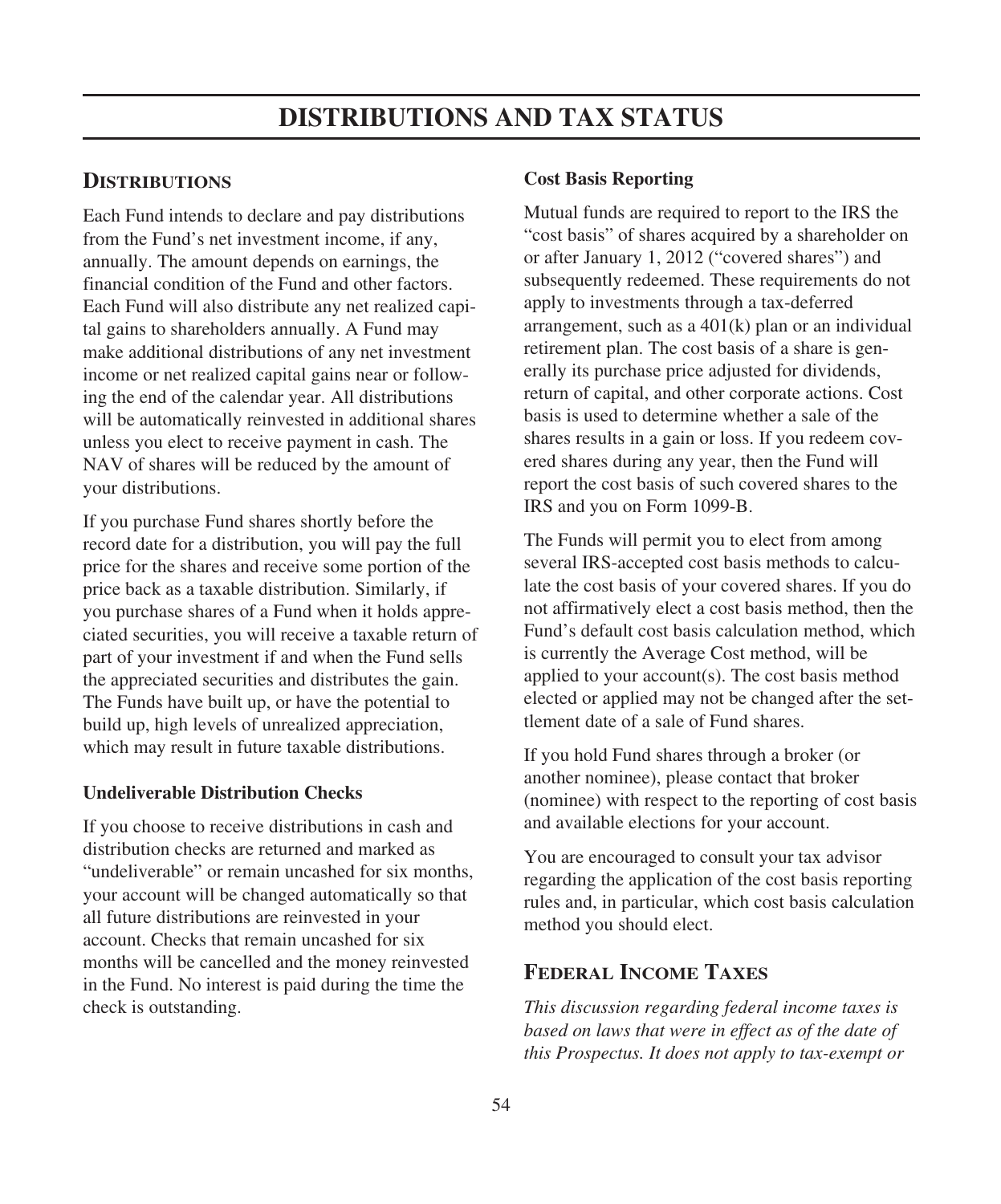# DISTRIBUTIONS AND TAX STATUS

## Distributions

Each Fund intends to declare and pay distributions from the Fund's net investment income, if any, annually. The amount depends on earnings, the financial condition of the Fund and other factors. Each Fund will also distribute any net realized capital gains to shareholders annually. A Fund may make additional distributions of any net investment income or net realized capital gains near or following the end of the calendar year. All distributions will be automatically reinvested in additional shares unless you elect to receive payment in cash. The NAV of shares will be reduced by the amount of your distributions.

If you purchase Fund shares shortly before the record date for a distribution, you will pay the full price for the shares and receive some portion of the price back as a taxable distribution. Similarly, if you purchase shares of a Fund when it holds appreciated securities, you will receive a taxable return of part of your investment if and when the Fund sells the appreciated securities and distributes the gain. The Funds have built up, or have the potential to build up, high levels of unrealized appreciation, which may result in future taxable distributions.

### Undeliverable Distribution Checks

If you choose to receive distributions in cash and distribution checks are returned and marked as "undeliverable" or remain uncashed for six months, your account will be changed automatically so that all future distributions are reinvested in your account. Checks that remain uncashed for six months will be cancelled and the money reinvested in the Fund. No interest is paid during the time the check is outstanding.

### Cost Basis Reporting

Mutual funds are required to report to the IRS the "cost basis" of shares acquired by a shareholder on or after January 1, 2012 ("covered shares") and subsequently redeemed. These requirements do not apply to investments through a tax-deferred arrangement, such as a 401(k) plan or an individual retirement plan. The cost basis of a share is generally its purchase price adjusted for dividends, return of capital, and other corporate actions. Cost basis is used to determine whether a sale of the shares results in a gain or loss. If you redeem covered shares during any year, then the Fund will report the cost basis of such covered shares to the IRS and you on Form 1099-B.

The Funds will permit you to elect from among several IRS-accepted cost basis methods to calculate the cost basis of your covered shares. If you do not affirmatively elect a cost basis method, then the Fund's default cost basis calculation method, which is currently the Average Cost method, will be applied to your account(s). The cost basis method elected or applied may not be changed after the settlement date of a sale of Fund shares.

If you hold Fund shares through a broker (or another nominee), please contact that broker (nominee) with respect to the reporting of cost basis and available elections for your account.

You are encouraged to consult your tax advisor regarding the application of the cost basis reporting rules and, in particular, which cost basis calculation method you should elect.

## Federal Income Taxes

*This discussion regarding federal income taxes is based on laws that were in effect as of the date of this Prospectus. It does not apply to tax-exempt or*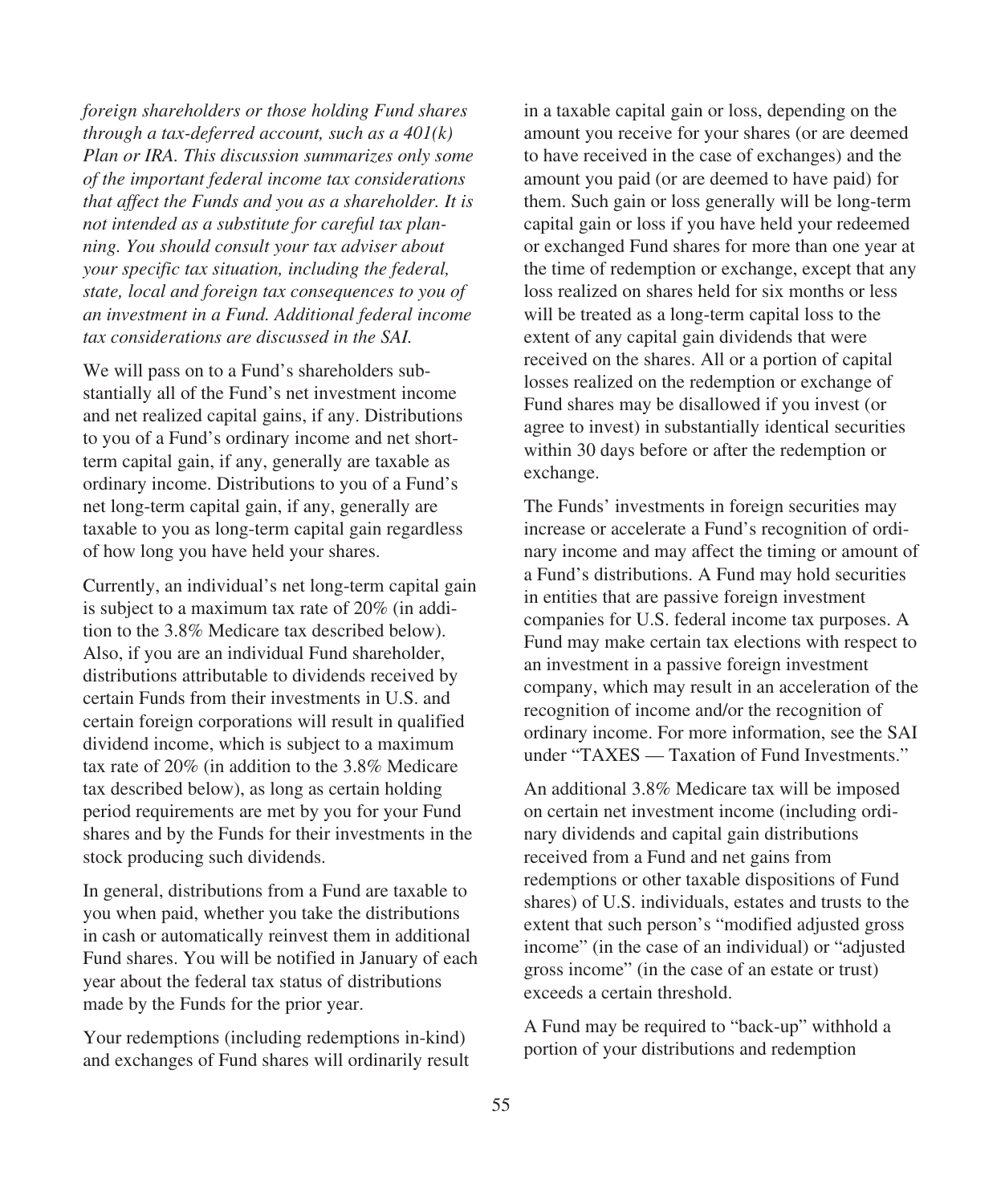*foreign shareholders or those holding Fund shares through a tax-deferred account, such as a 401(k) Plan or IRA. This discussion summarizes only some of the important federal income tax considerations that affect the Funds and you as a shareholder. It is not intended as a substitute for careful tax planning. You should consult your tax adviser about your specific tax situation, including the federal, state, local and foreign tax consequences to you of an investment in a Fund. Additional federal income tax considerations are discussed in the SAI.*

We will pass on to a Fund's shareholders substantially all of the Fund's net investment income and net realized capital gains, if any. Distributions to you of a Fund's ordinary income and net short-term capital gain, if any, generally are taxable as ordinary income. Distributions to you of a Fund's net long-term capital gain, if any, generally are taxable to you as long-term capital gain regardless of how long you have held your shares.

Currently, an individual's net long-term capital gain is subject to a maximum tax rate of 20% (in addition to the 3.8% Medicare tax described below). Also, if you are an individual Fund shareholder, distributions attributable to dividends received by certain Funds from their investments in U.S. and certain foreign corporations will result in qualified dividend income, which is subject to a maximum tax rate of 20% (in addition to the 3.8% Medicare tax described below), as long as certain holding period requirements are met by you for your Fund shares and by the Funds for their investments in the stock producing such dividends.

In general, distributions from a Fund are taxable to you when paid, whether you take the distributions in cash or automatically reinvest them in additional Fund shares. You will be notified in January of each year about the federal tax status of distributions made by the Funds for the prior year.

Your redemptions (including redemptions in-kind) and exchanges of Fund shares will ordinarily result in a taxable capital gain or loss, depending on the amount you receive for your shares (or are deemed to have received in the case of exchanges) and the amount you paid (or are deemed to have paid) for them. Such gain or loss generally will be long-term capital gain or loss if you have held your redeemed or exchanged Fund shares for more than one year at the time of redemption or exchange, except that any loss realized on shares held for six months or less will be treated as a long-term capital loss to the extent of any capital gain dividends that were received on the shares. All or a portion of capital losses realized on the redemption or exchange of Fund shares may be disallowed if you invest (or agree to invest) in substantially identical securities within 30 days before or after the redemption or exchange.

The Funds' investments in foreign securities may increase or accelerate a Fund's recognition of ordinary income and may affect the timing or amount of a Fund's distributions. A Fund may hold securities in entities that are passive foreign investment companies for U.S. federal income tax purposes. A Fund may make certain tax elections with respect to an investment in a passive foreign investment company, which may result in an acceleration of the recognition of income and/or the recognition of ordinary income. For more information, see the SAI under "TAXES — Taxation of Fund Investments."

An additional 3.8% Medicare tax will be imposed on certain net investment income (including ordinary dividends and capital gain distributions received from a Fund and net gains from redemptions or other taxable dispositions of Fund shares) of U.S. individuals, estates and trusts to the extent that such person's "modified adjusted gross income" (in the case of an individual) or "adjusted gross income" (in the case of an estate or trust) exceeds a certain threshold.

A Fund may be required to "back-up" withhold a portion of your distributions and redemption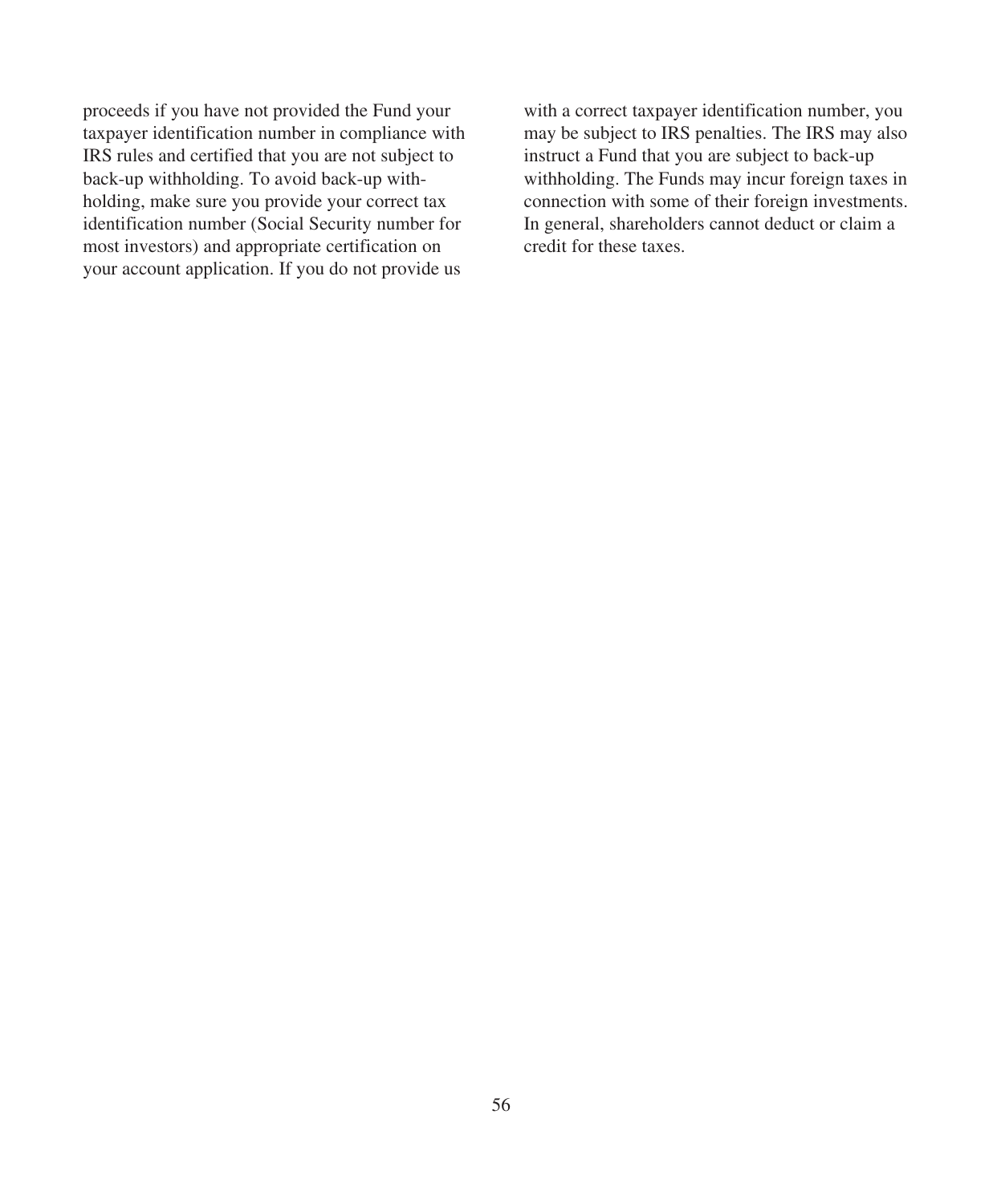proceeds if you have not provided the Fund your taxpayer identification number in compliance with IRS rules and certified that you are not subject to back-up withholding. To avoid back-up withholding, make sure you provide your correct tax identification number (Social Security number for most investors) and appropriate certification on your account application. If you do not provide us with a correct taxpayer identification number, you may be subject to IRS penalties. The IRS may also instruct a Fund that you are subject to back-up withholding. The Funds may incur foreign taxes in connection with some of their foreign investments. In general, shareholders cannot deduct or claim a credit for these taxes.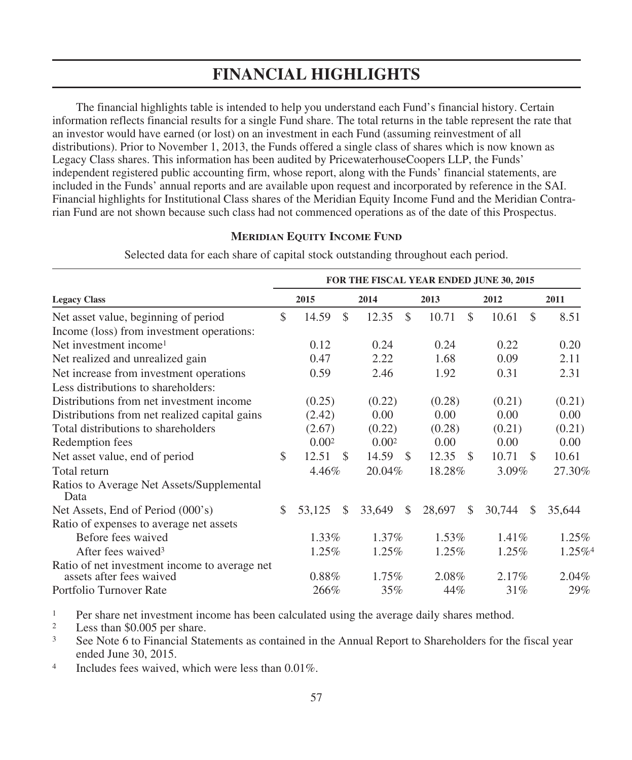# FINANCIAL HIGHLIGHTS

The financial highlights table is intended to help you understand each Fund's financial history. Certain information reflects financial results for a single Fund share. The total returns in the table represent the rate that an investor would have earned (or lost) on an investment in each Fund (assuming reinvestment of all distributions). Prior to November 1, 2013, the Funds offered a single class of shares which is now known as Legacy Class shares. This information has been audited by PricewaterhouseCoopers LLP, the Funds' independent registered public accounting firm, whose report, along with the Funds' financial statements, are included in the Funds' annual reports and are available upon request and incorporated by reference in the SAI. Financial highlights for Institutional Class shares of the Meridian Equity Income Fund and the Meridian Contrarian Fund are not shown because such class had not commenced operations as of the date of this Prospectus.

## MERIDIAN EQUITY INCOME FUND

Selected data for each share of capital stock outstanding throughout each period.

| | FOR THE FISCAL YEAR ENDED JUNE 30, 2015 | | | | |
|---|---|---|---|---|---|
| **Legacy Class** | **2015** | **2014** | **2013** | **2012** | **2011** |
| Net asset value, beginning of period | $ 14.59 | $ 12.35 | $ 10.71 | $ 10.61 | $ 8.51 |
| Income (loss) from investment operations: | | | | | |
| Net investment income[1] | 0.12 | 0.24 | 0.24 | 0.22 | 0.20 |
| Net realized and unrealized gain | 0.47 | 2.22 | 1.68 | 0.09 | 2.11 |
| Net increase from investment operations | 0.59 | 2.46 | 1.92 | 0.31 | 2.31 |
| Less distributions to shareholders: | | | | | |
| Distributions from net investment income | (0.25) | (0.22) | (0.28) | (0.21) | (0.21) |
| Distributions from net realized capital gains | (2.42) | 0.00 | 0.00 | 0.00 | 0.00 |
| Total distributions to shareholders | (2.67) | (0.22) | (0.28) | (0.21) | (0.21) |
| Redemption fees | 0.00[2] | 0.00[2] | 0.00 | 0.00 | 0.00 |
| Net asset value, end of period | $ 12.51 | $ 14.59 | $ 12.35 | $ 10.71 | $ 10.61 |
| Total return | 4.46% | 20.04% | 18.28% | 3.09% | 27.30% |
| Ratios to Average Net Assets/Supplemental Data | | | | | |
| Net Assets, End of Period (000's) | $ 53,125 | $ 33,649 | $ 28,697 | $ 30,744 | $ 35,644 |
| Ratio of expenses to average net assets | | | | | |
| Before fees waived | 1.33% | 1.37% | 1.53% | 1.41% | 1.25% |
| After fees waived[3] | 1.25% | 1.25% | 1.25% | 1.25% | 1.25%[4] |
| Ratio of net investment income to average net assets after fees waived | 0.88% | 1.75% | 2.08% | 2.17% | 2.04% |
| Portfolio Turnover Rate | 266% | 35% | 44% | 31% | 29% |

[1] Per share net investment income has been calculated using the average daily shares method.

[2] Less than $0.005 per share.

[3] See Note 6 to Financial Statements as contained in the Annual Report to Shareholders for the fiscal year ended June 30, 2015.

[4] Includes fees waived, which were less than 0.01%.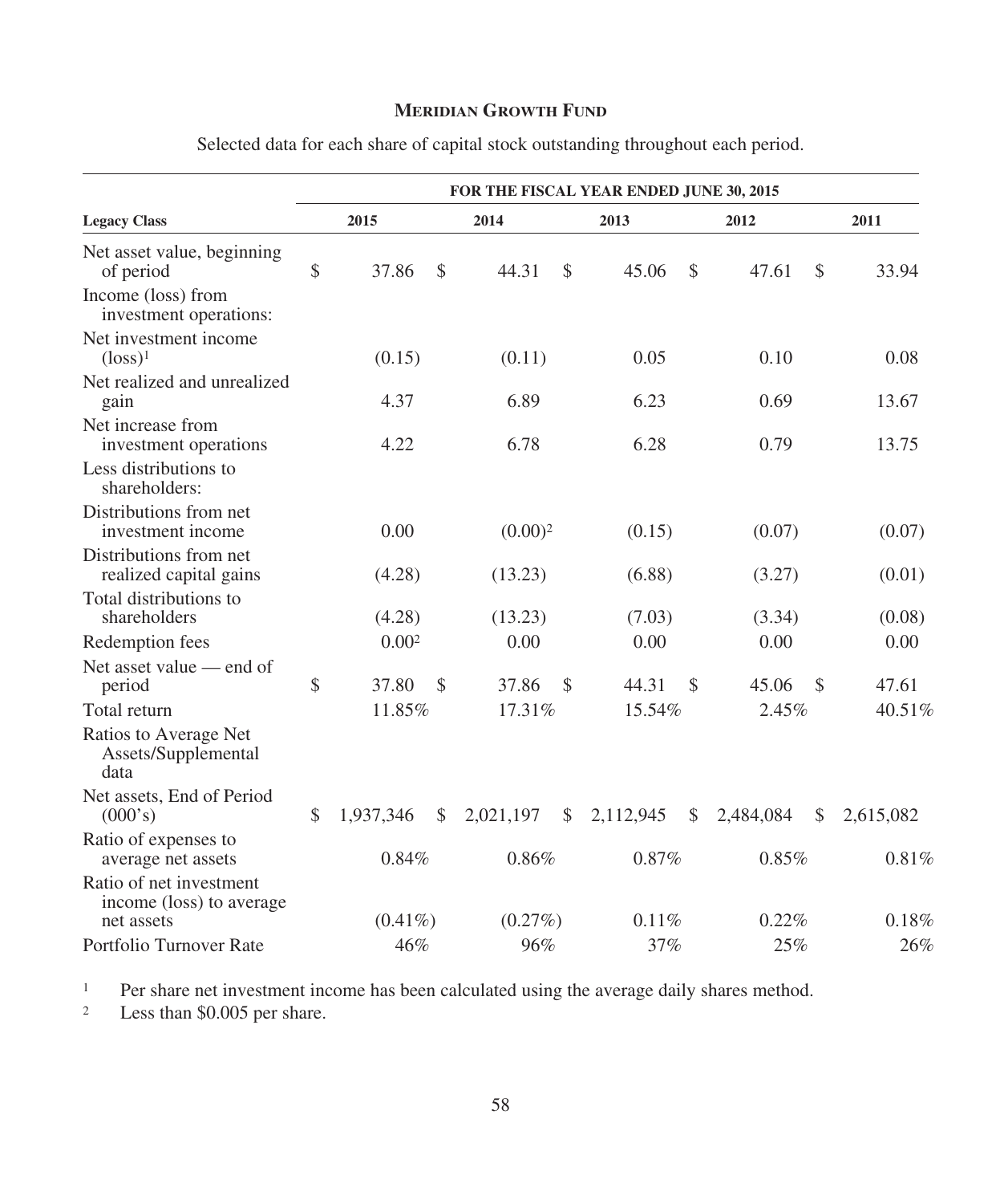## MERIDIAN GROWTH FUND

Selected data for each share of capital stock outstanding throughout each period.

| | FOR THE FISCAL YEAR ENDED JUNE 30, 2015 | | | | |
|---|---|---|---|---|---|
| **Legacy Class** | **2015** | **2014** | **2013** | **2012** | **2011** |
| Net asset value, beginning of period | $ 37.86 | $ 44.31 | $ 45.06 | $ 47.61 | $ 33.94 |
| Income (loss) from investment operations: | | | | | |
| Net investment income (loss)[1] | (0.15) | (0.11) | 0.05 | 0.10 | 0.08 |
| Net realized and unrealized gain | 4.37 | 6.89 | 6.23 | 0.69 | 13.67 |
| Net increase from investment operations | 4.22 | 6.78 | 6.28 | 0.79 | 13.75 |
| Less distributions to shareholders: | | | | | |
| Distributions from net investment income | 0.00 | (0.00)[2] | (0.15) | (0.07) | (0.07) |
| Distributions from net realized capital gains | (4.28) | (13.23) | (6.88) | (3.27) | (0.01) |
| Total distributions to shareholders | (4.28) | (13.23) | (7.03) | (3.34) | (0.08) |
| Redemption fees | 0.00[2] | 0.00 | 0.00 | 0.00 | 0.00 |
| Net asset value — end of period | $ 37.80 | $ 37.86 | $ 44.31 | $ 45.06 | $ 47.61 |
| Total return | 11.85% | 17.31% | 15.54% | 2.45% | 40.51% |
| Ratios to Average Net Assets/Supplemental data | | | | | |
| Net assets, End of Period (000's) | $ 1,937,346 | $ 2,021,197 | $ 2,112,945 | $ 2,484,084 | $ 2,615,082 |
| Ratio of expenses to average net assets | 0.84% | 0.86% | 0.87% | 0.85% | 0.81% |
| Ratio of net investment income (loss) to average net assets | (0.41%) | (0.27%) | 0.11% | 0.22% | 0.18% |
| Portfolio Turnover Rate | 46% | 96% | 37% | 25% | 26% |

[1] Per share net investment income has been calculated using the average daily shares method.

[2] Less than $0.005 per share.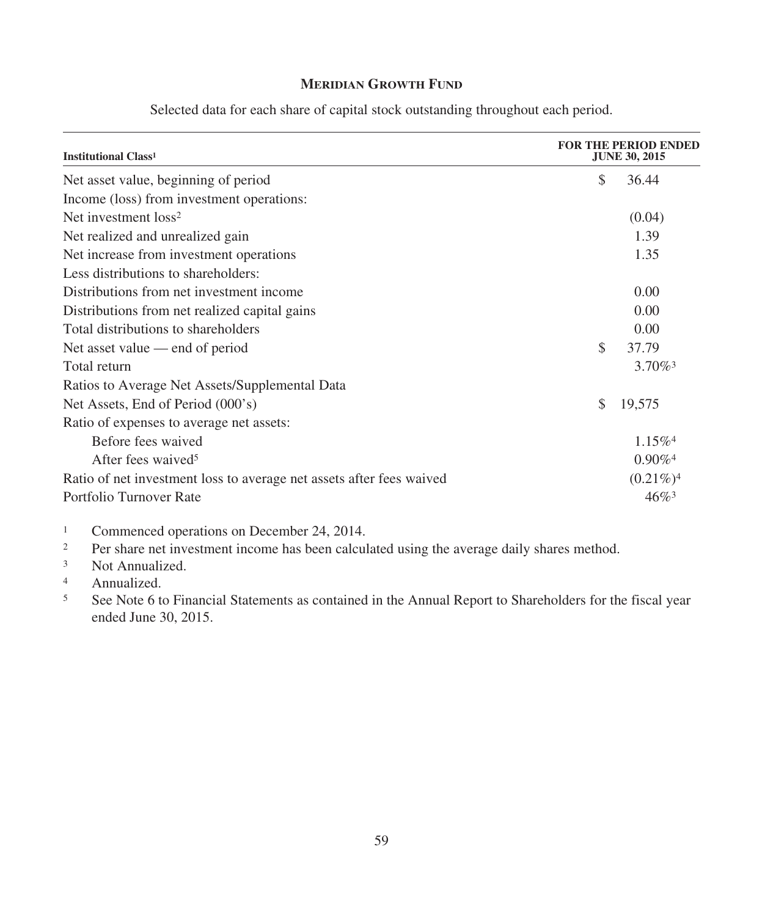## MERIDIAN GROWTH FUND

Selected data for each share of capital stock outstanding throughout each period.

| Institutional Class[1] | FOR THE PERIOD ENDED JUNE 30, 2015 |
|---|---|
| Net asset value, beginning of period | $ 36.44 |
| Income (loss) from investment operations: | |
| Net investment loss[2] | (0.04) |
| Net realized and unrealized gain | 1.39 |
| Net increase from investment operations | 1.35 |
| Less distributions to shareholders: | |
| Distributions from net investment income | 0.00 |
| Distributions from net realized capital gains | 0.00 |
| Total distributions to shareholders | 0.00 |
| Net asset value — end of period | $ 37.79 |
| Total return | 3.70%[3] |
| Ratios to Average Net Assets/Supplemental Data | |
| Net Assets, End of Period (000's) | $ 19,575 |
| Ratio of expenses to average net assets: | |
| Before fees waived | 1.15%[4] |
| After fees waived[5] | 0.90%[4] |
| Ratio of net investment loss to average net assets after fees waived | (0.21%)[4] |
| Portfolio Turnover Rate | 46%[3] |

[1] Commenced operations on December 24, 2014.

[2] Per share net investment income has been calculated using the average daily shares method.

[3] Not Annualized.

[4] Annualized.

[5] See Note 6 to Financial Statements as contained in the Annual Report to Shareholders for the fiscal year ended June 30, 2015.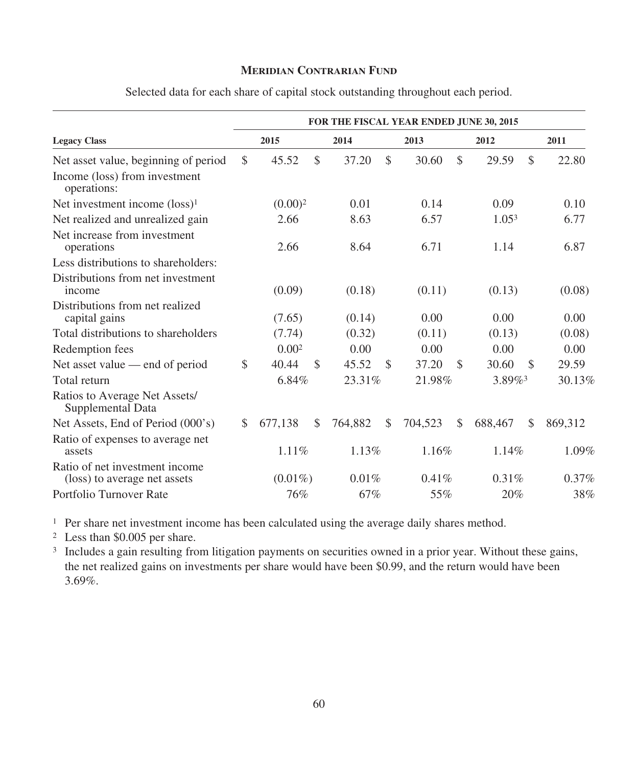## Meridian Contrarian Fund

Selected data for each share of capital stock outstanding throughout each period.

| Legacy Class | FOR THE FISCAL YEAR ENDED JUNE 30, 2015 | | | | |
|---|---|---|---|---|---|
| | 2015 | 2014 | 2013 | 2012 | 2011 |
| Net asset value, beginning of period | $ 45.52 | $ 37.20 | $ 30.60 | $ 29.59 | $ 22.80 |
| Income (loss) from investment operations: | | | | | |
| Net investment income (loss)[1] | (0.00)[2] | 0.01 | 0.14 | 0.09 | 0.10 |
| Net realized and unrealized gain | 2.66 | 8.63 | 6.57 | 1.05[3] | 6.77 |
| Net increase from investment operations | 2.66 | 8.64 | 6.71 | 1.14 | 6.87 |
| Less distributions to shareholders: | | | | | |
| Distributions from net investment income | (0.09) | (0.18) | (0.11) | (0.13) | (0.08) |
| Distributions from net realized capital gains | (7.65) | (0.14) | 0.00 | 0.00 | 0.00 |
| Total distributions to shareholders | (7.74) | (0.32) | (0.11) | (0.13) | (0.08) |
| Redemption fees | 0.00[2] | 0.00 | 0.00 | 0.00 | 0.00 |
| Net asset value — end of period | $ 40.44 | $ 45.52 | $ 37.20 | $ 30.60 | $ 29.59 |
| Total return | 6.84% | 23.31% | 21.98% | 3.89%[3] | 30.13% |
| Ratios to Average Net Assets/ Supplemental Data | | | | | |
| Net Assets, End of Period (000's) | $ 677,138 | $ 764,882 | $ 704,523 | $ 688,467 | $ 869,312 |
| Ratio of expenses to average net assets | 1.11% | 1.13% | 1.16% | 1.14% | 1.09% |
| Ratio of net investment income (loss) to average net assets | (0.01%) | 0.01% | 0.41% | 0.31% | 0.37% |
| Portfolio Turnover Rate | 76% | 67% | 55% | 20% | 38% |

[1] Per share net investment income has been calculated using the average daily shares method.

[2] Less than $0.005 per share.

[3] Includes a gain resulting from litigation payments on securities owned in a prior year. Without these gains, the net realized gains on investments per share would have been $0.99, and the return would have been 3.69%.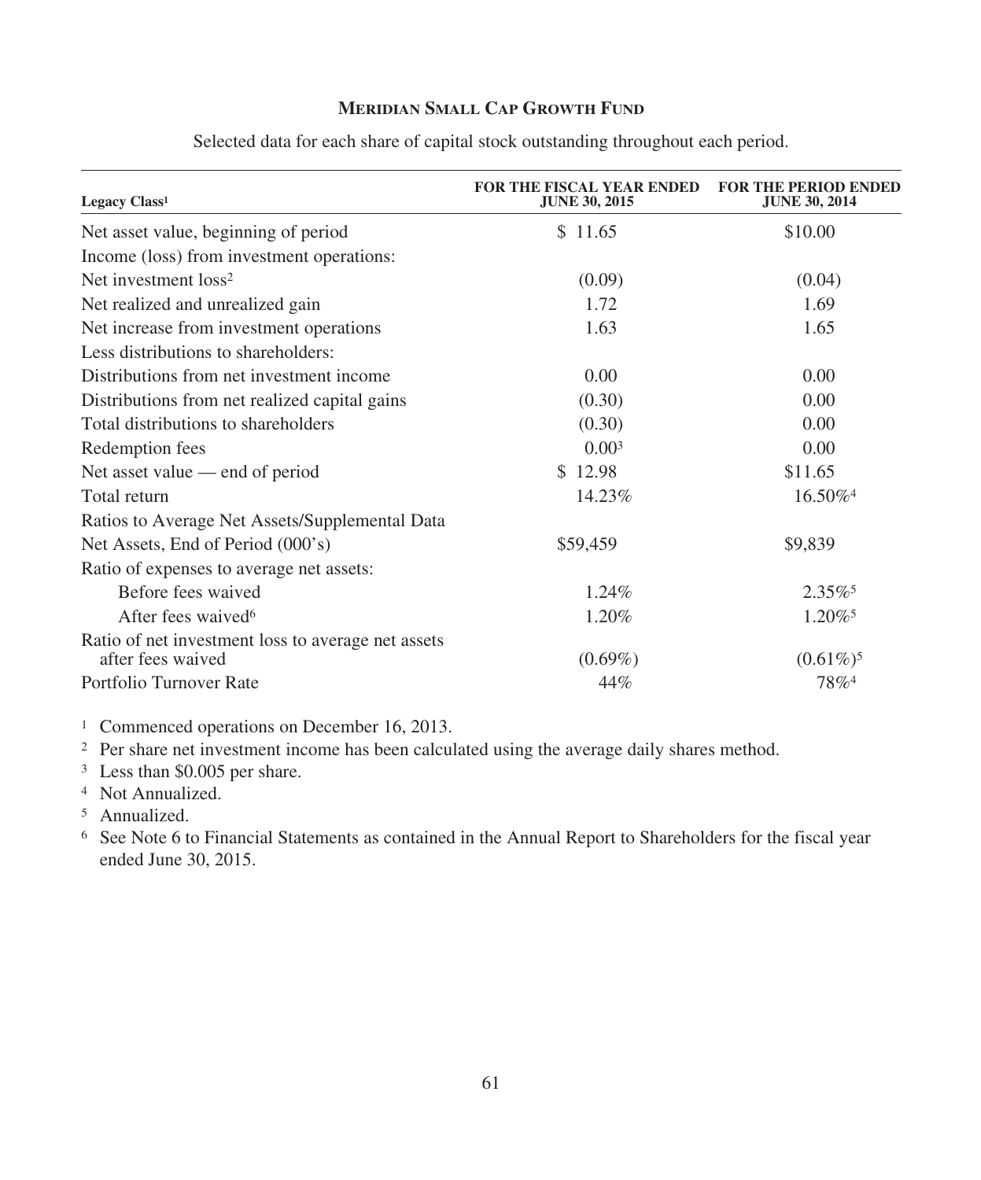## Meridian Small Cap Growth Fund

Selected data for each share of capital stock outstanding throughout each period.

| Legacy Class[1] | FOR THE FISCAL YEAR ENDED JUNE 30, 2015 | FOR THE PERIOD ENDED JUNE 30, 2014 |
|---|---|---|
| Net asset value, beginning of period | $ 11.65 | $10.00 |
| Income (loss) from investment operations: | | |
| Net investment loss[2] | (0.09) | (0.04) |
| Net realized and unrealized gain | 1.72 | 1.69 |
| Net increase from investment operations | 1.63 | 1.65 |
| Less distributions to shareholders: | | |
| Distributions from net investment income | 0.00 | 0.00 |
| Distributions from net realized capital gains | (0.30) | 0.00 |
| Total distributions to shareholders | (0.30) | 0.00 |
| Redemption fees | 0.00[3] | 0.00 |
| Net asset value — end of period | $ 12.98 | $11.65 |
| Total return | 14.23% | 16.50%[4] |
| Ratios to Average Net Assets/Supplemental Data | | |
| Net Assets, End of Period (000's) | $59,459 | $9,839 |
| Ratio of expenses to average net assets: | | |
| Before fees waived | 1.24% | 2.35%[5] |
| After fees waived[6] | 1.20% | 1.20%[5] |
| Ratio of net investment loss to average net assets after fees waived | (0.69%) | (0.61%)[5] |
| Portfolio Turnover Rate | 44% | 78%[4] |

[1] Commenced operations on December 16, 2013.

[2] Per share net investment income has been calculated using the average daily shares method.

[3] Less than $0.005 per share.

[4] Not Annualized.

[5] Annualized.

[6] See Note 6 to Financial Statements as contained in the Annual Report to Shareholders for the fiscal year ended June 30, 2015.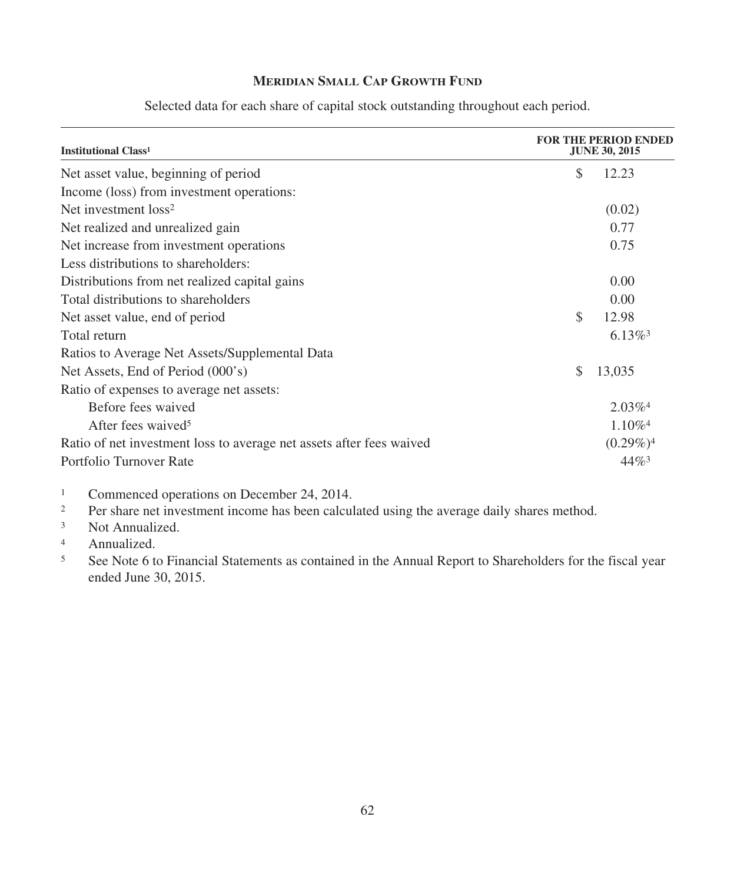## MERIDIAN SMALL CAP GROWTH FUND

Selected data for each share of capital stock outstanding throughout each period.

| Institutional Class[1] | FOR THE PERIOD ENDED JUNE 30, 2015 |
|---|---|
| Net asset value, beginning of period | $ 12.23 |
| Income (loss) from investment operations: | |
| Net investment loss[2] | (0.02) |
| Net realized and unrealized gain | 0.77 |
| Net increase from investment operations | 0.75 |
| Less distributions to shareholders: | |
| Distributions from net realized capital gains | 0.00 |
| Total distributions to shareholders | 0.00 |
| Net asset value, end of period | $ 12.98 |
| Total return | 6.13%[3] |
| Ratios to Average Net Assets/Supplemental Data | |
| Net Assets, End of Period (000's) | $ 13,035 |
| Ratio of expenses to average net assets: | |
| Before fees waived | 2.03%[4] |
| After fees waived[5] | 1.10%[4] |
| Ratio of net investment loss to average net assets after fees waived | (0.29%)[4] |
| Portfolio Turnover Rate | 44%[3] |

[1] Commenced operations on December 24, 2014.

[2] Per share net investment income has been calculated using the average daily shares method.

[3] Not Annualized.

[4] Annualized.

[5] See Note 6 to Financial Statements as contained in the Annual Report to Shareholders for the fiscal year ended June 30, 2015.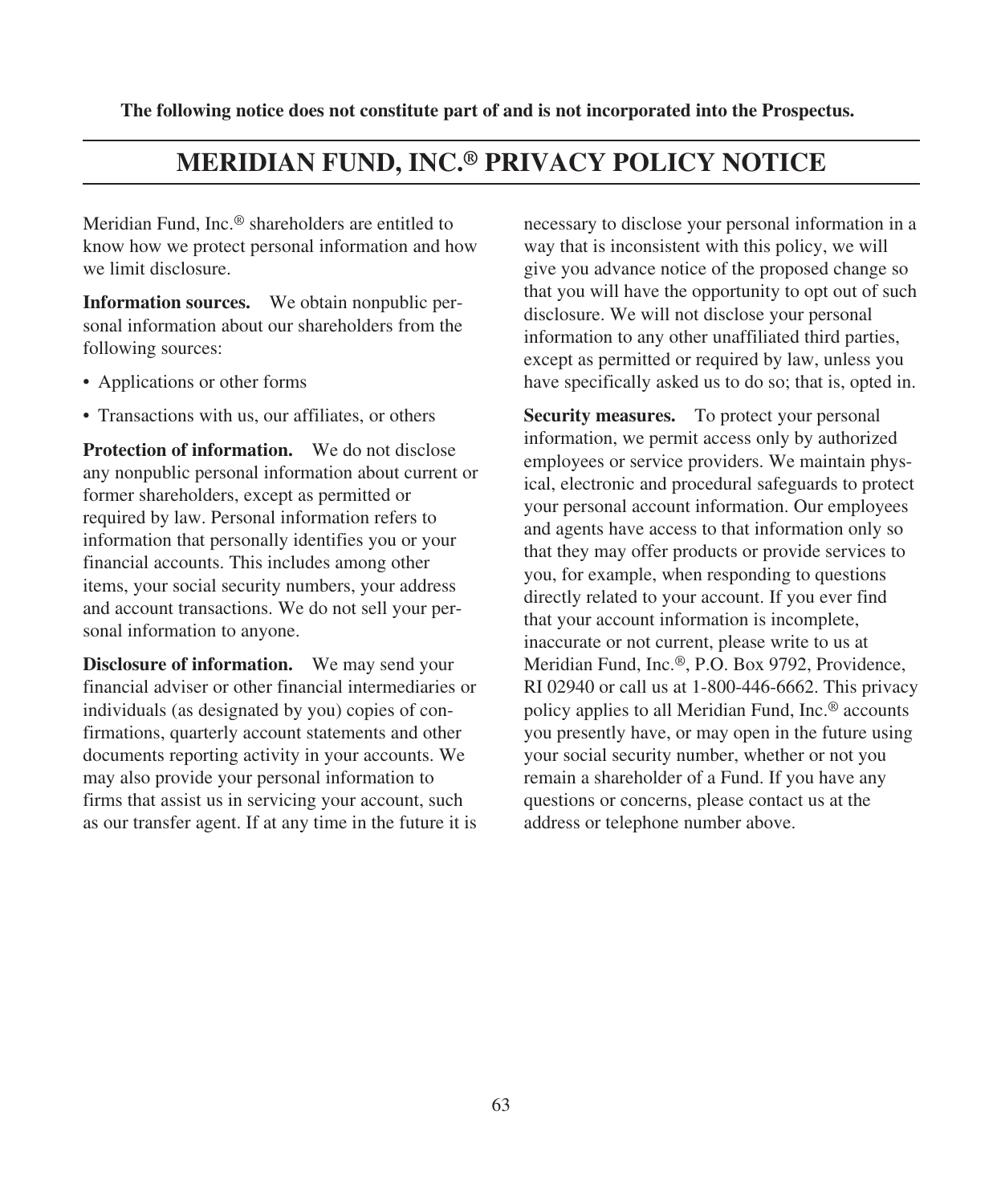**The following notice does not constitute part of and is not incorporated into the Prospectus.**

# MERIDIAN FUND, INC.® PRIVACY POLICY NOTICE

Meridian Fund, Inc.® shareholders are entitled to know how we protect personal information and how we limit disclosure.

**Information sources.** We obtain nonpublic personal information about our shareholders from the following sources:

- Applications or other forms
- Transactions with us, our affiliates, or others

**Protection of information.** We do not disclose any nonpublic personal information about current or former shareholders, except as permitted or required by law. Personal information refers to information that personally identifies you or your financial accounts. This includes among other items, your social security numbers, your address and account transactions. We do not sell your personal information to anyone.

**Disclosure of information.** We may send your financial adviser or other financial intermediaries or individuals (as designated by you) copies of confirmations, quarterly account statements and other documents reporting activity in your accounts. We may also provide your personal information to firms that assist us in servicing your account, such as our transfer agent. If at any time in the future it is necessary to disclose your personal information in a way that is inconsistent with this policy, we will give you advance notice of the proposed change so that you will have the opportunity to opt out of such disclosure. We will not disclose your personal information to any other unaffiliated third parties, except as permitted or required by law, unless you have specifically asked us to do so; that is, opted in.

**Security measures.** To protect your personal information, we permit access only by authorized employees or service providers. We maintain physical, electronic and procedural safeguards to protect your personal account information. Our employees and agents have access to that information only so that they may offer products or provide services to you, for example, when responding to questions directly related to your account. If you ever find that your account information is incomplete, inaccurate or not current, please write to us at Meridian Fund, Inc.®, P.O. Box 9792, Providence, RI 02940 or call us at 1-800-446-6662. This privacy policy applies to all Meridian Fund, Inc.® accounts you presently have, or may open in the future using your social security number, whether or not you remain a shareholder of a Fund. If you have any questions or concerns, please contact us at the address or telephone number above.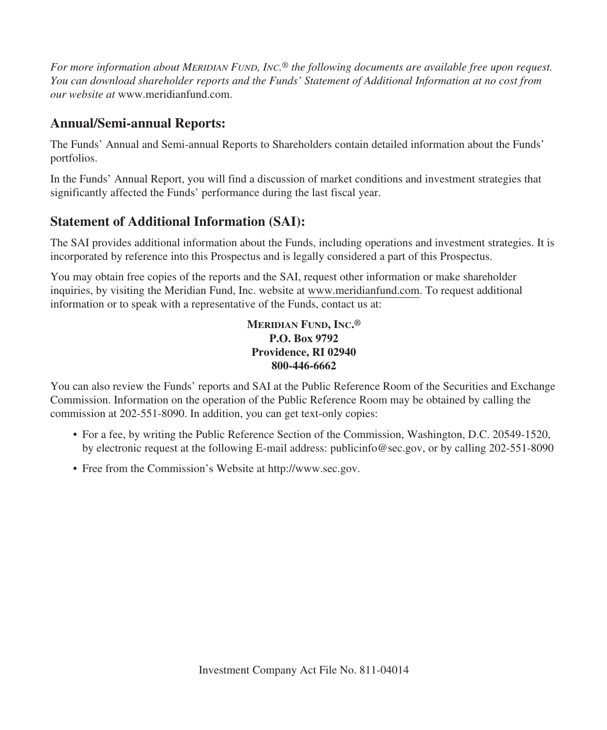*For more information about Meridian Fund, Inc.® the following documents are available free upon request. You can download shareholder reports and the Funds' Statement of Additional Information at no cost from our website at* www.meridianfund.com.

## Annual/Semi-annual Reports:

The Funds' Annual and Semi-annual Reports to Shareholders contain detailed information about the Funds' portfolios.

In the Funds' Annual Report, you will find a discussion of market conditions and investment strategies that significantly affected the Funds' performance during the last fiscal year.

## Statement of Additional Information (SAI):

The SAI provides additional information about the Funds, including operations and investment strategies. It is incorporated by reference into this Prospectus and is legally considered a part of this Prospectus.

You may obtain free copies of the reports and the SAI, request other information or make shareholder inquiries, by visiting the Meridian Fund, Inc. website at www.meridianfund.com. To request additional information or to speak with a representative of the Funds, contact us at:

**Meridian Fund, Inc.®**
**P.O. Box 9792**
**Providence, RI 02940**
**800-446-6662**

You can also review the Funds' reports and SAI at the Public Reference Room of the Securities and Exchange Commission. Information on the operation of the Public Reference Room may be obtained by calling the commission at 202-551-8090. In addition, you can get text-only copies:

- For a fee, by writing the Public Reference Section of the Commission, Washington, D.C. 20549-1520, by electronic request at the following E-mail address: publicinfo@sec.gov, or by calling 202-551-8090
- Free from the Commission's Website at http://www.sec.gov.

Investment Company Act File No. 811-04014